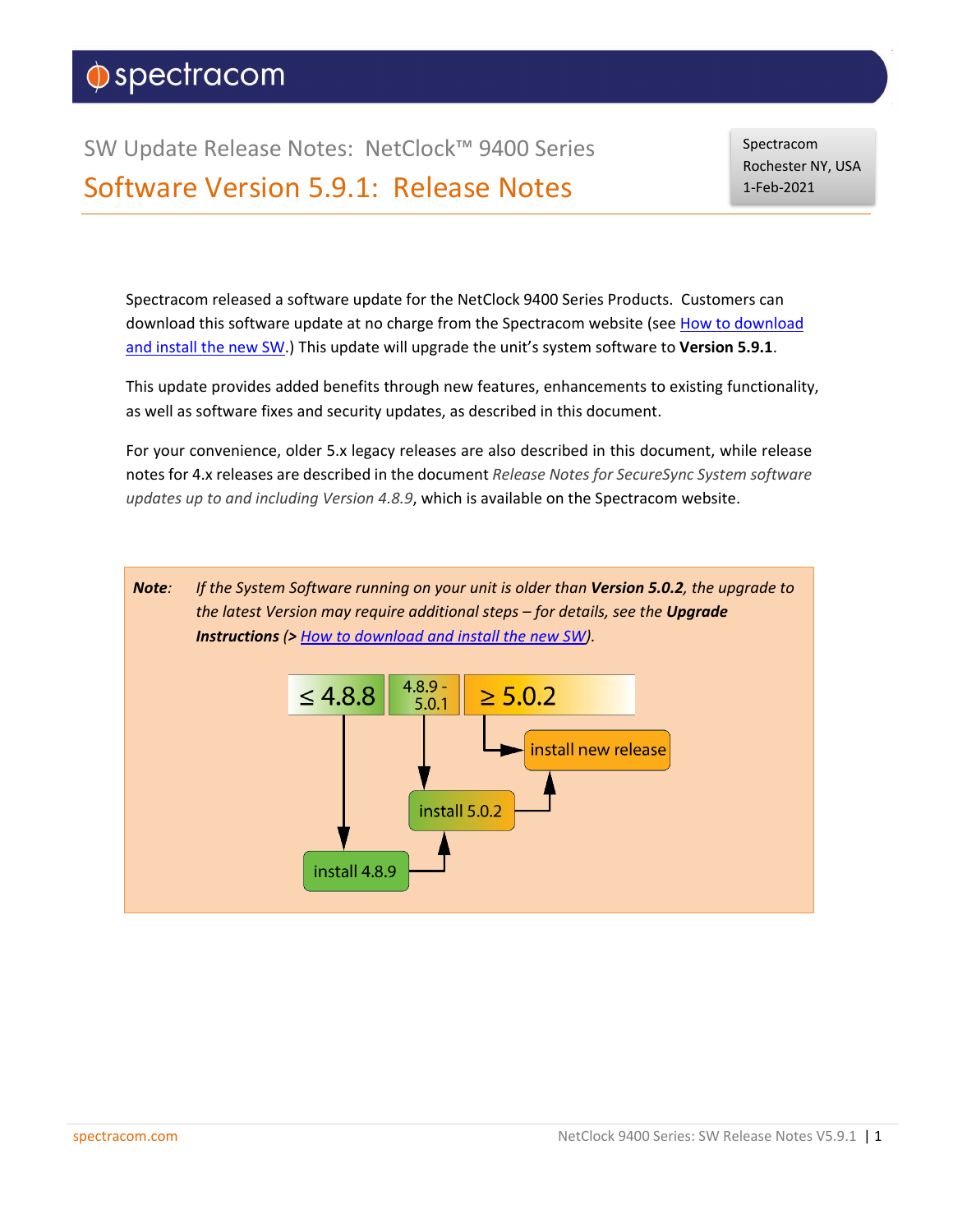# SW Update Release Notes: NetClock™ 9400 Series

## Software Version 5.9.1: Release Notes

Spectracom
Rochester NY, USA
1-Feb-2021

Spectracom released a software update for the NetClock 9400 Series Products. Customers can download this software update at no charge from the Spectracom website (see How to download and install the new SW.) This update will upgrade the unit's system software to **Version 5.9.1**.

This update provides added benefits through new features, enhancements to existing functionality, as well as software fixes and security updates, as described in this document.

For your convenience, older 5.x legacy releases are also described in this document, while release notes for 4.x releases are described in the document *Release Notes for SecureSync System software updates up to and including Version 4.8.9*, which is available on the Spectracom website.

**Note**: *If the System Software running on your unit is older than **Version 5.0.2**, the upgrade to the latest Version may require additional steps – for details, see the **Upgrade Instructions** (> How to download and install the new SW).*

- ≤ 4.8.8 → install 4.8.9 → install 5.0.2 → install new release
- 4.8.9 - 5.0.1 → install 5.0.2 → install new release
- ≥ 5.0.2 → install new release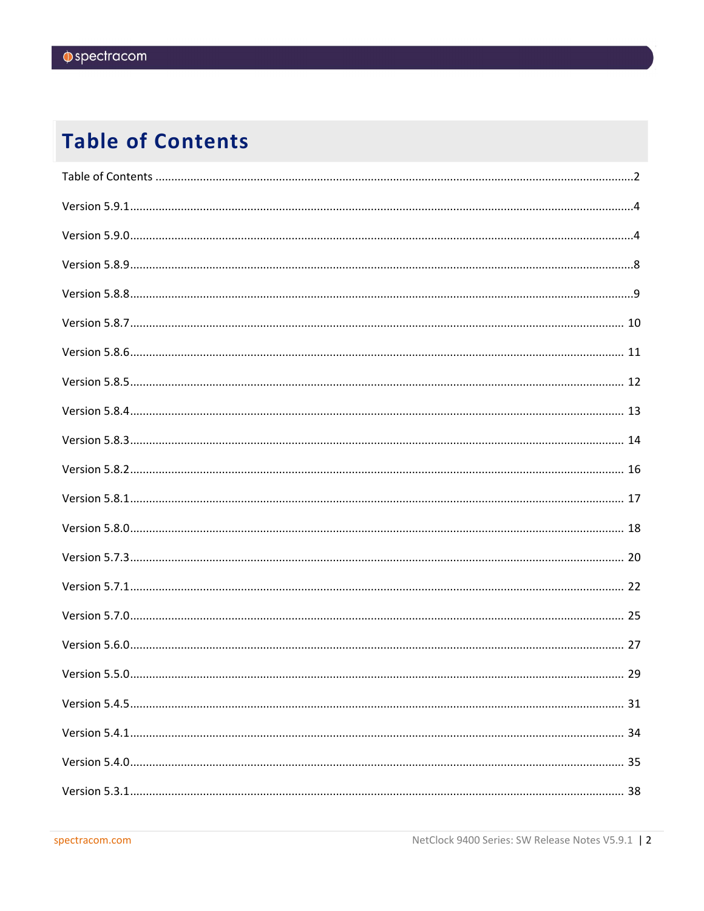# Table of Contents

Table of Contents ........................................................................................................................................2

Version 5.9.1 ................................................................................................................................................4

Version 5.9.0 ................................................................................................................................................4

Version 5.8.9 ................................................................................................................................................8

Version 5.8.8 ................................................................................................................................................9

Version 5.8.7 ................................................................................................................................................ 10

Version 5.8.6 ................................................................................................................................................ 11

Version 5.8.5 ................................................................................................................................................ 12

Version 5.8.4 ................................................................................................................................................ 13

Version 5.8.3 ................................................................................................................................................ 14

Version 5.8.2 ................................................................................................................................................ 16

Version 5.8.1 ................................................................................................................................................ 17

Version 5.8.0 ................................................................................................................................................ 18

Version 5.7.3 ................................................................................................................................................ 20

Version 5.7.1 ................................................................................................................................................ 22

Version 5.7.0 ................................................................................................................................................ 25

Version 5.6.0 ................................................................................................................................................ 27

Version 5.5.0 ................................................................................................................................................ 29

Version 5.4.5 ................................................................................................................................................ 31

Version 5.4.1 ................................................................................................................................................ 34

Version 5.4.0 ................................................................................................................................................ 35

Version 5.3.1 ................................................................................................................................................ 38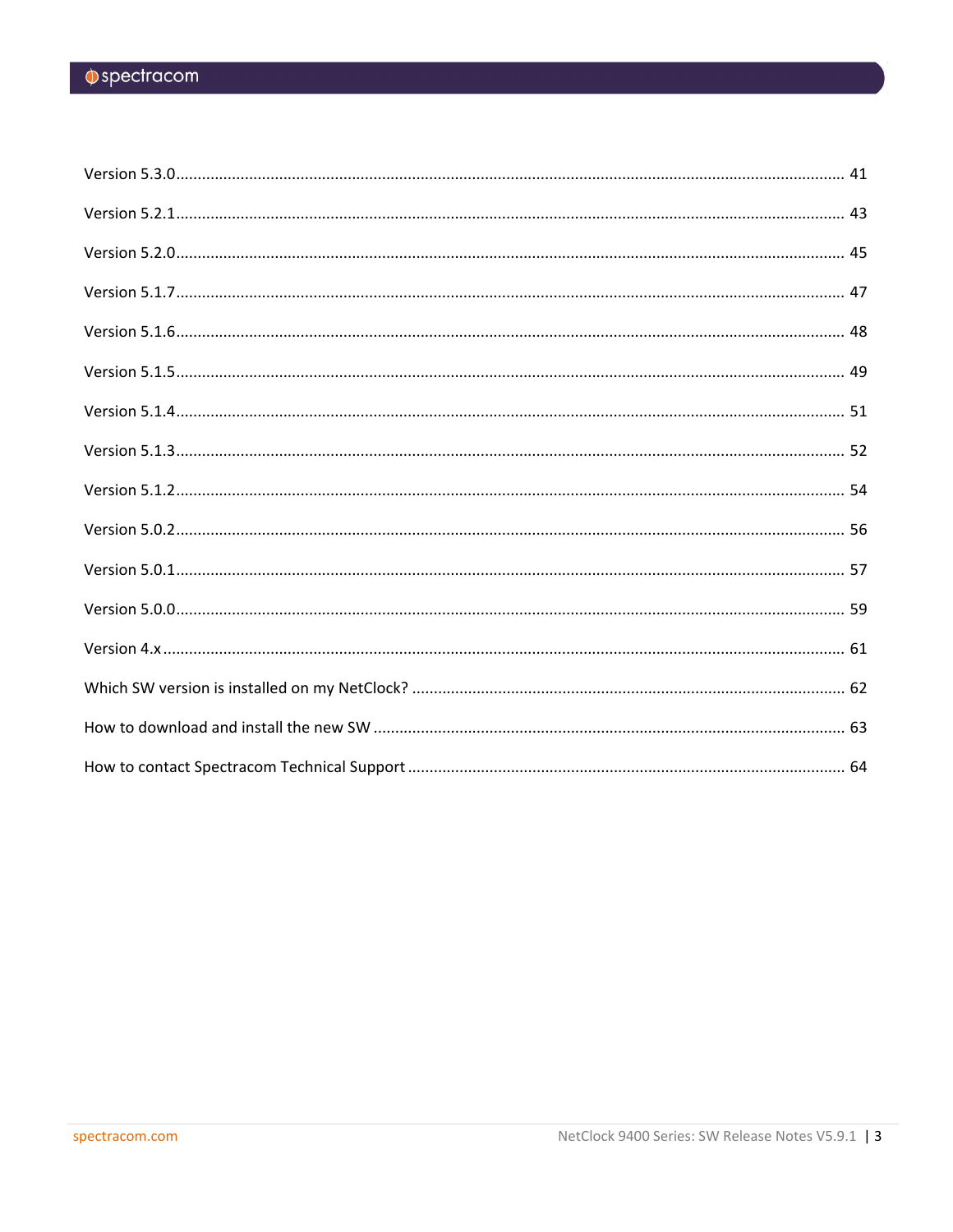Version 5.3.0 ........................................................................................................................................ 41

Version 5.2.1 ........................................................................................................................................ 43

Version 5.2.0 ........................................................................................................................................ 45

Version 5.1.7 ........................................................................................................................................ 47

Version 5.1.6 ........................................................................................................................................ 48

Version 5.1.5 ........................................................................................................................................ 49

Version 5.1.4 ........................................................................................................................................ 51

Version 5.1.3 ........................................................................................................................................ 52

Version 5.1.2 ........................................................................................................................................ 54

Version 5.0.2 ........................................................................................................................................ 56

Version 5.0.1 ........................................................................................................................................ 57

Version 5.0.0 ........................................................................................................................................ 59

Version 4.x ............................................................................................................................................ 61

Which SW version is installed on my NetClock? .................................................................................... 62

How to download and install the new SW ............................................................................................. 63

How to contact Spectracom Technical Support ...................................................................................... 64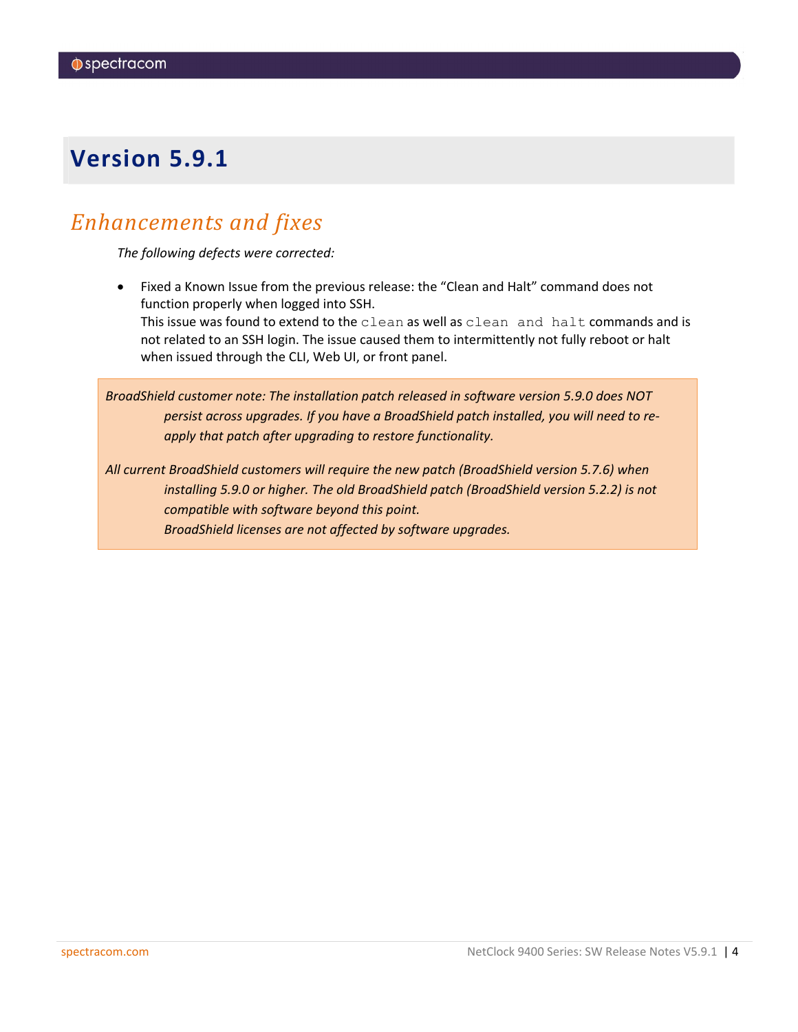# Version 5.9.1

## *Enhancements and fixes*

*The following defects were corrected:*

- Fixed a Known Issue from the previous release: the "Clean and Halt" command does not function properly when logged into SSH.
  This issue was found to extend to the `clean` as well as `clean and halt` commands and is not related to an SSH login. The issue caused them to intermittently not fully reboot or halt when issued through the CLI, Web UI, or front panel.

> *BroadShield customer note: The installation patch released in software version 5.9.0 does NOT persist across upgrades. If you have a BroadShield patch installed, you will need to re-apply that patch after upgrading to restore functionality.*
>
> *All current BroadShield customers will require the new patch (BroadShield version 5.7.6) when installing 5.9.0 or higher. The old BroadShield patch (BroadShield version 5.2.2) is not compatible with software beyond this point.*
> *BroadShield licenses are not affected by software upgrades.*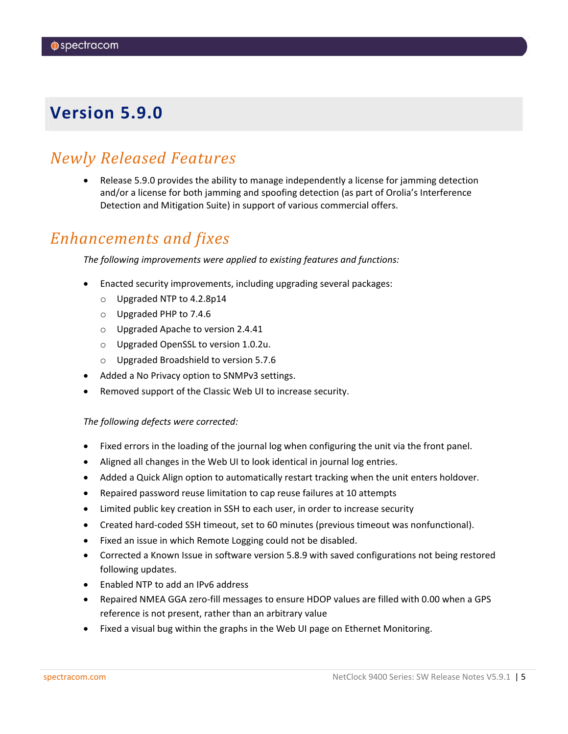# Version 5.9.0

## Newly Released Features

- Release 5.9.0 provides the ability to manage independently a license for jamming detection and/or a license for both jamming and spoofing detection (as part of Orolia's Interference Detection and Mitigation Suite) in support of various commercial offers.

## Enhancements and fixes

*The following improvements were applied to existing features and functions:*

- Enacted security improvements, including upgrading several packages:
  - Upgraded NTP to 4.2.8p14
  - Upgraded PHP to 7.4.6
  - Upgraded Apache to version 2.4.41
  - Upgraded OpenSSL to version 1.0.2u.
  - Upgraded Broadshield to version 5.7.6
- Added a No Privacy option to SNMPv3 settings.
- Removed support of the Classic Web UI to increase security.

*The following defects were corrected:*

- Fixed errors in the loading of the journal log when configuring the unit via the front panel.
- Aligned all changes in the Web UI to look identical in journal log entries.
- Added a Quick Align option to automatically restart tracking when the unit enters holdover.
- Repaired password reuse limitation to cap reuse failures at 10 attempts
- Limited public key creation in SSH to each user, in order to increase security
- Created hard-coded SSH timeout, set to 60 minutes (previous timeout was nonfunctional).
- Fixed an issue in which Remote Logging could not be disabled.
- Corrected a Known Issue in software version 5.8.9 with saved configurations not being restored following updates.
- Enabled NTP to add an IPv6 address
- Repaired NMEA GGA zero-fill messages to ensure HDOP values are filled with 0.00 when a GPS reference is not present, rather than an arbitrary value
- Fixed a visual bug within the graphs in the Web UI page on Ethernet Monitoring.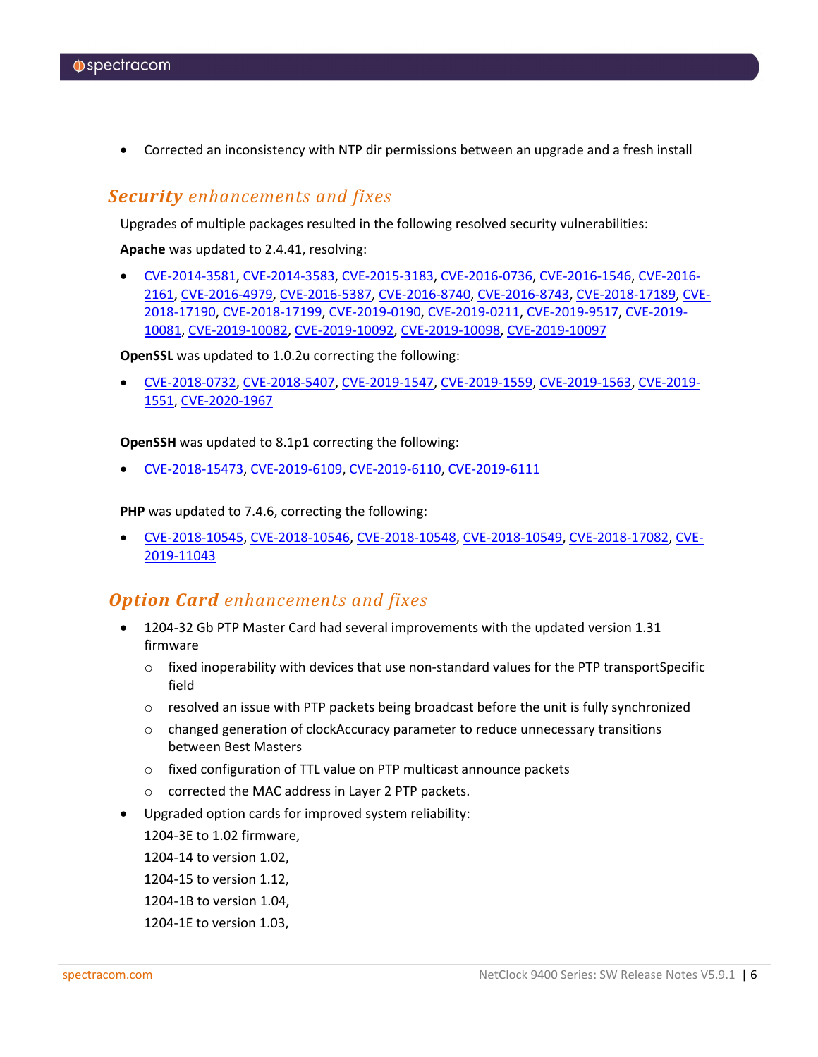- Corrected an inconsistency with NTP dir permissions between an upgrade and a fresh install

## ***Security** enhancements and fixes*

Upgrades of multiple packages resulted in the following resolved security vulnerabilities:

**Apache** was updated to 2.4.41, resolving:

- CVE-2014-3581, CVE-2014-3583, CVE-2015-3183, CVE-2016-0736, CVE-2016-1546, CVE-2016-2161, CVE-2016-4979, CVE-2016-5387, CVE-2016-8740, CVE-2016-8743, CVE-2018-17189, CVE-2018-17190, CVE-2018-17199, CVE-2019-0190, CVE-2019-0211, CVE-2019-9517, CVE-2019-10081, CVE-2019-10082, CVE-2019-10092, CVE-2019-10098, CVE-2019-10097

**OpenSSL** was updated to 1.0.2u correcting the following:

- CVE-2018-0732, CVE-2018-5407, CVE-2019-1547, CVE-2019-1559, CVE-2019-1563, CVE-2019-1551, CVE-2020-1967

**OpenSSH** was updated to 8.1p1 correcting the following:

- CVE-2018-15473, CVE-2019-6109, CVE-2019-6110, CVE-2019-6111

**PHP** was updated to 7.4.6, correcting the following:

- CVE-2018-10545, CVE-2018-10546, CVE-2018-10548, CVE-2018-10549, CVE-2018-17082, CVE-2019-11043

## ***Option Card** enhancements and fixes*

- 1204-32 Gb PTP Master Card had several improvements with the updated version 1.31 firmware
  - fixed inoperability with devices that use non-standard values for the PTP transportSpecific field
  - resolved an issue with PTP packets being broadcast before the unit is fully synchronized
  - changed generation of clockAccuracy parameter to reduce unnecessary transitions between Best Masters
  - fixed configuration of TTL value on PTP multicast announce packets
  - corrected the MAC address in Layer 2 PTP packets.
- Upgraded option cards for improved system reliability:

  1204-3E to 1.02 firmware,

  1204-14 to version 1.02,

  1204-15 to version 1.12,

  1204-1B to version 1.04,

  1204-1E to version 1.03,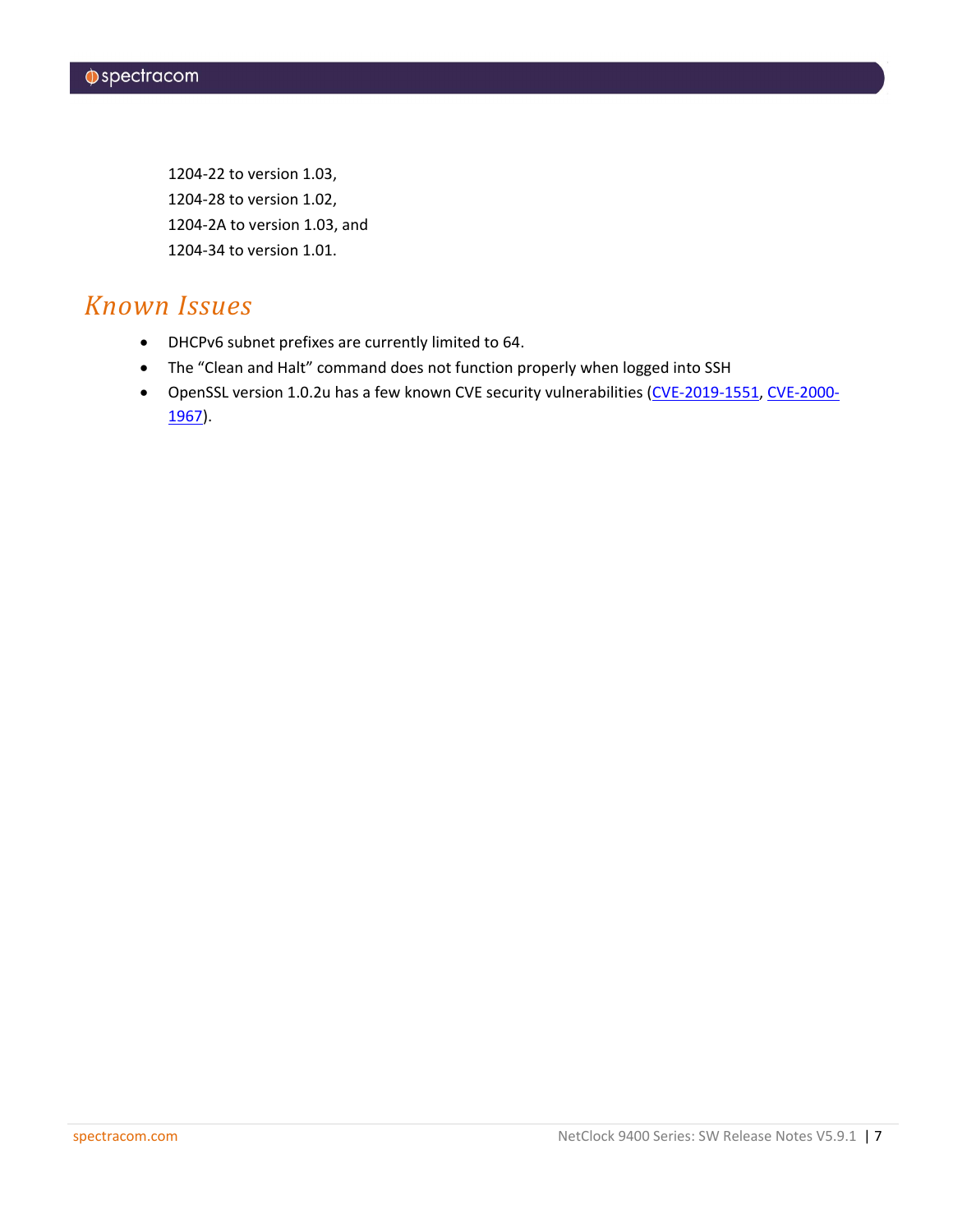1204-22 to version 1.03,

1204-28 to version 1.02,

1204-2A to version 1.03, and

1204-34 to version 1.01.

# Known Issues

- DHCPv6 subnet prefixes are currently limited to 64.
- The "Clean and Halt" command does not function properly when logged into SSH
- OpenSSL version 1.0.2u has a few known CVE security vulnerabilities (CVE-2019-1551, CVE-2000-1967).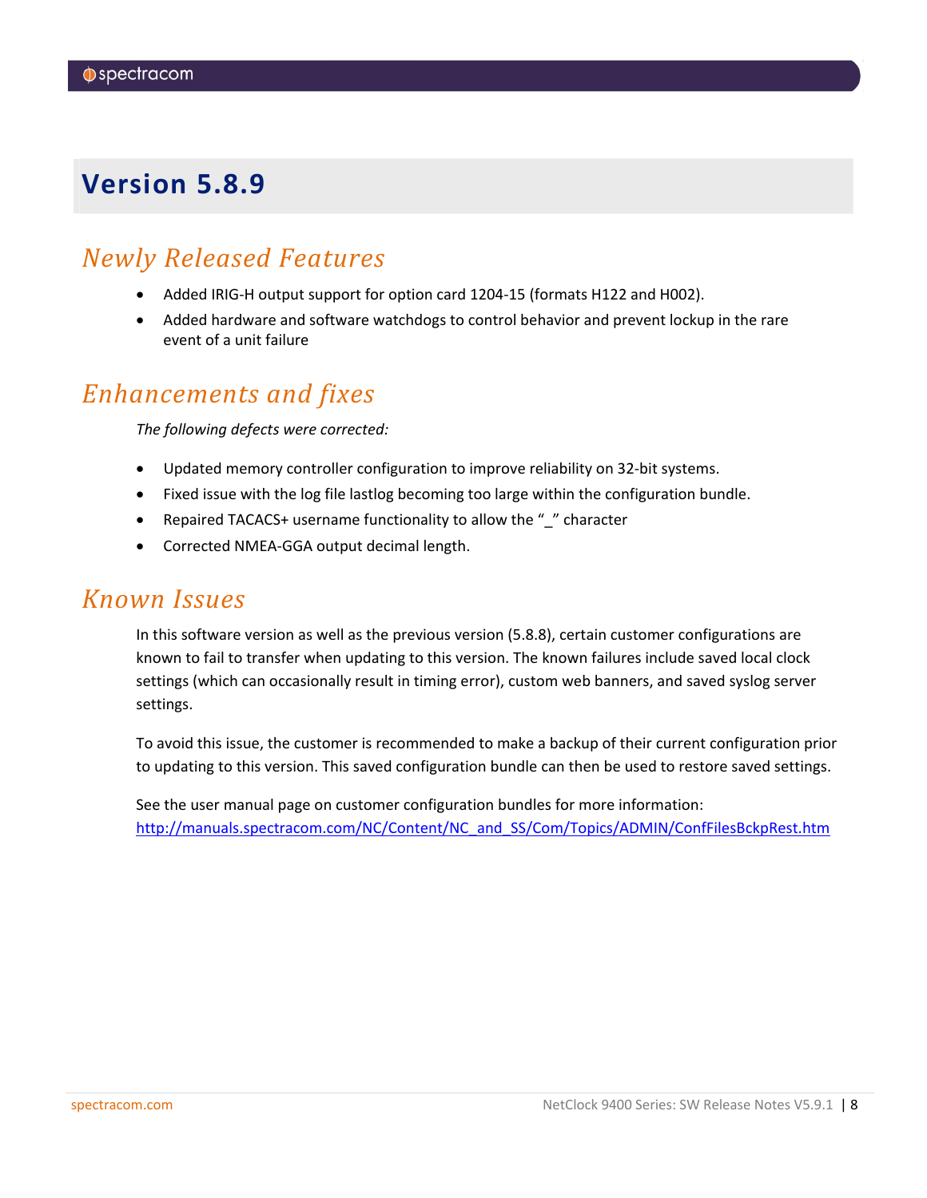# Version 5.8.9

## Newly Released Features

- Added IRIG-H output support for option card 1204-15 (formats H122 and H002).
- Added hardware and software watchdogs to control behavior and prevent lockup in the rare event of a unit failure

## Enhancements and fixes

*The following defects were corrected:*

- Updated memory controller configuration to improve reliability on 32-bit systems.
- Fixed issue with the log file lastlog becoming too large within the configuration bundle.
- Repaired TACACS+ username functionality to allow the "_" character
- Corrected NMEA-GGA output decimal length.

## Known Issues

In this software version as well as the previous version (5.8.8), certain customer configurations are known to fail to transfer when updating to this version. The known failures include saved local clock settings (which can occasionally result in timing error), custom web banners, and saved syslog server settings.

To avoid this issue, the customer is recommended to make a backup of their current configuration prior to updating to this version. This saved configuration bundle can then be used to restore saved settings.

See the user manual page on customer configuration bundles for more information:
http://manuals.spectracom.com/NC/Content/NC_and_SS/Com/Topics/ADMIN/ConfFilesBckpRest.htm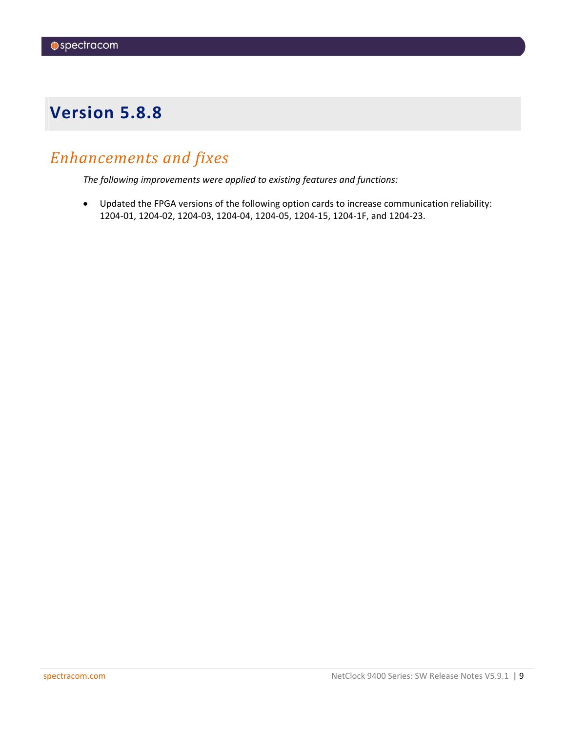# Version 5.8.8

## *Enhancements and fixes*

*The following improvements were applied to existing features and functions:*

- Updated the FPGA versions of the following option cards to increase communication reliability: 1204-01, 1204-02, 1204-03, 1204-04, 1204-05, 1204-15, 1204-1F, and 1204-23.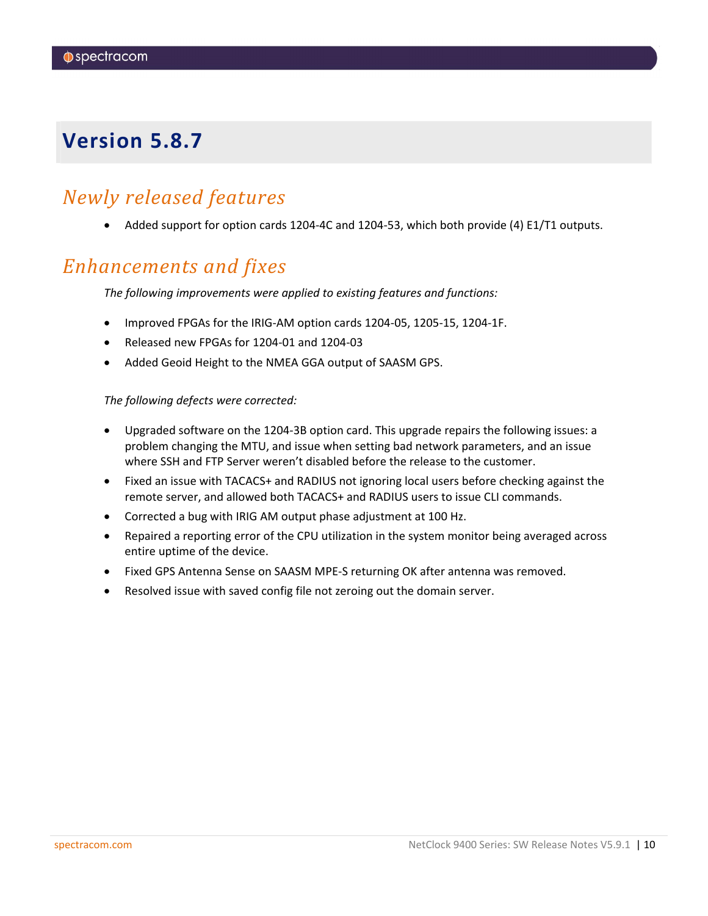# Version 5.8.7

## *Newly released features*

- Added support for option cards 1204-4C and 1204-53, which both provide (4) E1/T1 outputs.

## *Enhancements and fixes*

*The following improvements were applied to existing features and functions:*

- Improved FPGAs for the IRIG-AM option cards 1204-05, 1205-15, 1204-1F.
- Released new FPGAs for 1204-01 and 1204-03
- Added Geoid Height to the NMEA GGA output of SAASM GPS.

*The following defects were corrected:*

- Upgraded software on the 1204-3B option card. This upgrade repairs the following issues: a problem changing the MTU, and issue when setting bad network parameters, and an issue where SSH and FTP Server weren't disabled before the release to the customer.
- Fixed an issue with TACACS+ and RADIUS not ignoring local users before checking against the remote server, and allowed both TACACS+ and RADIUS users to issue CLI commands.
- Corrected a bug with IRIG AM output phase adjustment at 100 Hz.
- Repaired a reporting error of the CPU utilization in the system monitor being averaged across entire uptime of the device.
- Fixed GPS Antenna Sense on SAASM MPE-S returning OK after antenna was removed.
- Resolved issue with saved config file not zeroing out the domain server.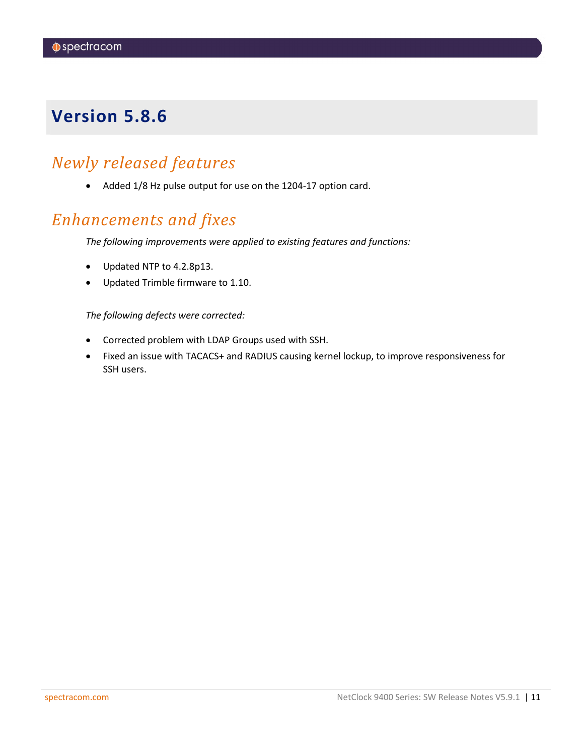# Version 5.8.6

## *Newly released features*

- Added 1/8 Hz pulse output for use on the 1204-17 option card.

## *Enhancements and fixes*

*The following improvements were applied to existing features and functions:*

- Updated NTP to 4.2.8p13.
- Updated Trimble firmware to 1.10.

*The following defects were corrected:*

- Corrected problem with LDAP Groups used with SSH.
- Fixed an issue with TACACS+ and RADIUS causing kernel lockup, to improve responsiveness for SSH users.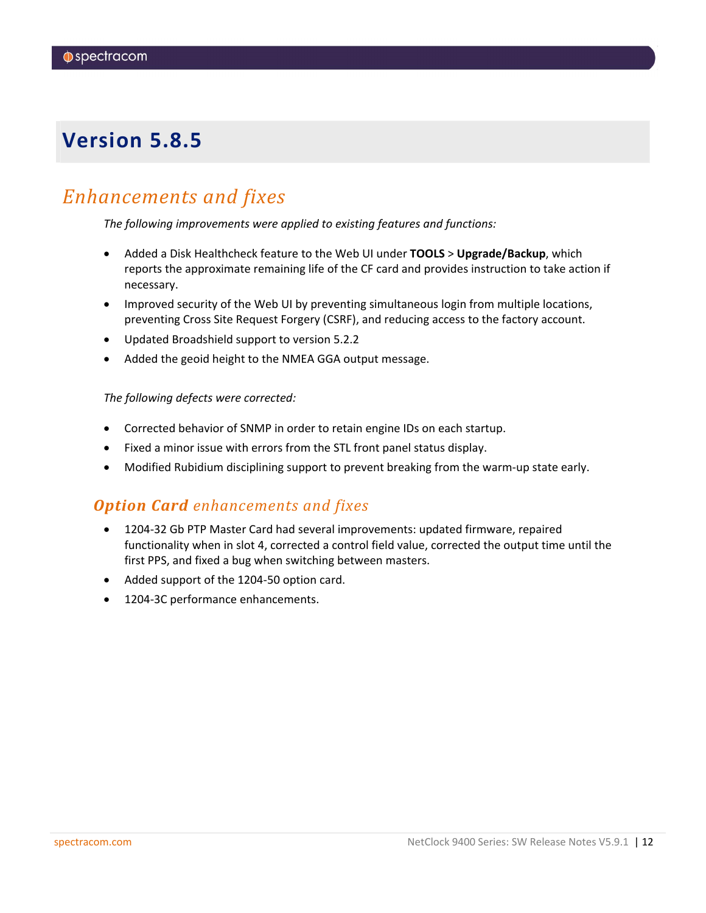# Version 5.8.5

## *Enhancements and fixes*

*The following improvements were applied to existing features and functions:*

- Added a Disk Healthcheck feature to the Web UI under **TOOLS** > **Upgrade/Backup**, which reports the approximate remaining life of the CF card and provides instruction to take action if necessary.
- Improved security of the Web UI by preventing simultaneous login from multiple locations, preventing Cross Site Request Forgery (CSRF), and reducing access to the factory account.
- Updated Broadshield support to version 5.2.2
- Added the geoid height to the NMEA GGA output message.

*The following defects were corrected:*

- Corrected behavior of SNMP in order to retain engine IDs on each startup.
- Fixed a minor issue with errors from the STL front panel status display.
- Modified Rubidium disciplining support to prevent breaking from the warm-up state early.

### ***Option Card*** *enhancements and fixes*

- 1204-32 Gb PTP Master Card had several improvements: updated firmware, repaired functionality when in slot 4, corrected a control field value, corrected the output time until the first PPS, and fixed a bug when switching between masters.
- Added support of the 1204-50 option card.
- 1204-3C performance enhancements.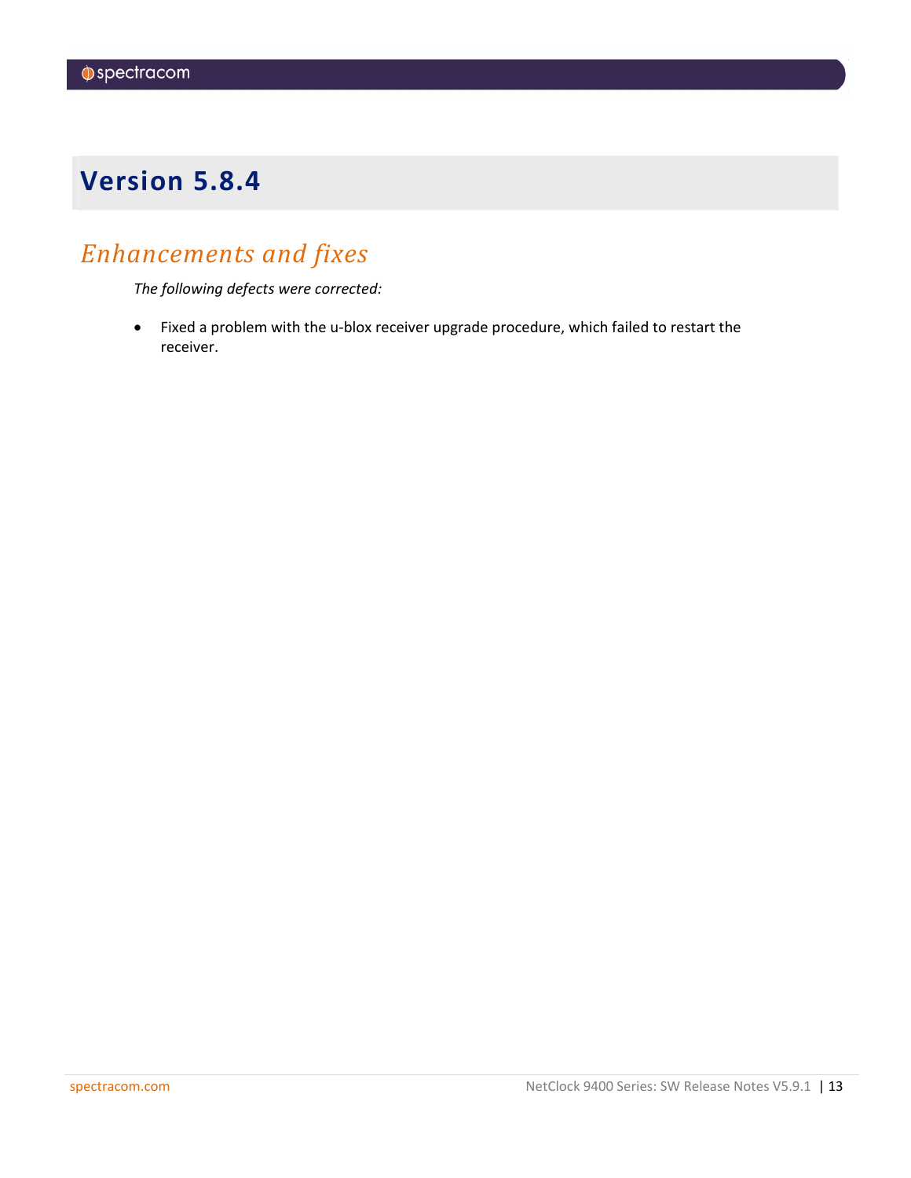# Version 5.8.4

## Enhancements and fixes

*The following defects were corrected:*

- Fixed a problem with the u-blox receiver upgrade procedure, which failed to restart the receiver.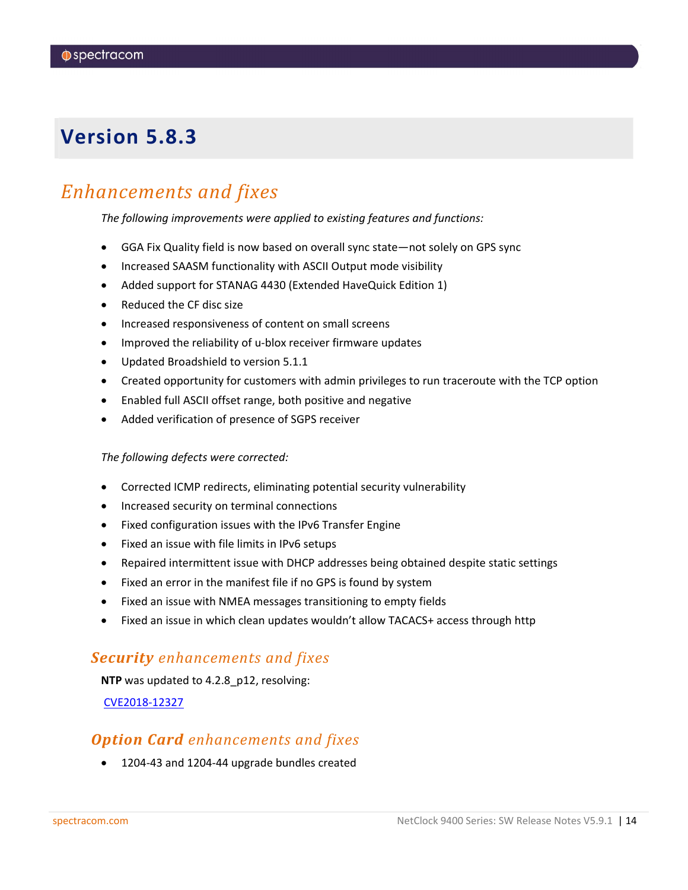# Version 5.8.3

## *Enhancements and fixes*

*The following improvements were applied to existing features and functions:*

- GGA Fix Quality field is now based on overall sync state—not solely on GPS sync
- Increased SAASM functionality with ASCII Output mode visibility
- Added support for STANAG 4430 (Extended HaveQuick Edition 1)
- Reduced the CF disc size
- Increased responsiveness of content on small screens
- Improved the reliability of u-blox receiver firmware updates
- Updated Broadshield to version 5.1.1
- Created opportunity for customers with admin privileges to run traceroute with the TCP option
- Enabled full ASCII offset range, both positive and negative
- Added verification of presence of SGPS receiver

*The following defects were corrected:*

- Corrected ICMP redirects, eliminating potential security vulnerability
- Increased security on terminal connections
- Fixed configuration issues with the IPv6 Transfer Engine
- Fixed an issue with file limits in IPv6 setups
- Repaired intermittent issue with DHCP addresses being obtained despite static settings
- Fixed an error in the manifest file if no GPS is found by system
- Fixed an issue with NMEA messages transitioning to empty fields
- Fixed an issue in which clean updates wouldn't allow TACACS+ access through http

### ***Security*** *enhancements and fixes*

**NTP** was updated to 4.2.8_p12, resolving:

CVE2018-12327

### ***Option Card*** *enhancements and fixes*

- 1204-43 and 1204-44 upgrade bundles created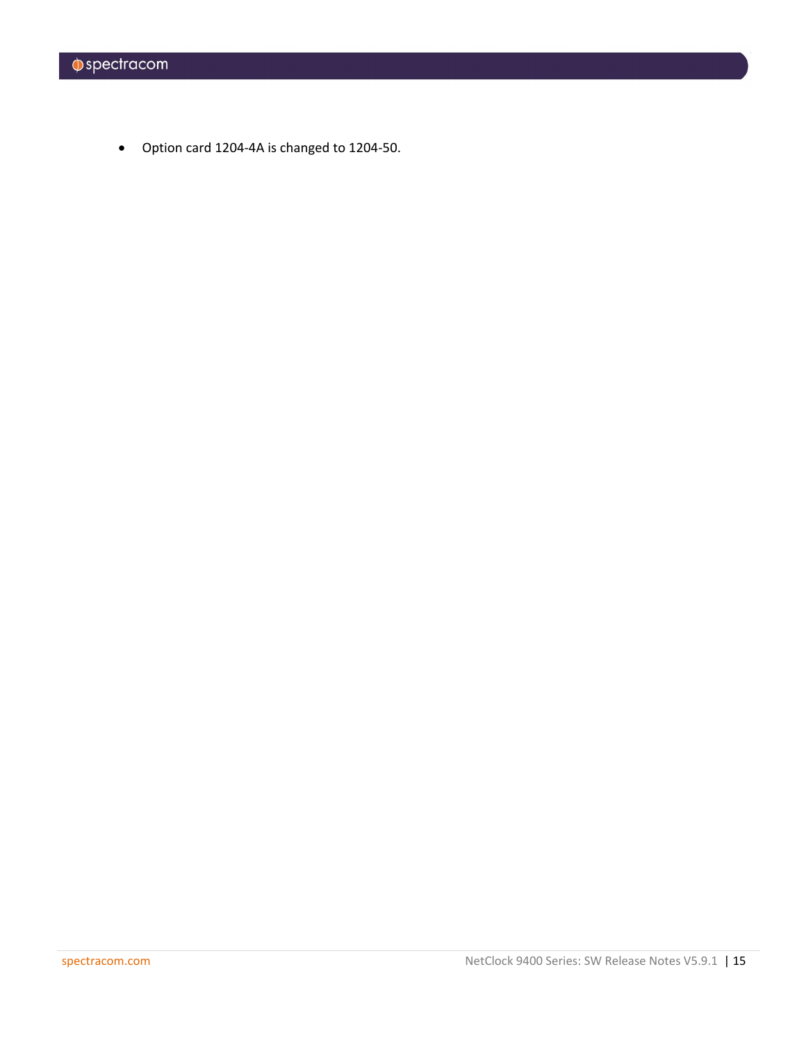- Option card 1204-4A is changed to 1204-50.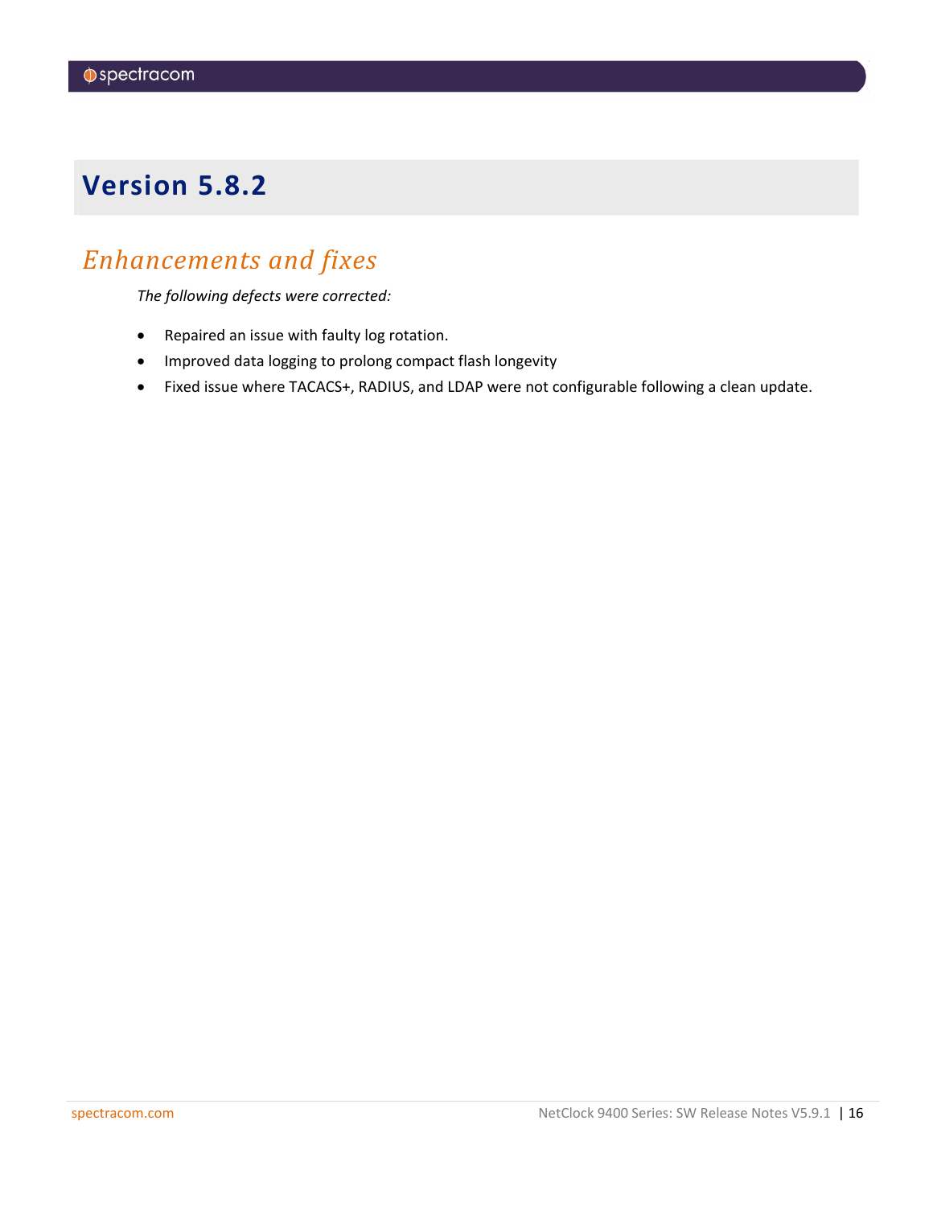# Version 5.8.2

## Enhancements and fixes

*The following defects were corrected:*

- Repaired an issue with faulty log rotation.
- Improved data logging to prolong compact flash longevity
- Fixed issue where TACACS+, RADIUS, and LDAP were not configurable following a clean update.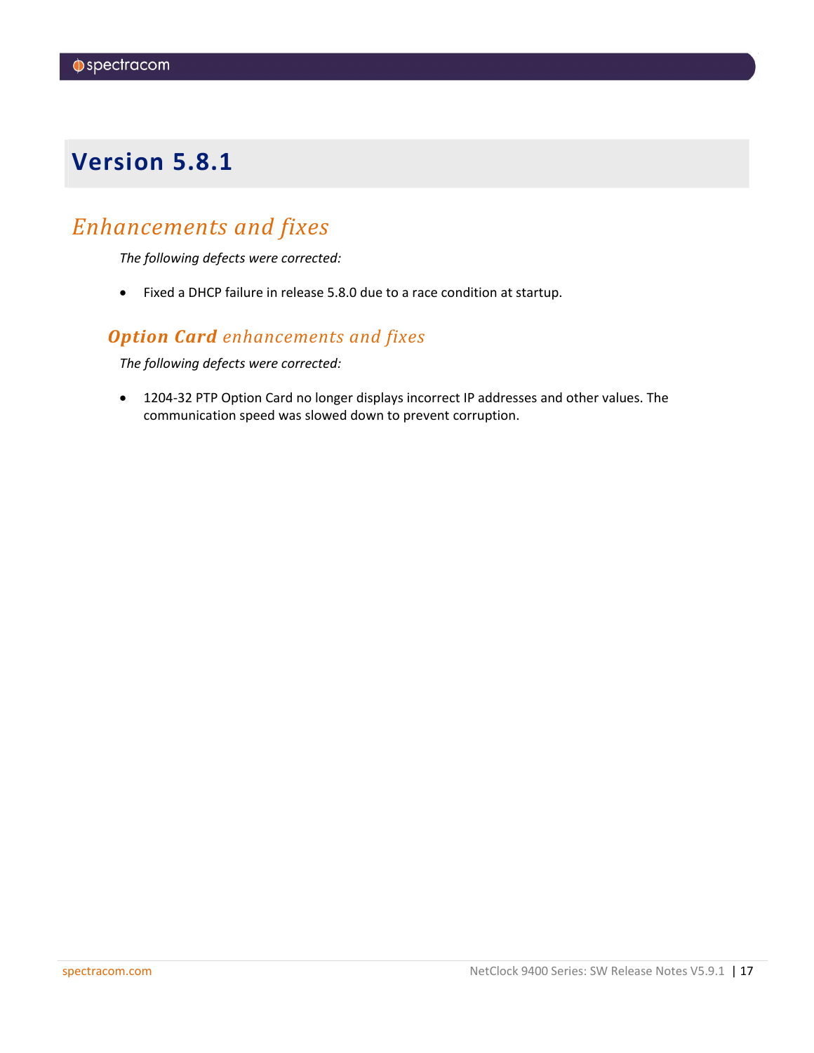# Version 5.8.1

## Enhancements and fixes

*The following defects were corrected:*

- Fixed a DHCP failure in release 5.8.0 due to a race condition at startup.

### ***Option Card*** *enhancements and fixes*

*The following defects were corrected:*

- 1204-32 PTP Option Card no longer displays incorrect IP addresses and other values. The communication speed was slowed down to prevent corruption.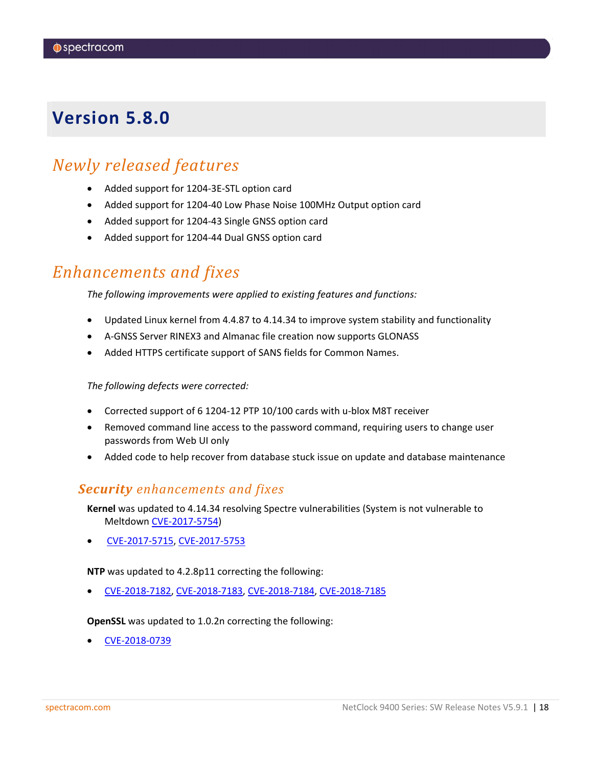# Version 5.8.0

## *Newly released features*

- Added support for 1204-3E-STL option card
- Added support for 1204-40 Low Phase Noise 100MHz Output option card
- Added support for 1204-43 Single GNSS option card
- Added support for 1204-44 Dual GNSS option card

## *Enhancements and fixes*

*The following improvements were applied to existing features and functions:*

- Updated Linux kernel from 4.4.87 to 4.14.34 to improve system stability and functionality
- A-GNSS Server RINEX3 and Almanac file creation now supports GLONASS
- Added HTTPS certificate support of SANS fields for Common Names.

*The following defects were corrected:*

- Corrected support of 6 1204-12 PTP 10/100 cards with u-blox M8T receiver
- Removed command line access to the password command, requiring users to change user passwords from Web UI only
- Added code to help recover from database stuck issue on update and database maintenance

### ***Security*** *enhancements and fixes*

**Kernel** was updated to 4.14.34 resolving Spectre vulnerabilities (System is not vulnerable to Meltdown CVE-2017-5754)

- CVE-2017-5715, CVE-2017-5753

**NTP** was updated to 4.2.8p11 correcting the following:

- CVE-2018-7182, CVE-2018-7183, CVE-2018-7184, CVE-2018-7185

**OpenSSL** was updated to 1.0.2n correcting the following:

- CVE-2018-0739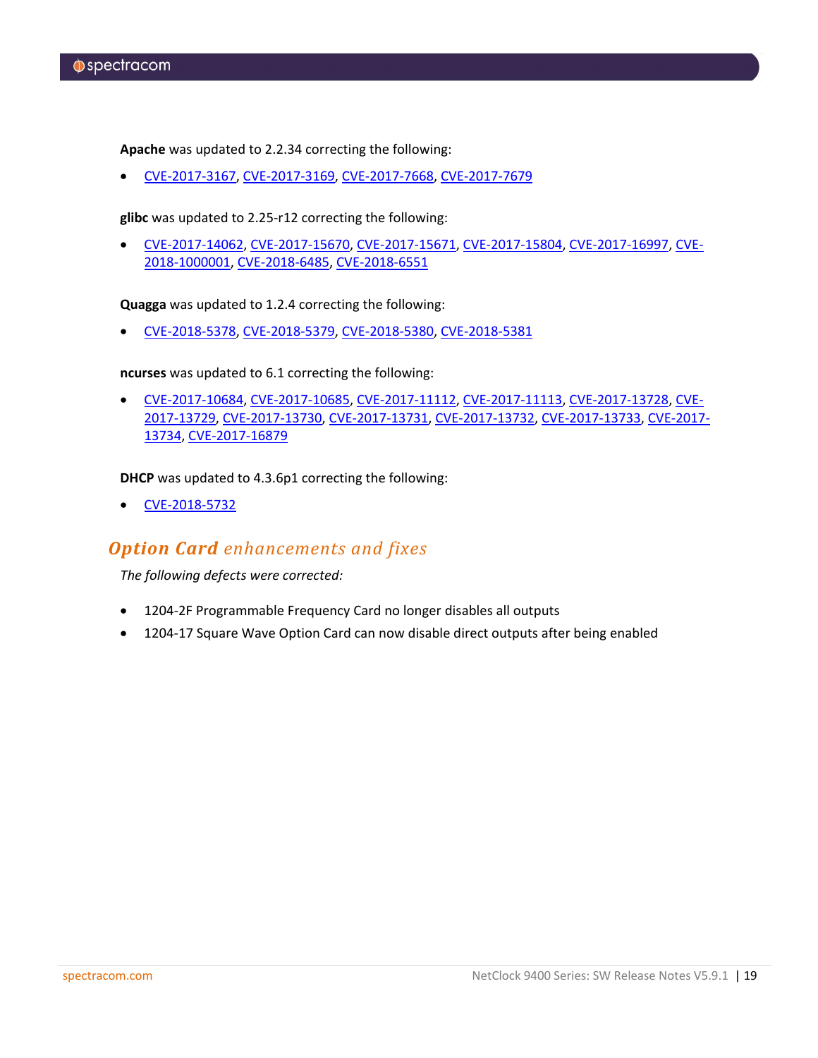**Apache** was updated to 2.2.34 correcting the following:

- CVE-2017-3167, CVE-2017-3169, CVE-2017-7668, CVE-2017-7679

**glibc** was updated to 2.25-r12 correcting the following:

- CVE-2017-14062, CVE-2017-15670, CVE-2017-15671, CVE-2017-15804, CVE-2017-16997, CVE-2018-1000001, CVE-2018-6485, CVE-2018-6551

**Quagga** was updated to 1.2.4 correcting the following:

- CVE-2018-5378, CVE-2018-5379, CVE-2018-5380, CVE-2018-5381

**ncurses** was updated to 6.1 correcting the following:

- CVE-2017-10684, CVE-2017-10685, CVE-2017-11112, CVE-2017-11113, CVE-2017-13728, CVE-2017-13729, CVE-2017-13730, CVE-2017-13731, CVE-2017-13732, CVE-2017-13733, CVE-2017-13734, CVE-2017-16879

**DHCP** was updated to 4.3.6p1 correcting the following:

- CVE-2018-5732

## *Option Card enhancements and fixes*

*The following defects were corrected:*

- 1204-2F Programmable Frequency Card no longer disables all outputs
- 1204-17 Square Wave Option Card can now disable direct outputs after being enabled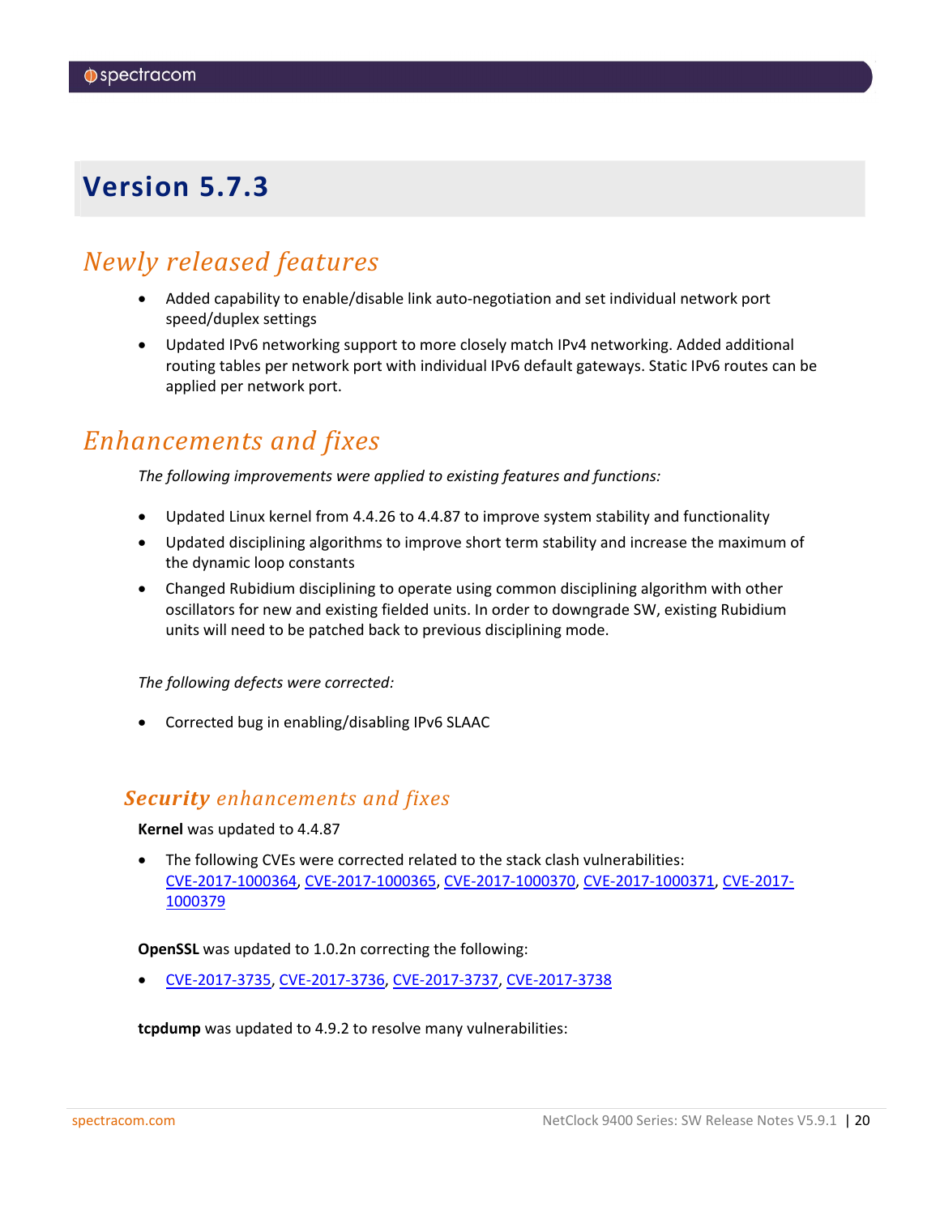# Version 5.7.3

## *Newly released features*

- Added capability to enable/disable link auto-negotiation and set individual network port speed/duplex settings
- Updated IPv6 networking support to more closely match IPv4 networking. Added additional routing tables per network port with individual IPv6 default gateways. Static IPv6 routes can be applied per network port.

## *Enhancements and fixes*

*The following improvements were applied to existing features and functions:*

- Updated Linux kernel from 4.4.26 to 4.4.87 to improve system stability and functionality
- Updated disciplining algorithms to improve short term stability and increase the maximum of the dynamic loop constants
- Changed Rubidium disciplining to operate using common disciplining algorithm with other oscillators for new and existing fielded units. In order to downgrade SW, existing Rubidium units will need to be patched back to previous disciplining mode.

*The following defects were corrected:*

- Corrected bug in enabling/disabling IPv6 SLAAC

### ***Security** enhancements and fixes*

**Kernel** was updated to 4.4.87

- The following CVEs were corrected related to the stack clash vulnerabilities: CVE-2017-1000364, CVE-2017-1000365, CVE-2017-1000370, CVE-2017-1000371, CVE-2017-1000379

**OpenSSL** was updated to 1.0.2n correcting the following:

- CVE-2017-3735, CVE-2017-3736, CVE-2017-3737, CVE-2017-3738

**tcpdump** was updated to 4.9.2 to resolve many vulnerabilities: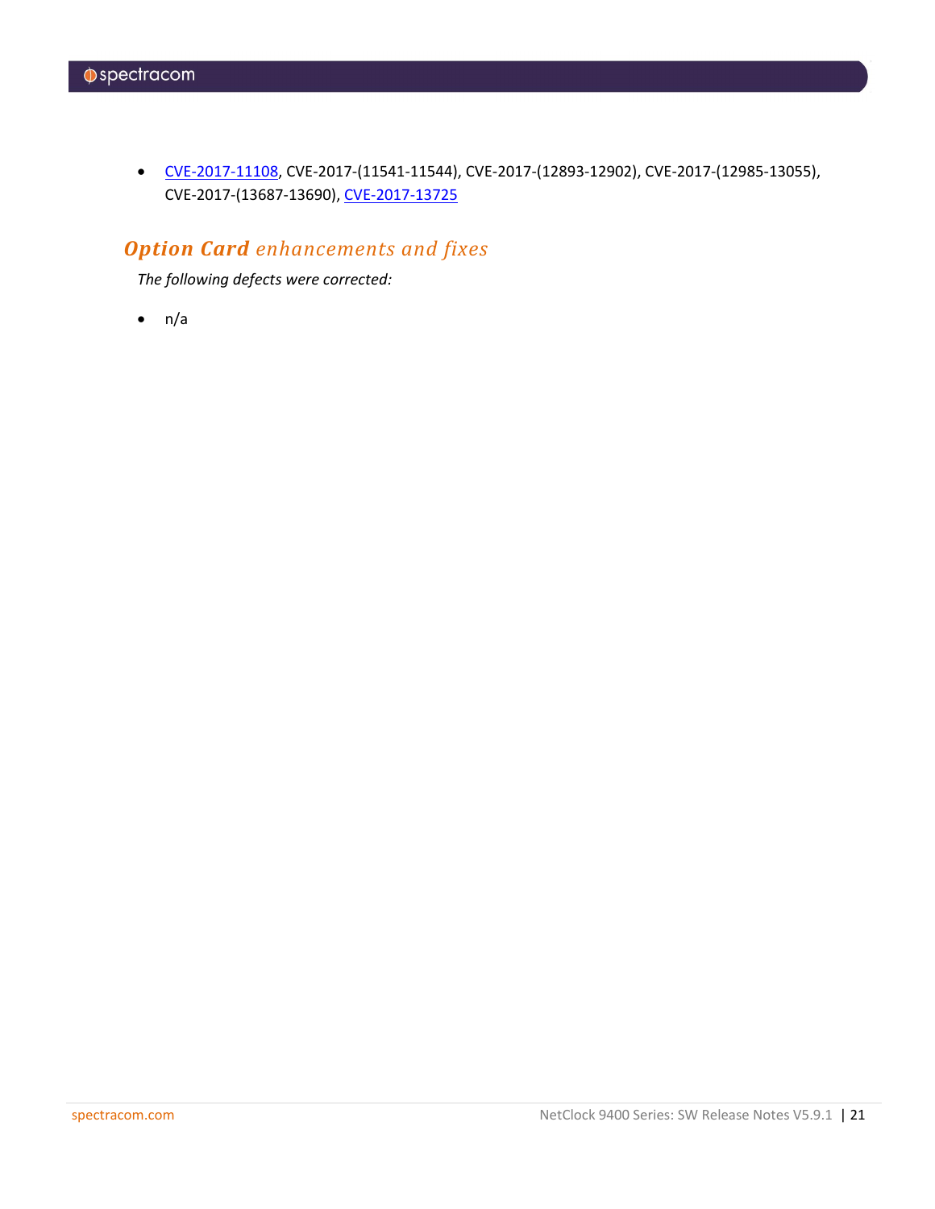- CVE-2017-11108, CVE-2017-(11541-11544), CVE-2017-(12893-12902), CVE-2017-(12985-13055), CVE-2017-(13687-13690), CVE-2017-13725

## ***Option Card** enhancements and fixes*

*The following defects were corrected:*

- n/a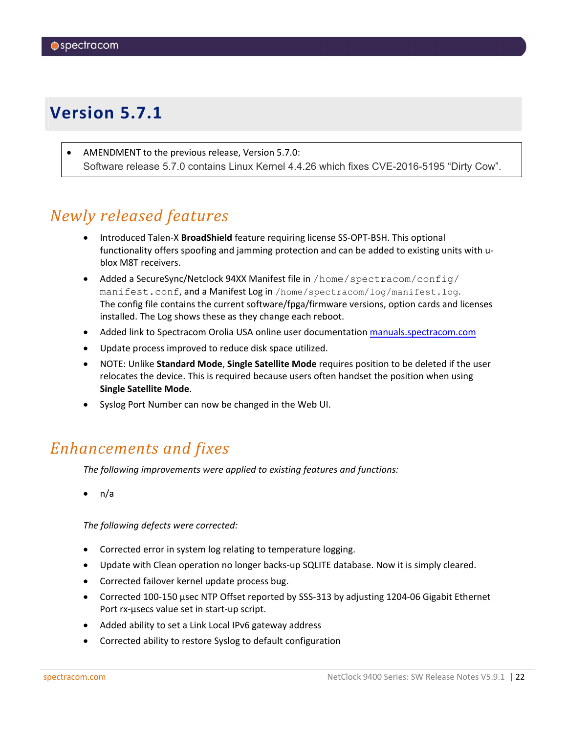# Version 5.7.1

- AMENDMENT to the previous release, Version 5.7.0:
  Software release 5.7.0 contains Linux Kernel 4.4.26 which fixes CVE-2016-5195 “Dirty Cow”.

## *Newly released features*

- Introduced Talen-X **BroadShield** feature requiring license SS-OPT-BSH. This optional functionality offers spoofing and jamming protection and can be added to existing units with u-blox M8T receivers.
- Added a SecureSync/Netclock 94XX Manifest file in `/home/spectracom/config/manifest.conf`, and a Manifest Log in `/home/spectracom/log/manifest.log`. The config file contains the current software/fpga/firmware versions, option cards and licenses installed. The Log shows these as they change each reboot.
- Added link to Spectracom Orolia USA online user documentation [manuals.spectracom.com](manuals.spectracom.com)
- Update process improved to reduce disk space utilized.
- NOTE: Unlike **Standard Mode**, **Single Satellite Mode** requires position to be deleted if the user relocates the device. This is required because users often handset the position when using **Single Satellite Mode**.
- Syslog Port Number can now be changed in the Web UI.

## *Enhancements and fixes*

*The following improvements were applied to existing features and functions:*

- n/a

*The following defects were corrected:*

- Corrected error in system log relating to temperature logging.
- Update with Clean operation no longer backs-up SQLITE database. Now it is simply cleared.
- Corrected failover kernel update process bug.
- Corrected 100-150 µsec NTP Offset reported by SSS-313 by adjusting 1204-06 Gigabit Ethernet Port rx-µsecs value set in start-up script.
- Added ability to set a Link Local IPv6 gateway address
- Corrected ability to restore Syslog to default configuration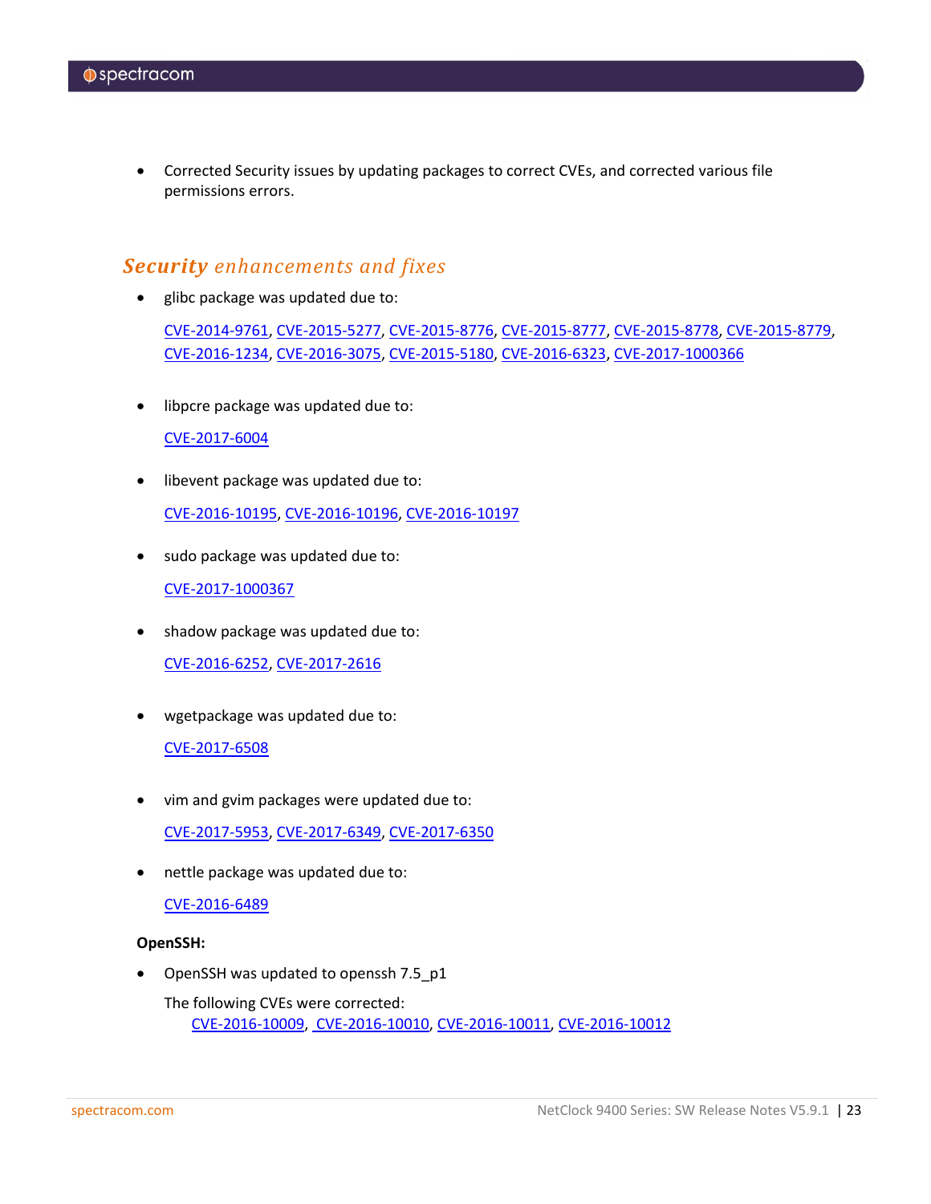- Corrected Security issues by updating packages to correct CVEs, and corrected various file permissions errors.

## *Security enhancements and fixes*

- glibc package was updated due to:

  CVE-2014-9761, CVE-2015-5277, CVE-2015-8776, CVE-2015-8777, CVE-2015-8778, CVE-2015-8779, CVE-2016-1234, CVE-2016-3075, CVE-2015-5180, CVE-2016-6323, CVE-2017-1000366

- libpcre package was updated due to:

  CVE-2017-6004

- libevent package was updated due to:

  CVE-2016-10195, CVE-2016-10196, CVE-2016-10197

- sudo package was updated due to:

  CVE-2017-1000367

- shadow package was updated due to:

  CVE-2016-6252, CVE-2017-2616

- wgetpackage was updated due to:

  CVE-2017-6508

- vim and gvim packages were updated due to:

  CVE-2017-5953, CVE-2017-6349, CVE-2017-6350

- nettle package was updated due to:

  CVE-2016-6489

**OpenSSH:**

- OpenSSH was updated to openssh 7.5_p1

  The following CVEs were corrected:

  CVE-2016-10009, CVE-2016-10010, CVE-2016-10011, CVE-2016-10012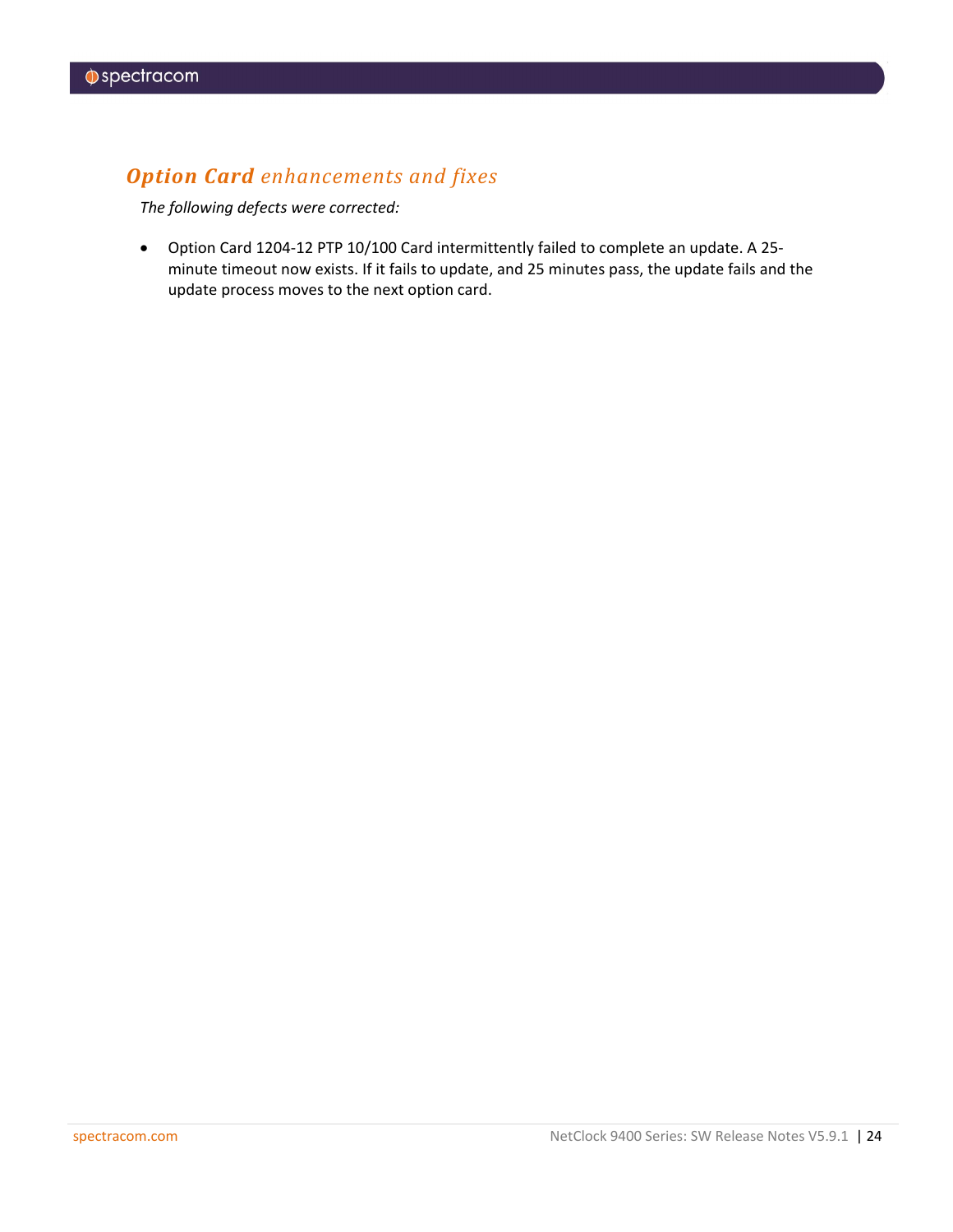## ***Option Card*** *enhancements and fixes*

*The following defects were corrected:*

- Option Card 1204-12 PTP 10/100 Card intermittently failed to complete an update. A 25-minute timeout now exists. If it fails to update, and 25 minutes pass, the update fails and the update process moves to the next option card.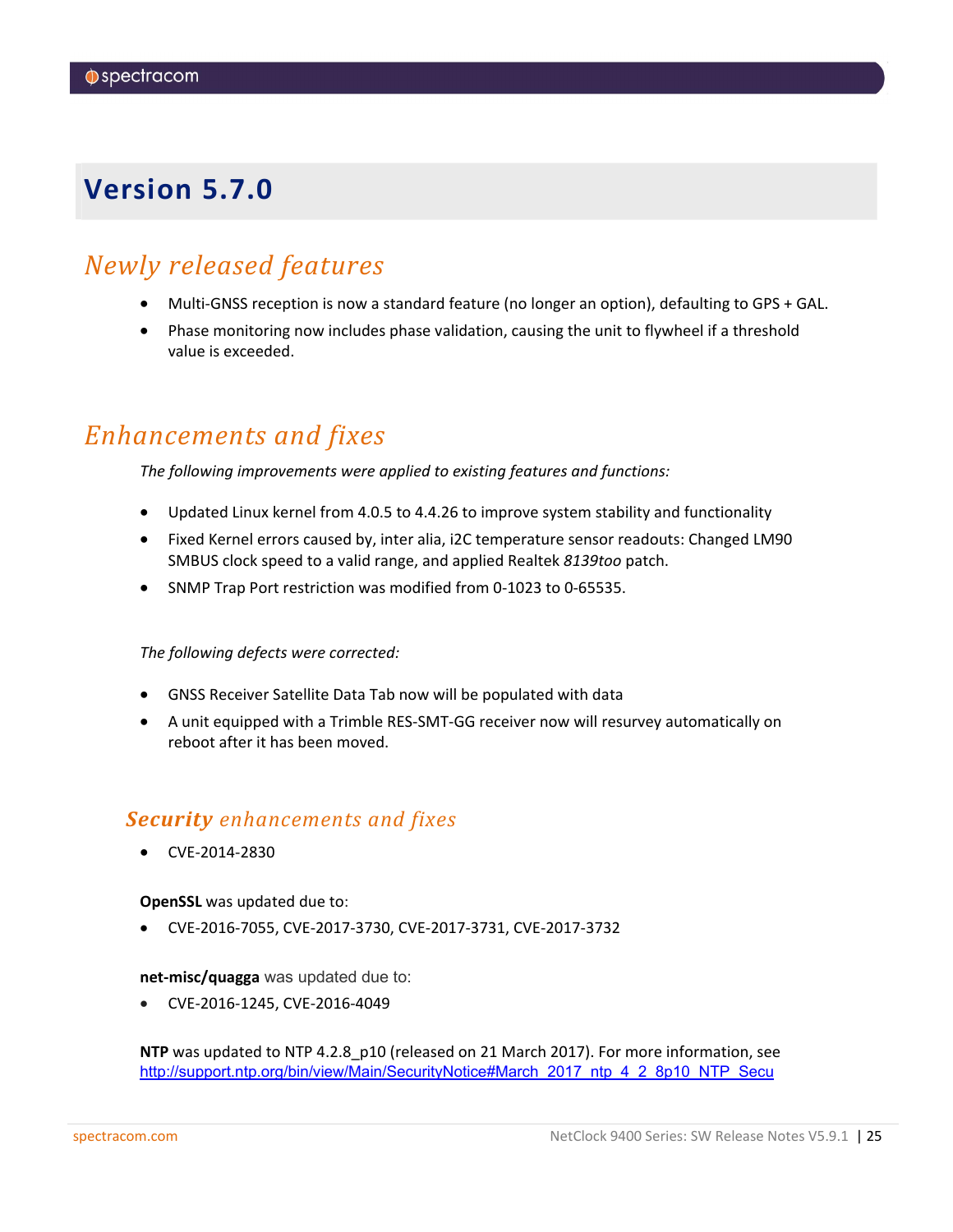# Version 5.7.0

## *Newly released features*

- Multi-GNSS reception is now a standard feature (no longer an option), defaulting to GPS + GAL.
- Phase monitoring now includes phase validation, causing the unit to flywheel if a threshold value is exceeded.

## *Enhancements and fixes*

*The following improvements were applied to existing features and functions:*

- Updated Linux kernel from 4.0.5 to 4.4.26 to improve system stability and functionality
- Fixed Kernel errors caused by, inter alia, i2C temperature sensor readouts: Changed LM90 SMBUS clock speed to a valid range, and applied Realtek *8139too* patch.
- SNMP Trap Port restriction was modified from 0-1023 to 0-65535.

*The following defects were corrected:*

- GNSS Receiver Satellite Data Tab now will be populated with data
- A unit equipped with a Trimble RES-SMT-GG receiver now will resurvey automatically on reboot after it has been moved.

### ***Security*** *enhancements and fixes*

- CVE-2014-2830

**OpenSSL** was updated due to:

- CVE-2016-7055, CVE-2017-3730, CVE-2017-3731, CVE-2017-3732

**net-misc/quagga** was updated due to:

- CVE-2016-1245, CVE-2016-4049

**NTP** was updated to NTP 4.2.8_p10 (released on 21 March 2017). For more information, see http://support.ntp.org/bin/view/Main/SecurityNotice#March_2017_ntp_4_2_8p10_NTP_Secu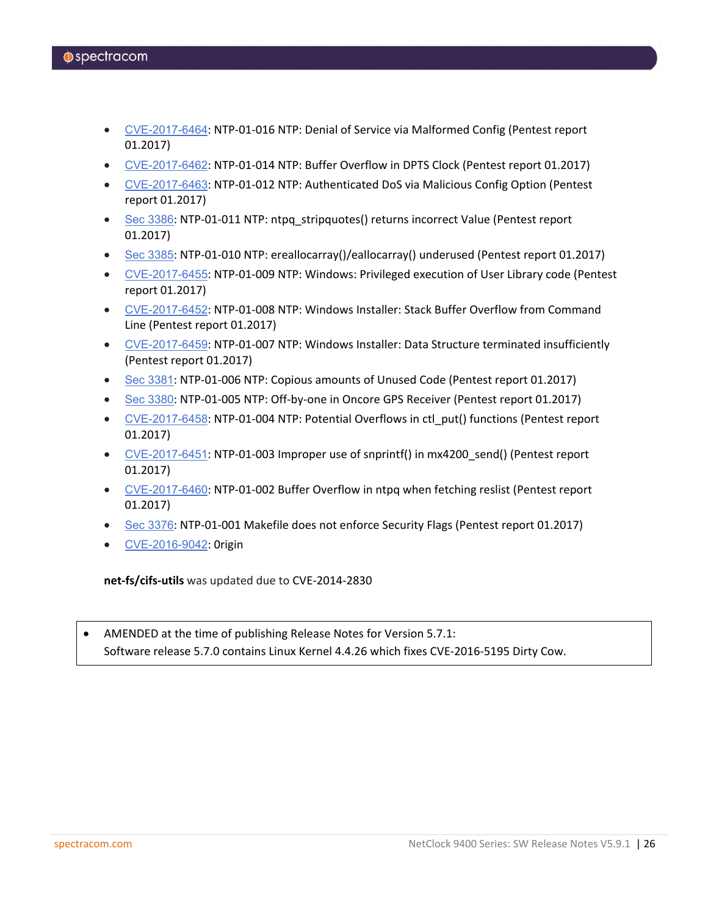- CVE-2017-6464: NTP-01-016 NTP: Denial of Service via Malformed Config (Pentest report 01.2017)
- CVE-2017-6462: NTP-01-014 NTP: Buffer Overflow in DPTS Clock (Pentest report 01.2017)
- CVE-2017-6463: NTP-01-012 NTP: Authenticated DoS via Malicious Config Option (Pentest report 01.2017)
- Sec 3386: NTP-01-011 NTP: ntpq_stripquotes() returns incorrect Value (Pentest report 01.2017)
- Sec 3385: NTP-01-010 NTP: ereallocarray()/eallocarray() underused (Pentest report 01.2017)
- CVE-2017-6455: NTP-01-009 NTP: Windows: Privileged execution of User Library code (Pentest report 01.2017)
- CVE-2017-6452: NTP-01-008 NTP: Windows Installer: Stack Buffer Overflow from Command Line (Pentest report 01.2017)
- CVE-2017-6459: NTP-01-007 NTP: Windows Installer: Data Structure terminated insufficiently (Pentest report 01.2017)
- Sec 3381: NTP-01-006 NTP: Copious amounts of Unused Code (Pentest report 01.2017)
- Sec 3380: NTP-01-005 NTP: Off-by-one in Oncore GPS Receiver (Pentest report 01.2017)
- CVE-2017-6458: NTP-01-004 NTP: Potential Overflows in ctl_put() functions (Pentest report 01.2017)
- CVE-2017-6451: NTP-01-003 Improper use of snprintf() in mx4200_send() (Pentest report 01.2017)
- CVE-2017-6460: NTP-01-002 Buffer Overflow in ntpq when fetching reslist (Pentest report 01.2017)
- Sec 3376: NTP-01-001 Makefile does not enforce Security Flags (Pentest report 01.2017)
- CVE-2016-9042: 0rigin

**net-fs/cifs-utils** was updated due to CVE-2014-2830

- AMENDED at the time of publishing Release Notes for Version 5.7.1:
  Software release 5.7.0 contains Linux Kernel 4.4.26 which fixes CVE-2016-5195 Dirty Cow.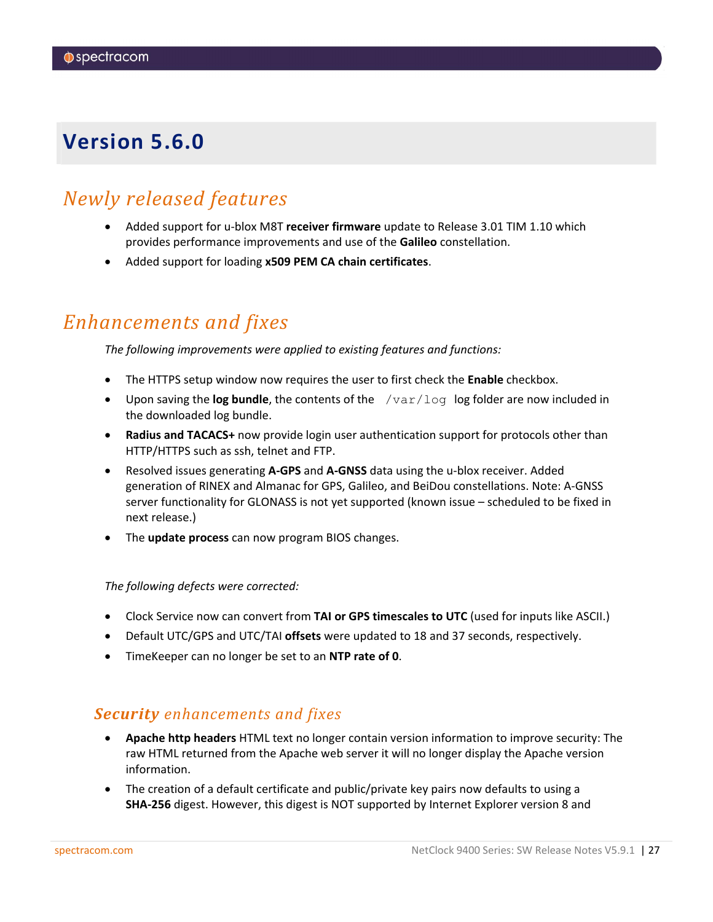# Version 5.6.0

## Newly released features

- Added support for u-blox M8T **receiver firmware** update to Release 3.01 TIM 1.10 which provides performance improvements and use of the **Galileo** constellation.
- Added support for loading **x509 PEM CA chain certificates**.

## Enhancements and fixes

*The following improvements were applied to existing features and functions:*

- The HTTPS setup window now requires the user to first check the **Enable** checkbox.
- Upon saving the **log bundle**, the contents of the `/var/log` log folder are now included in the downloaded log bundle.
- **Radius and TACACS+** now provide login user authentication support for protocols other than HTTP/HTTPS such as ssh, telnet and FTP.
- Resolved issues generating **A-GPS** and **A-GNSS** data using the u-blox receiver. Added generation of RINEX and Almanac for GPS, Galileo, and BeiDou constellations. Note: A-GNSS server functionality for GLONASS is not yet supported (known issue – scheduled to be fixed in next release.)
- The **update process** can now program BIOS changes.

*The following defects were corrected:*

- Clock Service now can convert from **TAI or GPS timescales to UTC** (used for inputs like ASCII.)
- Default UTC/GPS and UTC/TAI **offsets** were updated to 18 and 37 seconds, respectively.
- TimeKeeper can no longer be set to an **NTP rate of 0**.

### ***Security*** *enhancements and fixes*

- **Apache http headers** HTML text no longer contain version information to improve security: The raw HTML returned from the Apache web server it will no longer display the Apache version information.
- The creation of a default certificate and public/private key pairs now defaults to using a **SHA-256** digest. However, this digest is NOT supported by Internet Explorer version 8 and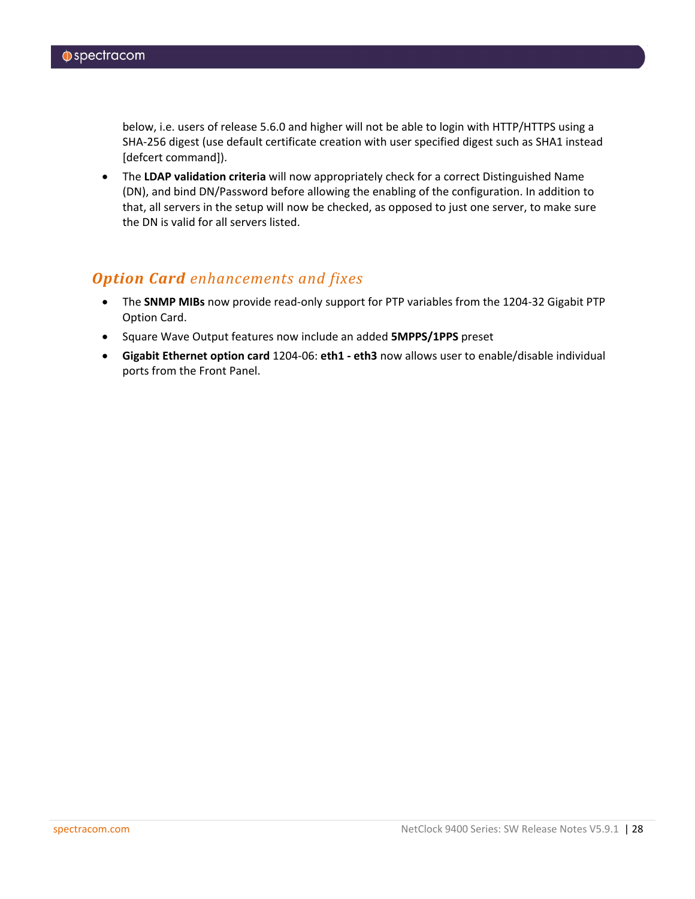below, i.e. users of release 5.6.0 and higher will not be able to login with HTTP/HTTPS using a SHA-256 digest (use default certificate creation with user specified digest such as SHA1 instead [defcert command]).

- The **LDAP validation criteria** will now appropriately check for a correct Distinguished Name (DN), and bind DN/Password before allowing the enabling of the configuration. In addition to that, all servers in the setup will now be checked, as opposed to just one server, to make sure the DN is valid for all servers listed.

## *Option Card enhancements and fixes*

- The **SNMP MIBs** now provide read-only support for PTP variables from the 1204-32 Gigabit PTP Option Card.
- Square Wave Output features now include an added **5MPPS/1PPS** preset
- **Gigabit Ethernet option card** 1204-06: **eth1 - eth3** now allows user to enable/disable individual ports from the Front Panel.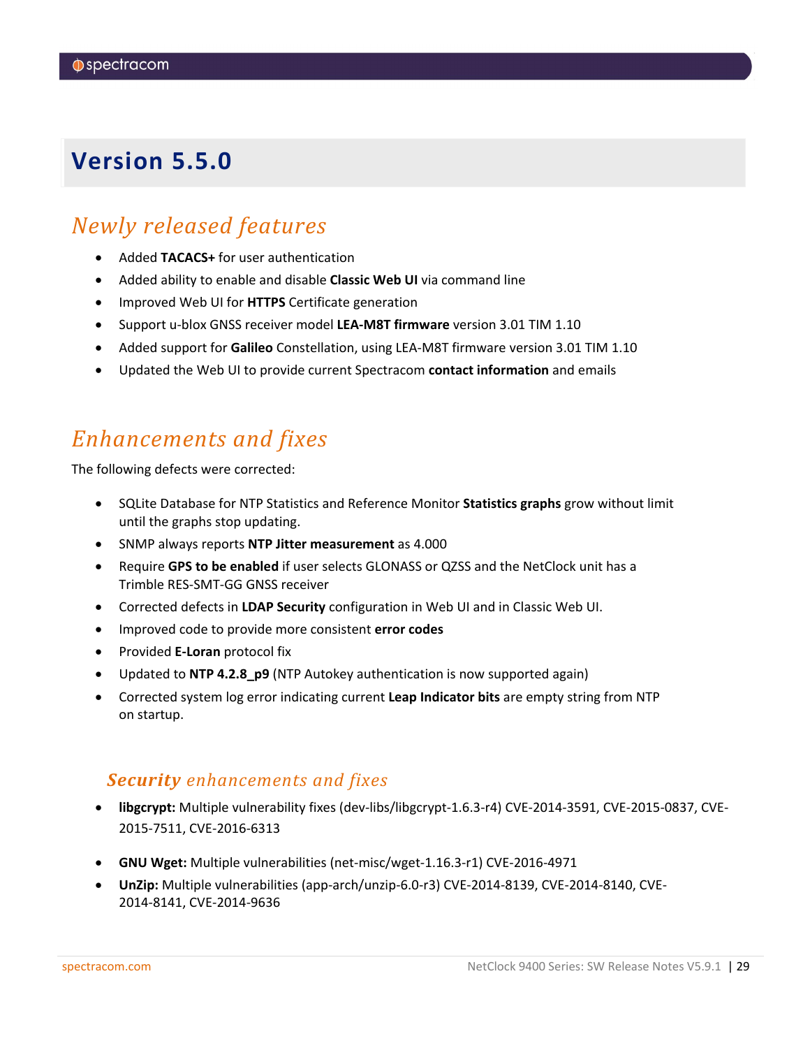# Version 5.5.0

## *Newly released features*

- Added **TACACS+** for user authentication
- Added ability to enable and disable **Classic Web UI** via command line
- Improved Web UI for **HTTPS** Certificate generation
- Support u-blox GNSS receiver model **LEA-M8T firmware** version 3.01 TIM 1.10
- Added support for **Galileo** Constellation, using LEA-M8T firmware version 3.01 TIM 1.10
- Updated the Web UI to provide current Spectracom **contact information** and emails

## *Enhancements and fixes*

The following defects were corrected:

- SQLite Database for NTP Statistics and Reference Monitor **Statistics graphs** grow without limit until the graphs stop updating.
- SNMP always reports **NTP Jitter measurement** as 4.000
- Require **GPS to be enabled** if user selects GLONASS or QZSS and the NetClock unit has a Trimble RES-SMT-GG GNSS receiver
- Corrected defects in **LDAP Security** configuration in Web UI and in Classic Web UI.
- Improved code to provide more consistent **error codes**
- Provided **E-Loran** protocol fix
- Updated to **NTP 4.2.8_p9** (NTP Autokey authentication is now supported again)
- Corrected system log error indicating current **Leap Indicator bits** are empty string from NTP on startup.

### ***Security*** *enhancements and fixes*

- **libgcrypt:** Multiple vulnerability fixes (dev-libs/libgcrypt-1.6.3-r4) CVE-2014-3591, CVE-2015-0837, CVE-2015-7511, CVE-2016-6313
- **GNU Wget:** Multiple vulnerabilities (net-misc/wget-1.16.3-r1) CVE-2016-4971
- **UnZip:** Multiple vulnerabilities (app-arch/unzip-6.0-r3) CVE-2014-8139, CVE-2014-8140, CVE-2014-8141, CVE-2014-9636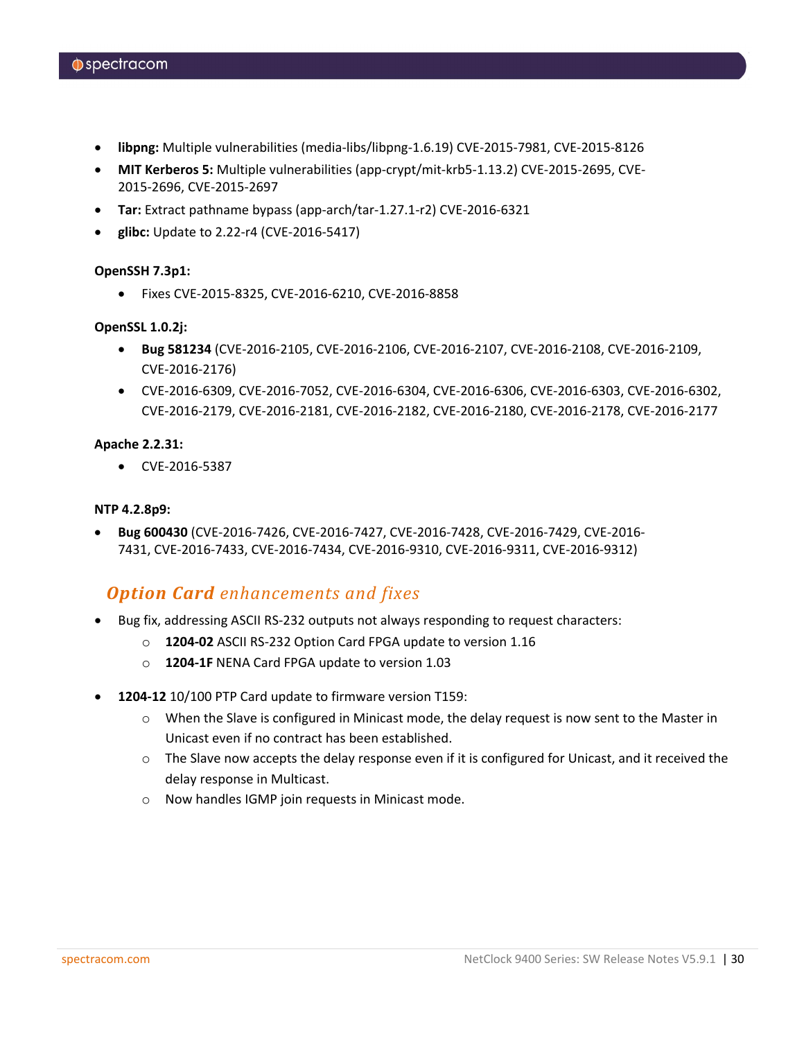- **libpng:** Multiple vulnerabilities (media-libs/libpng-1.6.19) CVE-2015-7981, CVE-2015-8126
- **MIT Kerberos 5:** Multiple vulnerabilities (app-crypt/mit-krb5-1.13.2) CVE-2015-2695, CVE-2015-2696, CVE-2015-2697
- **Tar:** Extract pathname bypass (app-arch/tar-1.27.1-r2) CVE-2016-6321
- **glibc:** Update to 2.22-r4 (CVE-2016-5417)

**OpenSSH 7.3p1:**

- Fixes CVE-2015-8325, CVE-2016-6210, CVE-2016-8858

**OpenSSL 1.0.2j:**

- **Bug 581234** (CVE-2016-2105, CVE-2016-2106, CVE-2016-2107, CVE-2016-2108, CVE-2016-2109, CVE-2016-2176)
- CVE-2016-6309, CVE-2016-7052, CVE-2016-6304, CVE-2016-6306, CVE-2016-6303, CVE-2016-6302, CVE-2016-2179, CVE-2016-2181, CVE-2016-2182, CVE-2016-2180, CVE-2016-2178, CVE-2016-2177

**Apache 2.2.31:**

- CVE-2016-5387

**NTP 4.2.8p9:**

- **Bug 600430** (CVE-2016-7426, CVE-2016-7427, CVE-2016-7428, CVE-2016-7429, CVE-2016-7431, CVE-2016-7433, CVE-2016-7434, CVE-2016-9310, CVE-2016-9311, CVE-2016-9312)

## ***Option Card*** *enhancements and fixes*

- Bug fix, addressing ASCII RS-232 outputs not always responding to request characters:
  - **1204-02** ASCII RS-232 Option Card FPGA update to version 1.16
  - **1204-1F** NENA Card FPGA update to version 1.03
- **1204-12** 10/100 PTP Card update to firmware version T159:
  - When the Slave is configured in Minicast mode, the delay request is now sent to the Master in Unicast even if no contract has been established.
  - The Slave now accepts the delay response even if it is configured for Unicast, and it received the delay response in Multicast.
  - Now handles IGMP join requests in Minicast mode.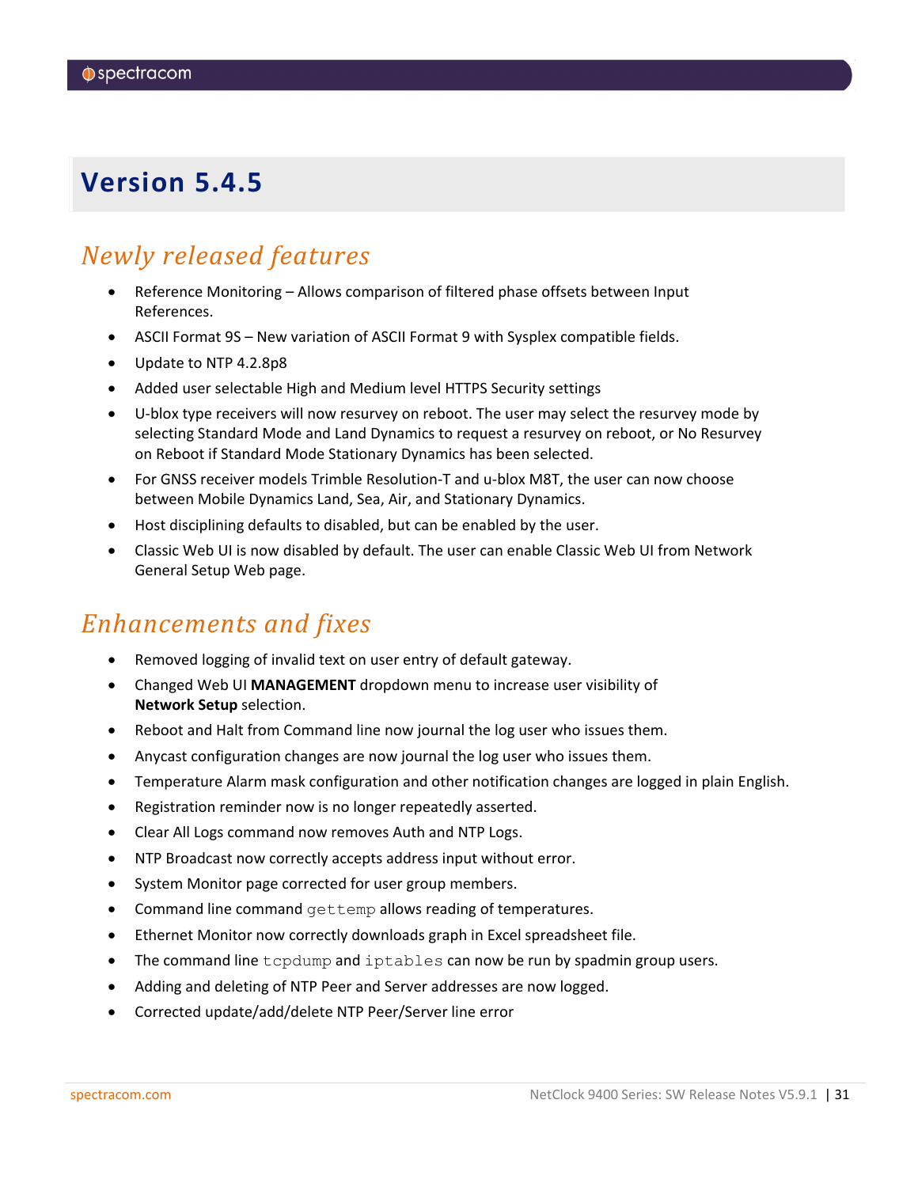# Version 5.4.5

## *Newly released features*

- Reference Monitoring – Allows comparison of filtered phase offsets between Input References.
- ASCII Format 9S – New variation of ASCII Format 9 with Sysplex compatible fields.
- Update to NTP 4.2.8p8
- Added user selectable High and Medium level HTTPS Security settings
- U-blox type receivers will now resurvey on reboot. The user may select the resurvey mode by selecting Standard Mode and Land Dynamics to request a resurvey on reboot, or No Resurvey on Reboot if Standard Mode Stationary Dynamics has been selected.
- For GNSS receiver models Trimble Resolution-T and u-blox M8T, the user can now choose between Mobile Dynamics Land, Sea, Air, and Stationary Dynamics.
- Host disciplining defaults to disabled, but can be enabled by the user.
- Classic Web UI is now disabled by default. The user can enable Classic Web UI from Network General Setup Web page.

## *Enhancements and fixes*

- Removed logging of invalid text on user entry of default gateway.
- Changed Web UI **MANAGEMENT** dropdown menu to increase user visibility of **Network Setup** selection.
- Reboot and Halt from Command line now journal the log user who issues them.
- Anycast configuration changes are now journal the log user who issues them.
- Temperature Alarm mask configuration and other notification changes are logged in plain English.
- Registration reminder now is no longer repeatedly asserted.
- Clear All Logs command now removes Auth and NTP Logs.
- NTP Broadcast now correctly accepts address input without error.
- System Monitor page corrected for user group members.
- Command line command `gettemp` allows reading of temperatures.
- Ethernet Monitor now correctly downloads graph in Excel spreadsheet file.
- The command line `tcpdump` and `iptables` can now be run by spadmin group users.
- Adding and deleting of NTP Peer and Server addresses are now logged.
- Corrected update/add/delete NTP Peer/Server line error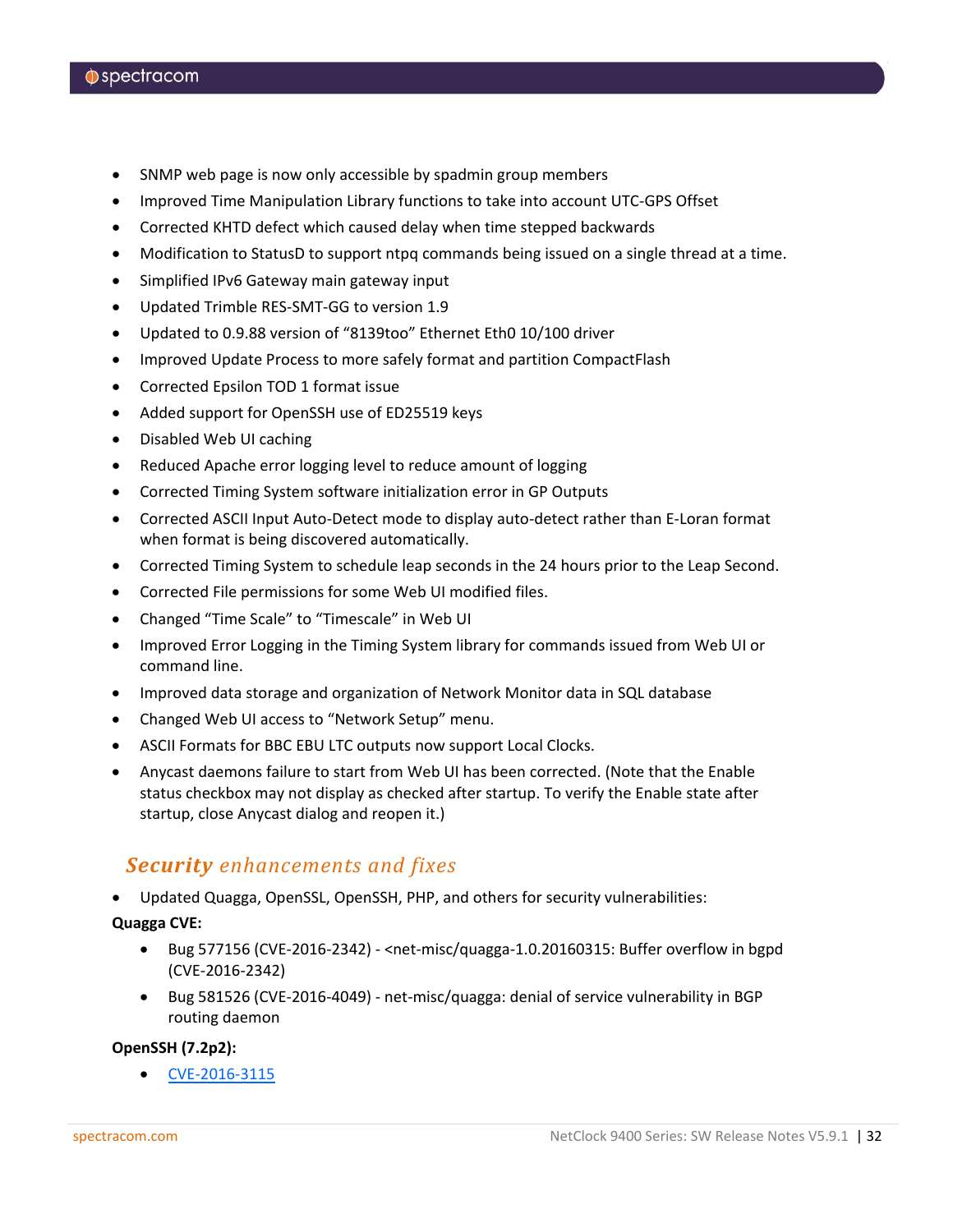- SNMP web page is now only accessible by spadmin group members
- Improved Time Manipulation Library functions to take into account UTC-GPS Offset
- Corrected KHTD defect which caused delay when time stepped backwards
- Modification to StatusD to support ntpq commands being issued on a single thread at a time.
- Simplified IPv6 Gateway main gateway input
- Updated Trimble RES-SMT-GG to version 1.9
- Updated to 0.9.88 version of "8139too" Ethernet Eth0 10/100 driver
- Improved Update Process to more safely format and partition CompactFlash
- Corrected Epsilon TOD 1 format issue
- Added support for OpenSSH use of ED25519 keys
- Disabled Web UI caching
- Reduced Apache error logging level to reduce amount of logging
- Corrected Timing System software initialization error in GP Outputs
- Corrected ASCII Input Auto-Detect mode to display auto-detect rather than E-Loran format when format is being discovered automatically.
- Corrected Timing System to schedule leap seconds in the 24 hours prior to the Leap Second.
- Corrected File permissions for some Web UI modified files.
- Changed "Time Scale" to "Timescale" in Web UI
- Improved Error Logging in the Timing System library for commands issued from Web UI or command line.
- Improved data storage and organization of Network Monitor data in SQL database
- Changed Web UI access to "Network Setup" menu.
- ASCII Formats for BBC EBU LTC outputs now support Local Clocks.
- Anycast daemons failure to start from Web UI has been corrected. (Note that the Enable status checkbox may not display as checked after startup. To verify the Enable state after startup, close Anycast dialog and reopen it.)

## *Security enhancements and fixes*

- Updated Quagga, OpenSSL, OpenSSH, PHP, and others for security vulnerabilities:

**Quagga CVE:**

- Bug 577156 (CVE-2016-2342) - <net-misc/quagga-1.0.20160315: Buffer overflow in bgpd (CVE-2016-2342)
- Bug 581526 (CVE-2016-4049) - net-misc/quagga: denial of service vulnerability in BGP routing daemon

**OpenSSH (7.2p2):**

- CVE-2016-3115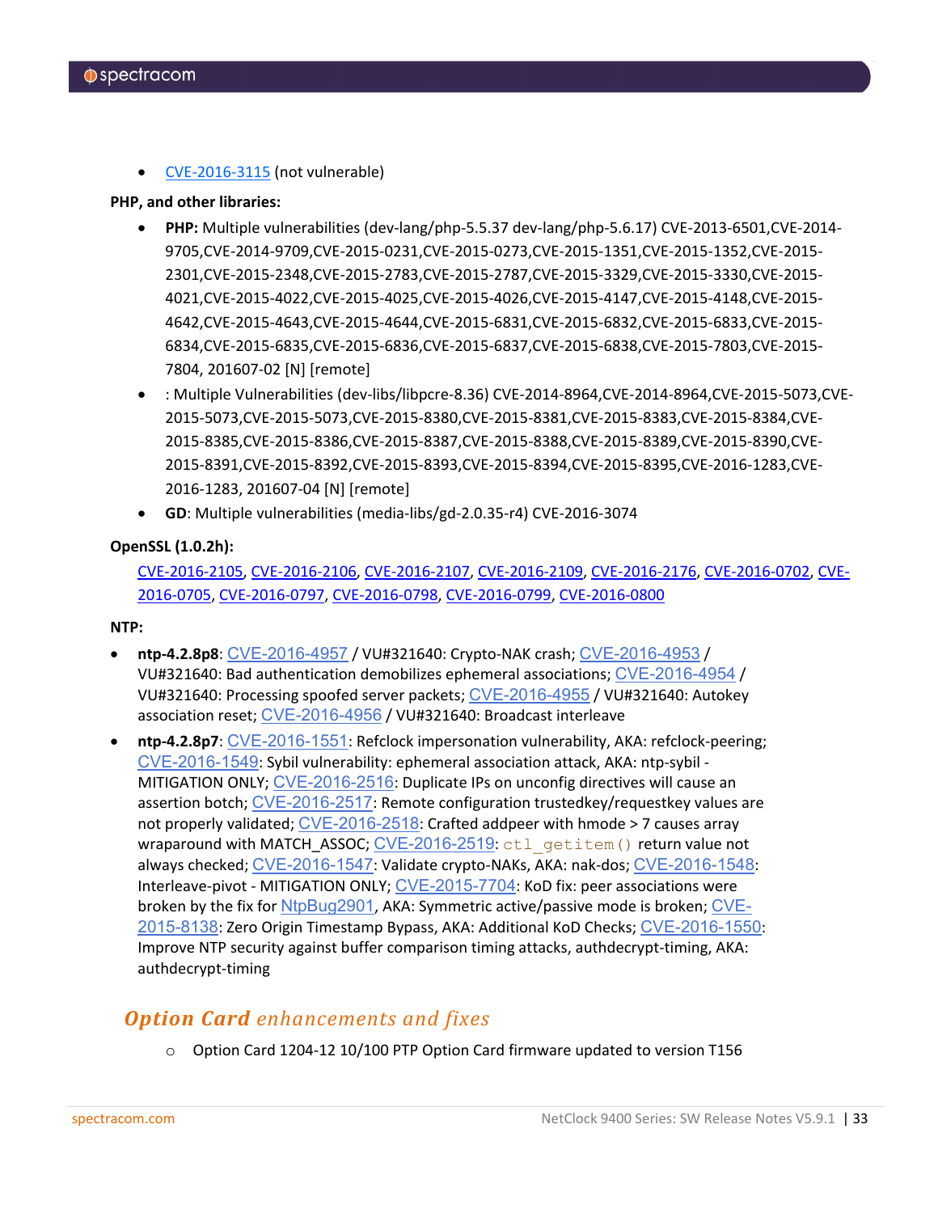- CVE-2016-3115 (not vulnerable)

**PHP, and other libraries:**

- **PHP:** Multiple vulnerabilities (dev-lang/php-5.5.37 dev-lang/php-5.6.17) CVE-2013-6501,CVE-2014-9705,CVE-2014-9709,CVE-2015-0231,CVE-2015-0273,CVE-2015-1351,CVE-2015-1352,CVE-2015-2301,CVE-2015-2348,CVE-2015-2783,CVE-2015-2787,CVE-2015-3329,CVE-2015-3330,CVE-2015-4021,CVE-2015-4022,CVE-2015-4025,CVE-2015-4026,CVE-2015-4147,CVE-2015-4148,CVE-2015-4642,CVE-2015-4643,CVE-2015-4644,CVE-2015-6831,CVE-2015-6832,CVE-2015-6833,CVE-2015-6834,CVE-2015-6835,CVE-2015-6836,CVE-2015-6837,CVE-2015-6838,CVE-2015-7803,CVE-2015-7804, 201607-02 [N] [remote]
- : Multiple Vulnerabilities (dev-libs/libpcre-8.36) CVE-2014-8964,CVE-2014-8964,CVE-2015-5073,CVE-2015-5073,CVE-2015-5073,CVE-2015-8380,CVE-2015-8381,CVE-2015-8383,CVE-2015-8384,CVE-2015-8385,CVE-2015-8386,CVE-2015-8387,CVE-2015-8388,CVE-2015-8389,CVE-2015-8390,CVE-2015-8391,CVE-2015-8392,CVE-2015-8393,CVE-2015-8394,CVE-2015-8395,CVE-2016-1283,CVE-2016-1283, 201607-04 [N] [remote]
- **GD**: Multiple vulnerabilities (media-libs/gd-2.0.35-r4) CVE-2016-3074

**OpenSSL (1.0.2h):**

CVE-2016-2105, CVE-2016-2106, CVE-2016-2107, CVE-2016-2109, CVE-2016-2176, CVE-2016-0702, CVE-2016-0705, CVE-2016-0797, CVE-2016-0798, CVE-2016-0799, CVE-2016-0800

**NTP:**

- **ntp-4.2.8p8**: CVE-2016-4957 / VU#321640: Crypto-NAK crash; CVE-2016-4953 / VU#321640: Bad authentication demobilizes ephemeral associations; CVE-2016-4954 / VU#321640: Processing spoofed server packets; CVE-2016-4955 / VU#321640: Autokey association reset; CVE-2016-4956 / VU#321640: Broadcast interleave
- **ntp-4.2.8p7**: CVE-2016-1551: Refclock impersonation vulnerability, AKA: refclock-peering; CVE-2016-1549: Sybil vulnerability: ephemeral association attack, AKA: ntp-sybil - MITIGATION ONLY; CVE-2016-2516: Duplicate IPs on unconfig directives will cause an assertion botch; CVE-2016-2517: Remote configuration trustedkey/requestkey values are not properly validated; CVE-2016-2518: Crafted addpeer with hmode > 7 causes array wraparound with MATCH_ASSOC; CVE-2016-2519: `ctl_getitem()` return value not always checked; CVE-2016-1547: Validate crypto-NAKs, AKA: nak-dos; CVE-2016-1548: Interleave-pivot - MITIGATION ONLY; CVE-2015-7704: KoD fix: peer associations were broken by the fix for NtpBug2901, AKA: Symmetric active/passive mode is broken; CVE-2015-8138: Zero Origin Timestamp Bypass, AKA: Additional KoD Checks; CVE-2016-1550: Improve NTP security against buffer comparison timing attacks, authdecrypt-timing, AKA: authdecrypt-timing

## *Option Card enhancements and fixes*

- Option Card 1204-12 10/100 PTP Option Card firmware updated to version T156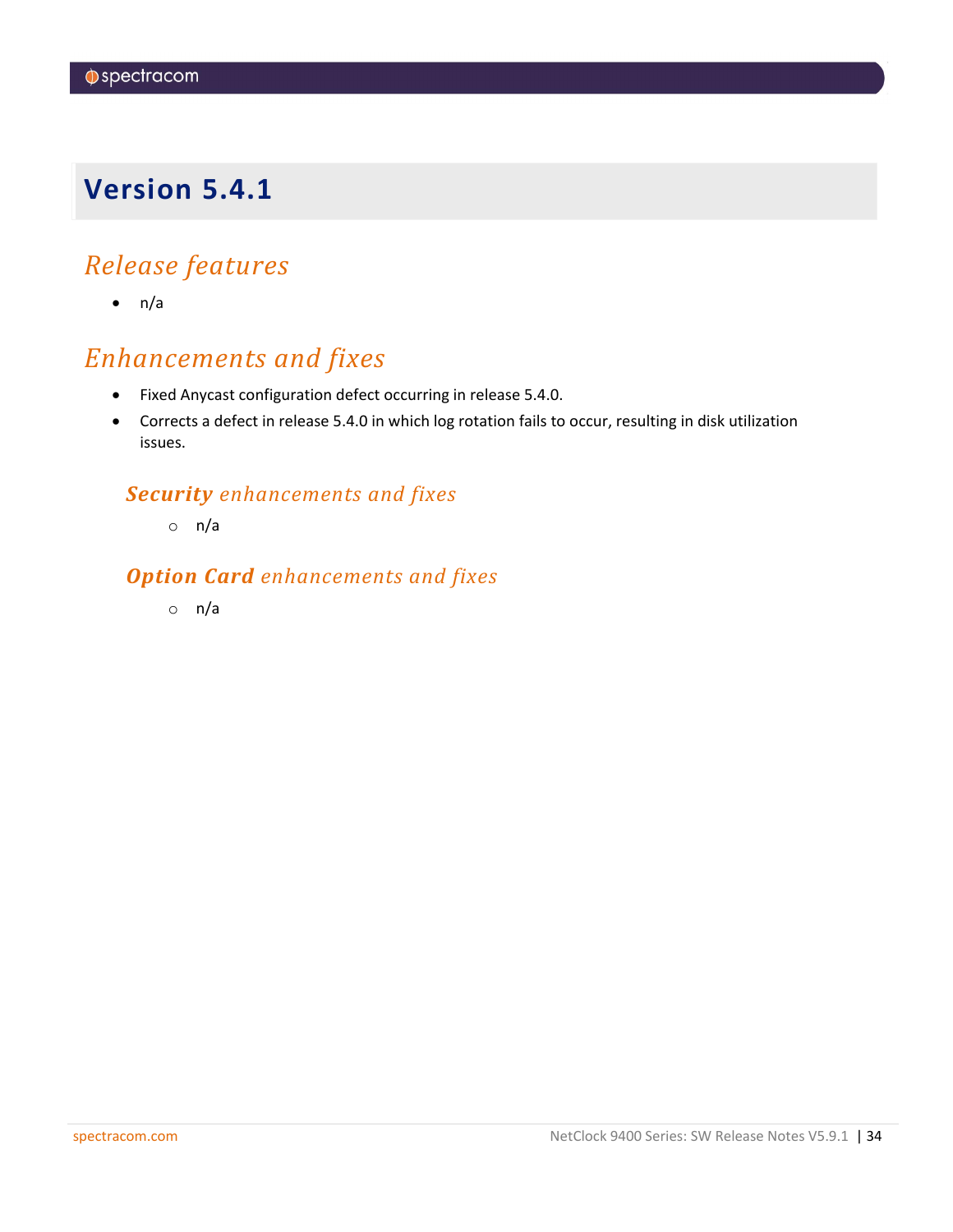# Version 5.4.1

## *Release features*

- n/a

## *Enhancements and fixes*

- Fixed Anycast configuration defect occurring in release 5.4.0.
- Corrects a defect in release 5.4.0 in which log rotation fails to occur, resulting in disk utilization issues.

### ***Security** enhancements and fixes*

- n/a

### ***Option Card** enhancements and fixes*

- n/a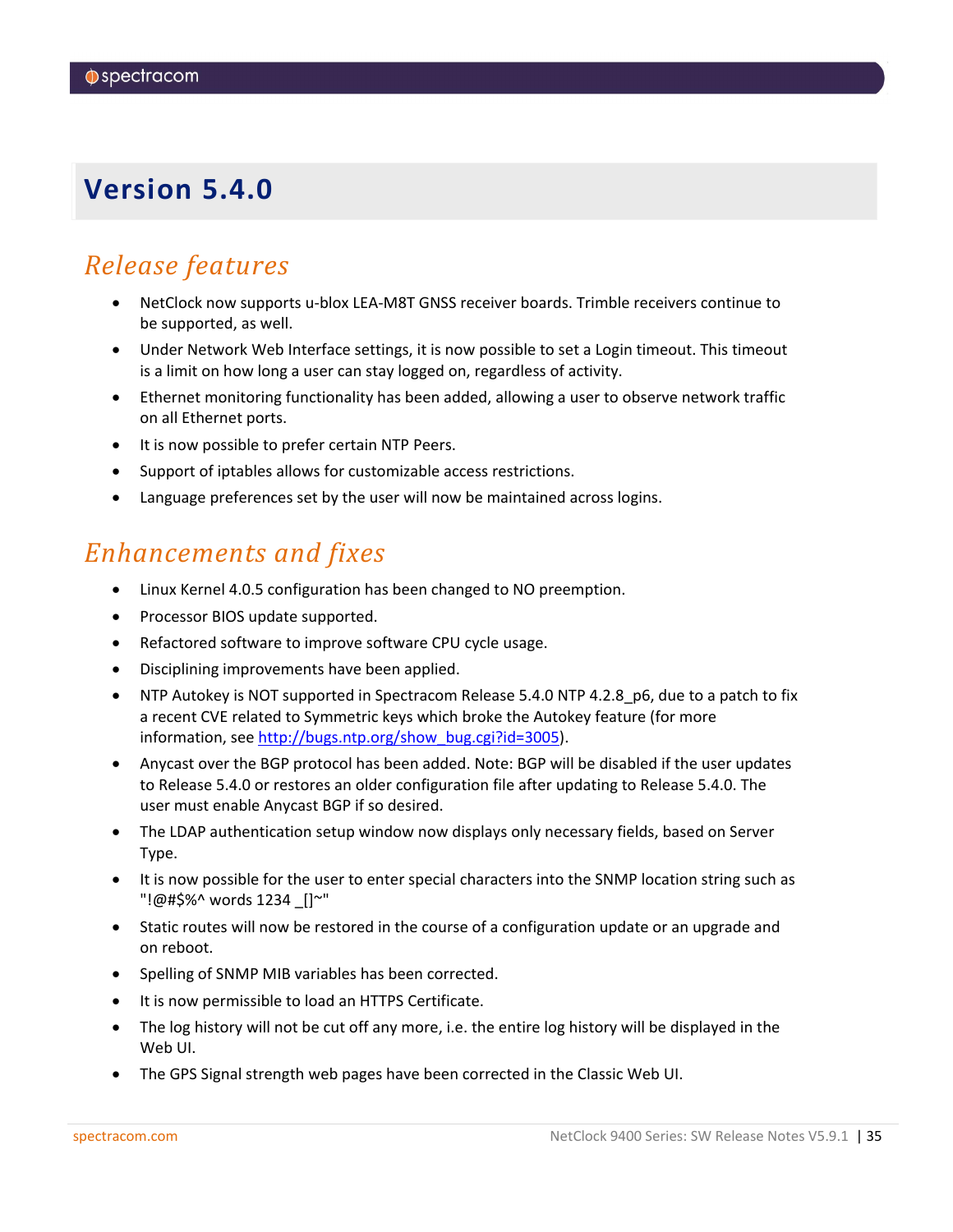# Version 5.4.0

## Release features

- NetClock now supports u-blox LEA-M8T GNSS receiver boards. Trimble receivers continue to be supported, as well.
- Under Network Web Interface settings, it is now possible to set a Login timeout. This timeout is a limit on how long a user can stay logged on, regardless of activity.
- Ethernet monitoring functionality has been added, allowing a user to observe network traffic on all Ethernet ports.
- It is now possible to prefer certain NTP Peers.
- Support of iptables allows for customizable access restrictions.
- Language preferences set by the user will now be maintained across logins.

## Enhancements and fixes

- Linux Kernel 4.0.5 configuration has been changed to NO preemption.
- Processor BIOS update supported.
- Refactored software to improve software CPU cycle usage.
- Disciplining improvements have been applied.
- NTP Autokey is NOT supported in Spectracom Release 5.4.0 NTP 4.2.8_p6, due to a patch to fix a recent CVE related to Symmetric keys which broke the Autokey feature (for more information, see [http://bugs.ntp.org/show_bug.cgi?id=3005](http://bugs.ntp.org/show_bug.cgi?id=3005)).
- Anycast over the BGP protocol has been added. Note: BGP will be disabled if the user updates to Release 5.4.0 or restores an older configuration file after updating to Release 5.4.0. The user must enable Anycast BGP if so desired.
- The LDAP authentication setup window now displays only necessary fields, based on Server Type.
- It is now possible for the user to enter special characters into the SNMP location string such as "!@#$%^ words 1234 _[]~"
- Static routes will now be restored in the course of a configuration update or an upgrade and on reboot.
- Spelling of SNMP MIB variables has been corrected.
- It is now permissible to load an HTTPS Certificate.
- The log history will not be cut off any more, i.e. the entire log history will be displayed in the Web UI.
- The GPS Signal strength web pages have been corrected in the Classic Web UI.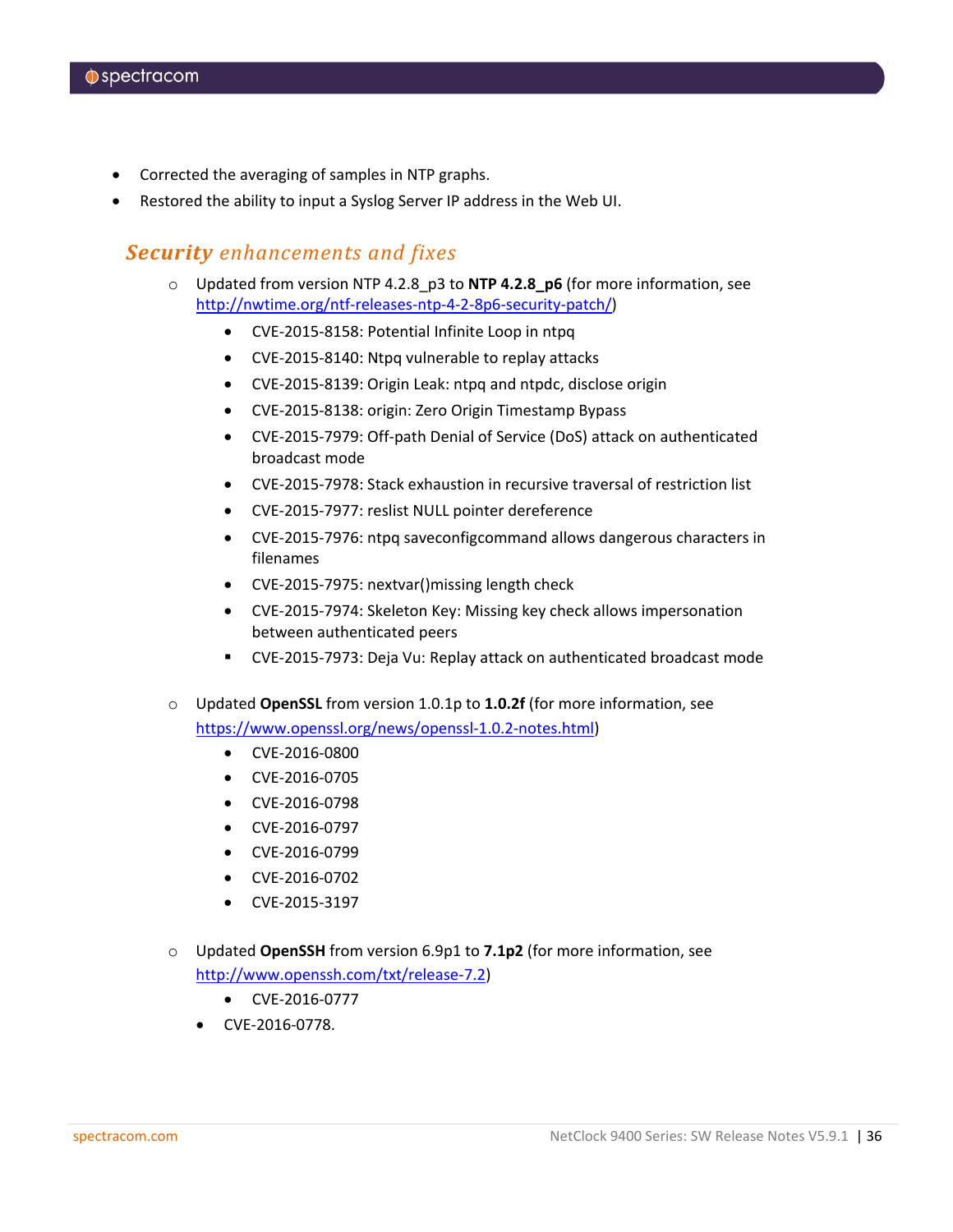- Corrected the averaging of samples in NTP graphs.
- Restored the ability to input a Syslog Server IP address in the Web UI.

## ***Security*** *enhancements and fixes*

- Updated from version NTP 4.2.8_p3 to **NTP 4.2.8_p6** (for more information, see [http://nwtime.org/ntf-releases-ntp-4-2-8p6-security-patch/](http://nwtime.org/ntf-releases-ntp-4-2-8p6-security-patch/))
  - CVE-2015-8158: Potential Infinite Loop in ntpq
  - CVE-2015-8140: Ntpq vulnerable to replay attacks
  - CVE-2015-8139: Origin Leak: ntpq and ntpdc, disclose origin
  - CVE-2015-8138: origin: Zero Origin Timestamp Bypass
  - CVE-2015-7979: Off-path Denial of Service (DoS) attack on authenticated broadcast mode
  - CVE-2015-7978: Stack exhaustion in recursive traversal of restriction list
  - CVE-2015-7977: reslist NULL pointer dereference
  - CVE-2015-7976: ntpq saveconfigcommand allows dangerous characters in filenames
  - CVE-2015-7975: nextvar()missing length check
  - CVE-2015-7974: Skeleton Key: Missing key check allows impersonation between authenticated peers
  - CVE-2015-7973: Deja Vu: Replay attack on authenticated broadcast mode

- Updated **OpenSSL** from version 1.0.1p to **1.0.2f** (for more information, see [https://www.openssl.org/news/openssl-1.0.2-notes.html](https://www.openssl.org/news/openssl-1.0.2-notes.html))
  - CVE-2016-0800
  - CVE-2016-0705
  - CVE-2016-0798
  - CVE-2016-0797
  - CVE-2016-0799
  - CVE-2016-0702
  - CVE-2015-3197

- Updated **OpenSSH** from version 6.9p1 to **7.1p2** (for more information, see [http://www.openssh.com/txt/release-7.2](http://www.openssh.com/txt/release-7.2))
  - CVE-2016-0777
  - CVE-2016-0778.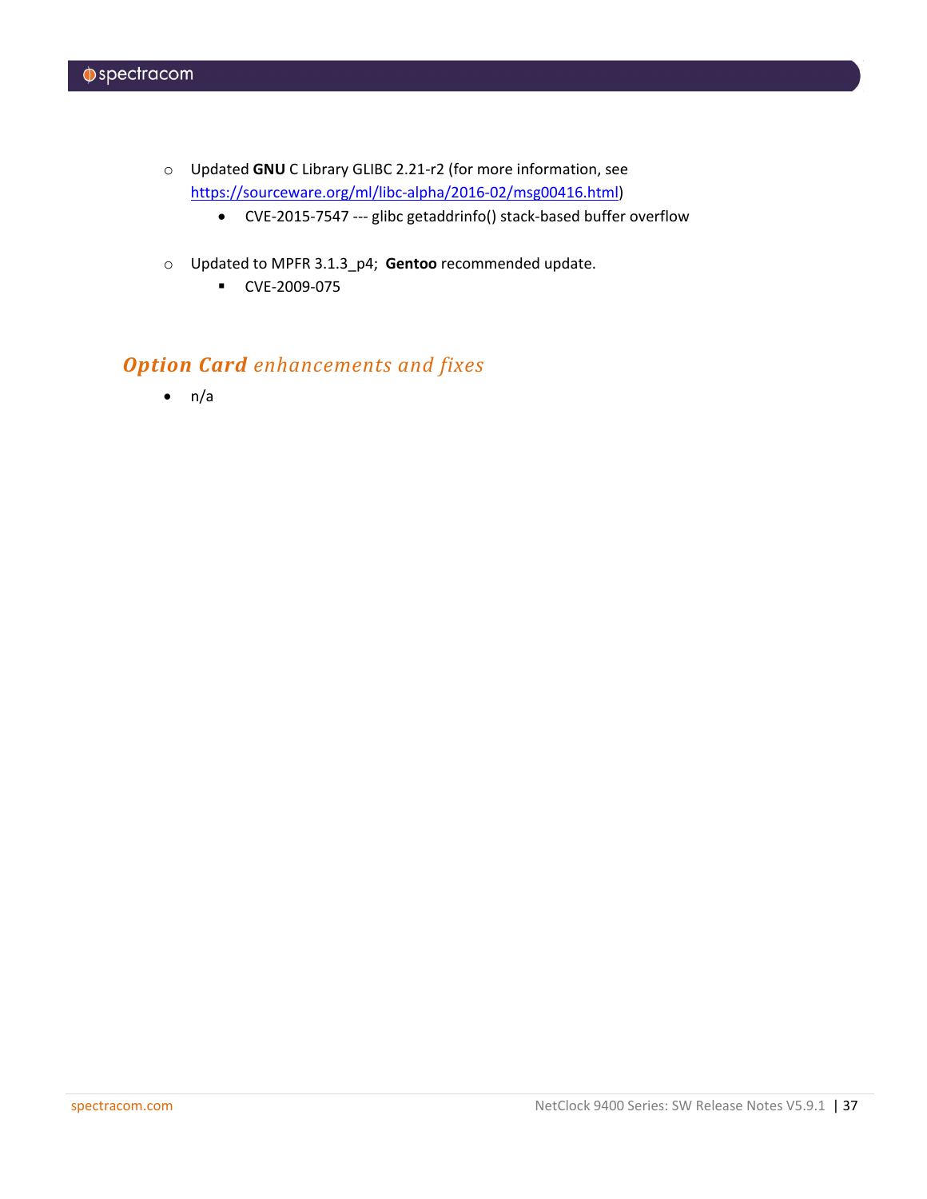- Updated **GNU** C Library GLIBC 2.21-r2 (for more information, see [https://sourceware.org/ml/libc-alpha/2016-02/msg00416.html](https://sourceware.org/ml/libc-alpha/2016-02/msg00416.html))
    - CVE-2015-7547 --- glibc getaddrinfo() stack-based buffer overflow

- Updated to MPFR 3.1.3_p4; **Gentoo** recommended update.
    - CVE-2009-075

## ***Option Card** enhancements and fixes*

- n/a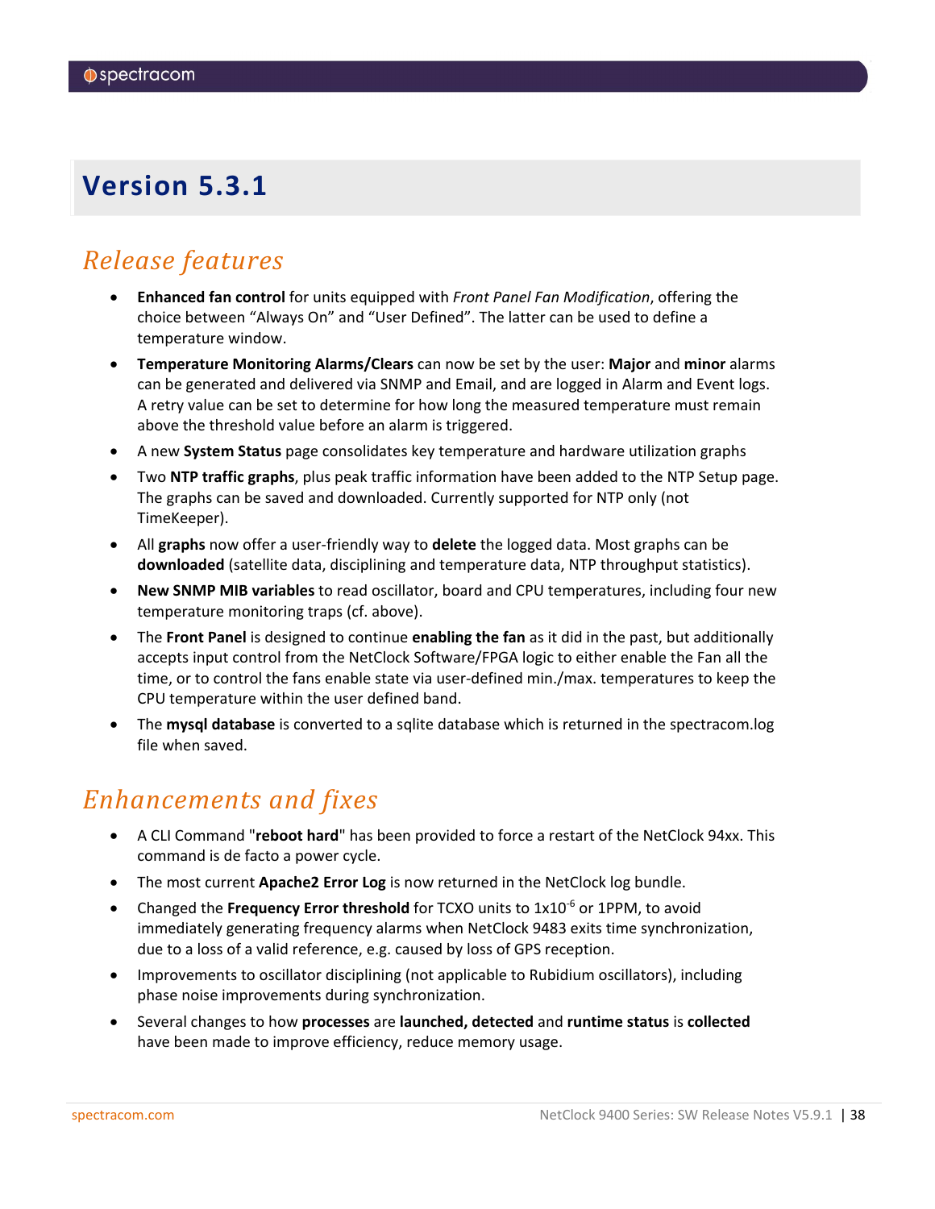# Version 5.3.1

## *Release features*

- **Enhanced fan control** for units equipped with *Front Panel Fan Modification*, offering the choice between “Always On” and “User Defined”. The latter can be used to define a temperature window.
- **Temperature Monitoring Alarms/Clears** can now be set by the user: **Major** and **minor** alarms can be generated and delivered via SNMP and Email, and are logged in Alarm and Event logs. A retry value can be set to determine for how long the measured temperature must remain above the threshold value before an alarm is triggered.
- A new **System Status** page consolidates key temperature and hardware utilization graphs
- Two **NTP traffic graphs**, plus peak traffic information have been added to the NTP Setup page. The graphs can be saved and downloaded. Currently supported for NTP only (not TimeKeeper).
- All **graphs** now offer a user-friendly way to **delete** the logged data. Most graphs can be **downloaded** (satellite data, disciplining and temperature data, NTP throughput statistics).
- **New SNMP MIB variables** to read oscillator, board and CPU temperatures, including four new temperature monitoring traps (cf. above).
- The **Front Panel** is designed to continue **enabling the fan** as it did in the past, but additionally accepts input control from the NetClock Software/FPGA logic to either enable the Fan all the time, or to control the fans enable state via user-defined min./max. temperatures to keep the CPU temperature within the user defined band.
- The **mysql database** is converted to a sqlite database which is returned in the spectracom.log file when saved.

## *Enhancements and fixes*

- A CLI Command "**reboot hard**" has been provided to force a restart of the NetClock 94xx. This command is de facto a power cycle.
- The most current **Apache2 Error Log** is now returned in the NetClock log bundle.
- Changed the **Frequency Error threshold** for TCXO units to $1x10^{-6}$ or 1PPM, to avoid immediately generating frequency alarms when NetClock 9483 exits time synchronization, due to a loss of a valid reference, e.g. caused by loss of GPS reception.
- Improvements to oscillator disciplining (not applicable to Rubidium oscillators), including phase noise improvements during synchronization.
- Several changes to how **processes** are **launched, detected** and **runtime status** is **collected** have been made to improve efficiency, reduce memory usage.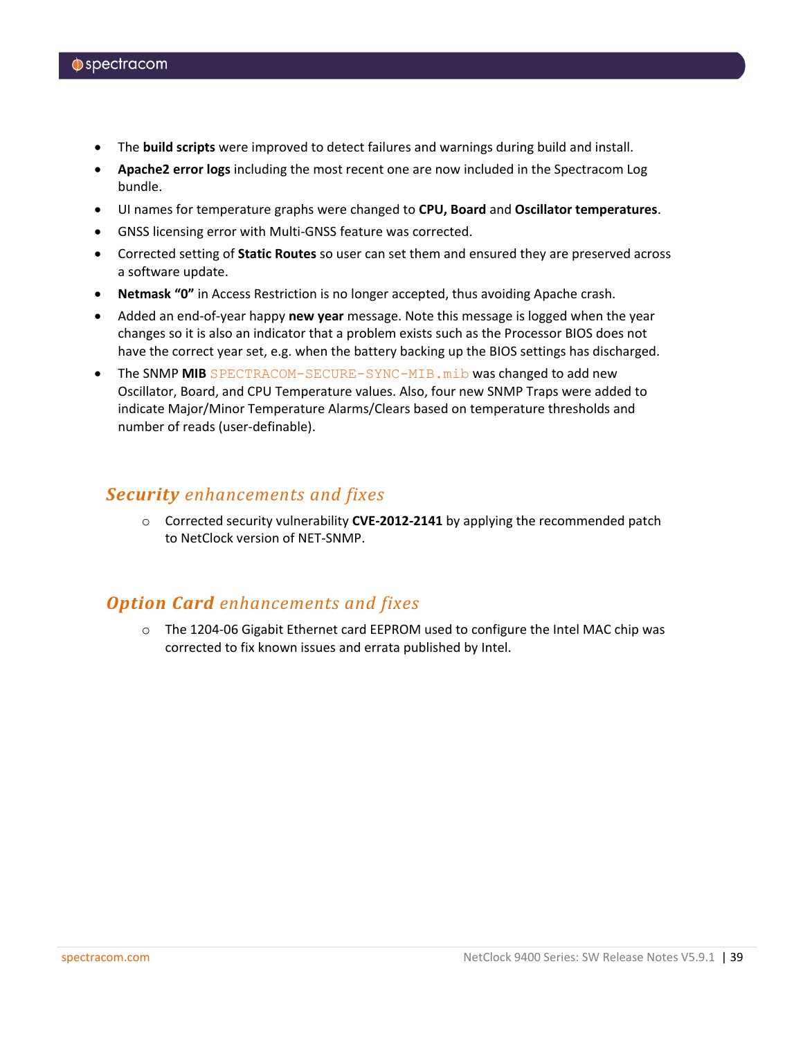- The **build scripts** were improved to detect failures and warnings during build and install.
- **Apache2 error logs** including the most recent one are now included in the Spectracom Log bundle.
- UI names for temperature graphs were changed to **CPU, Board** and **Oscillator temperatures**.
- GNSS licensing error with Multi-GNSS feature was corrected.
- Corrected setting of **Static Routes** so user can set them and ensured they are preserved across a software update.
- **Netmask "0"** in Access Restriction is no longer accepted, thus avoiding Apache crash.
- Added an end-of-year happy **new year** message. Note this message is logged when the year changes so it is also an indicator that a problem exists such as the Processor BIOS does not have the correct year set, e.g. when the battery backing up the BIOS settings has discharged.
- The SNMP **MIB** `SPECTRACOM-SECURE-SYNC-MIB.mib` was changed to add new Oscillator, Board, and CPU Temperature values. Also, four new SNMP Traps were added to indicate Major/Minor Temperature Alarms/Clears based on temperature thresholds and number of reads (user-definable).

### ***Security*** *enhancements and fixes*

- Corrected security vulnerability **CVE-2012-2141** by applying the recommended patch to NetClock version of NET-SNMP.

### ***Option Card*** *enhancements and fixes*

- The 1204-06 Gigabit Ethernet card EEPROM used to configure the Intel MAC chip was corrected to fix known issues and errata published by Intel.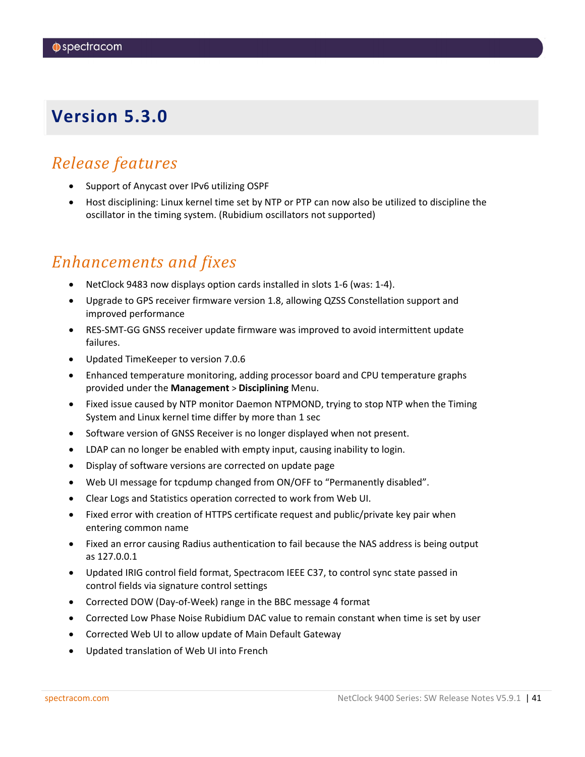# Version 5.3.0

## *Release features*

- Support of Anycast over IPv6 utilizing OSPF
- Host disciplining: Linux kernel time set by NTP or PTP can now also be utilized to discipline the oscillator in the timing system. (Rubidium oscillators not supported)

## *Enhancements and fixes*

- NetClock 9483 now displays option cards installed in slots 1-6 (was: 1-4).
- Upgrade to GPS receiver firmware version 1.8, allowing QZSS Constellation support and improved performance
- RES-SMT-GG GNSS receiver update firmware was improved to avoid intermittent update failures.
- Updated TimeKeeper to version 7.0.6
- Enhanced temperature monitoring, adding processor board and CPU temperature graphs provided under the **Management** > **Disciplining** Menu.
- Fixed issue caused by NTP monitor Daemon NTPMOND, trying to stop NTP when the Timing System and Linux kernel time differ by more than 1 sec
- Software version of GNSS Receiver is no longer displayed when not present.
- LDAP can no longer be enabled with empty input, causing inability to login.
- Display of software versions are corrected on update page
- Web UI message for tcpdump changed from ON/OFF to “Permanently disabled”.
- Clear Logs and Statistics operation corrected to work from Web UI.
- Fixed error with creation of HTTPS certificate request and public/private key pair when entering common name
- Fixed an error causing Radius authentication to fail because the NAS address is being output as 127.0.0.1
- Updated IRIG control field format, Spectracom IEEE C37, to control sync state passed in control fields via signature control settings
- Corrected DOW (Day-of-Week) range in the BBC message 4 format
- Corrected Low Phase Noise Rubidium DAC value to remain constant when time is set by user
- Corrected Web UI to allow update of Main Default Gateway
- Updated translation of Web UI into French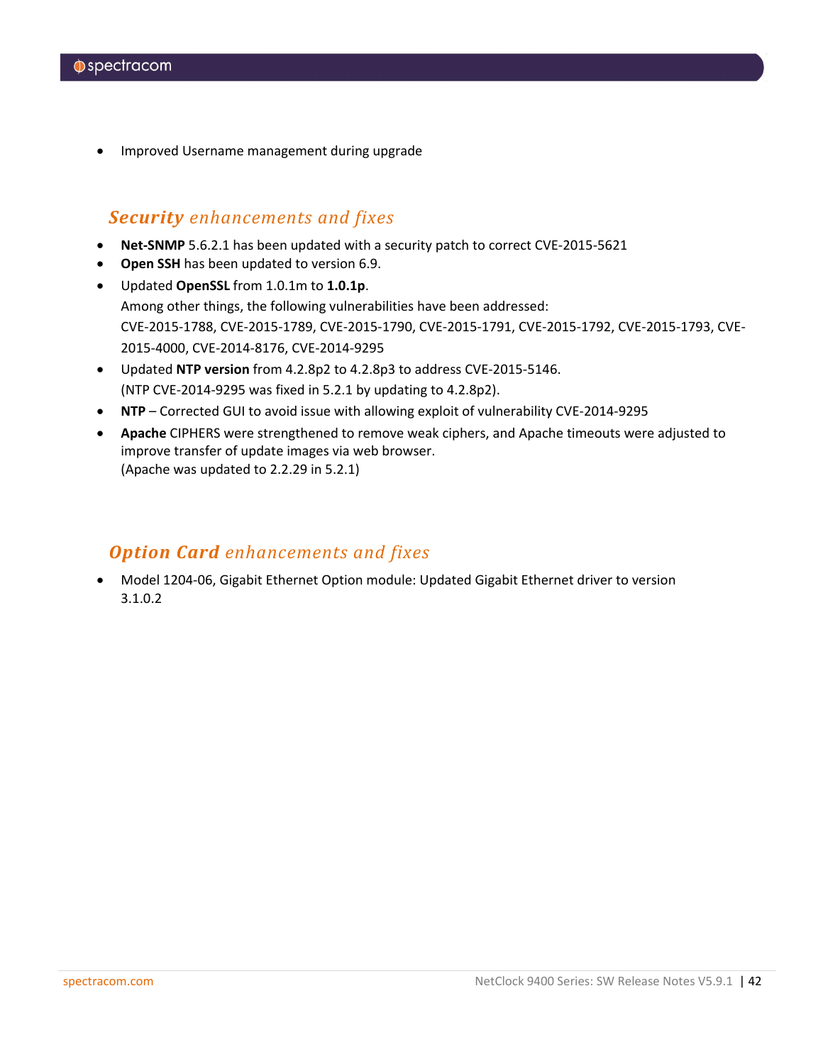- Improved Username management during upgrade

## ***Security** enhancements and fixes*

- **Net-SNMP** 5.6.2.1 has been updated with a security patch to correct CVE-2015-5621
- **Open SSH** has been updated to version 6.9.
- Updated **OpenSSL** from 1.0.1m to **1.0.1p**.
  Among other things, the following vulnerabilities have been addressed:
  CVE-2015-1788, CVE-2015-1789, CVE-2015-1790, CVE-2015-1791, CVE-2015-1792, CVE-2015-1793, CVE-2015-4000, CVE-2014-8176, CVE-2014-9295
- Updated **NTP version** from 4.2.8p2 to 4.2.8p3 to address CVE-2015-5146.
  (NTP CVE-2014-9295 was fixed in 5.2.1 by updating to 4.2.8p2).
- **NTP** – Corrected GUI to avoid issue with allowing exploit of vulnerability CVE-2014-9295
- **Apache** CIPHERS were strengthened to remove weak ciphers, and Apache timeouts were adjusted to improve transfer of update images via web browser.
  (Apache was updated to 2.2.29 in 5.2.1)

## ***Option Card** enhancements and fixes*

- Model 1204-06, Gigabit Ethernet Option module: Updated Gigabit Ethernet driver to version 3.1.0.2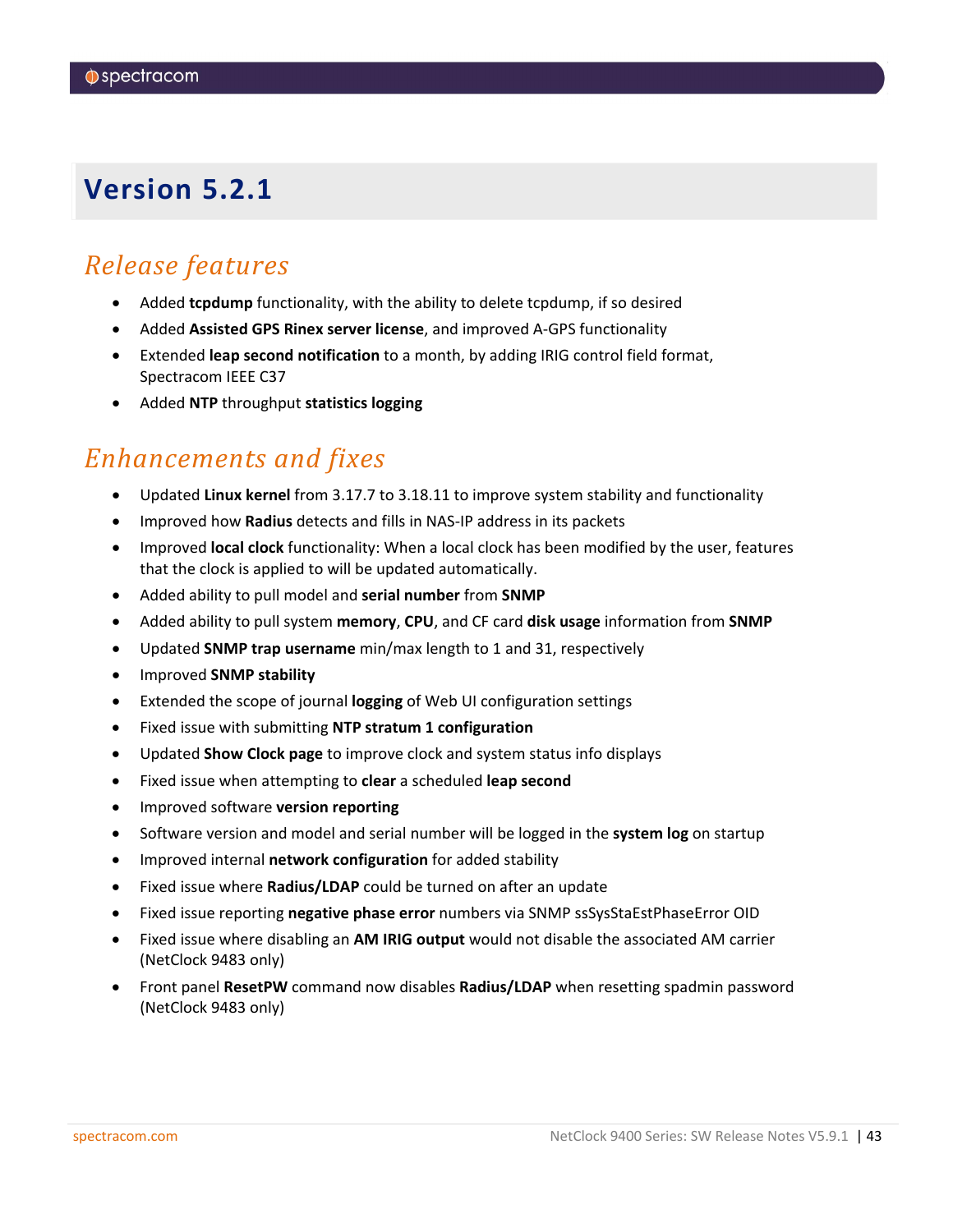# Version 5.2.1

## *Release features*

- Added **tcpdump** functionality, with the ability to delete tcpdump, if so desired
- Added **Assisted GPS Rinex server license**, and improved A-GPS functionality
- Extended **leap second notification** to a month, by adding IRIG control field format, Spectracom IEEE C37
- Added **NTP** throughput **statistics logging**

## *Enhancements and fixes*

- Updated **Linux kernel** from 3.17.7 to 3.18.11 to improve system stability and functionality
- Improved how **Radius** detects and fills in NAS-IP address in its packets
- Improved **local clock** functionality: When a local clock has been modified by the user, features that the clock is applied to will be updated automatically.
- Added ability to pull model and **serial number** from **SNMP**
- Added ability to pull system **memory**, **CPU**, and CF card **disk usage** information from **SNMP**
- Updated **SNMP trap username** min/max length to 1 and 31, respectively
- Improved **SNMP stability**
- Extended the scope of journal **logging** of Web UI configuration settings
- Fixed issue with submitting **NTP stratum 1 configuration**
- Updated **Show Clock page** to improve clock and system status info displays
- Fixed issue when attempting to **clear** a scheduled **leap second**
- Improved software **version reporting**
- Software version and model and serial number will be logged in the **system log** on startup
- Improved internal **network configuration** for added stability
- Fixed issue where **Radius/LDAP** could be turned on after an update
- Fixed issue reporting **negative phase error** numbers via SNMP ssSysStaEstPhaseError OID
- Fixed issue where disabling an **AM IRIG output** would not disable the associated AM carrier (NetClock 9483 only)
- Front panel **ResetPW** command now disables **Radius/LDAP** when resetting spadmin password (NetClock 9483 only)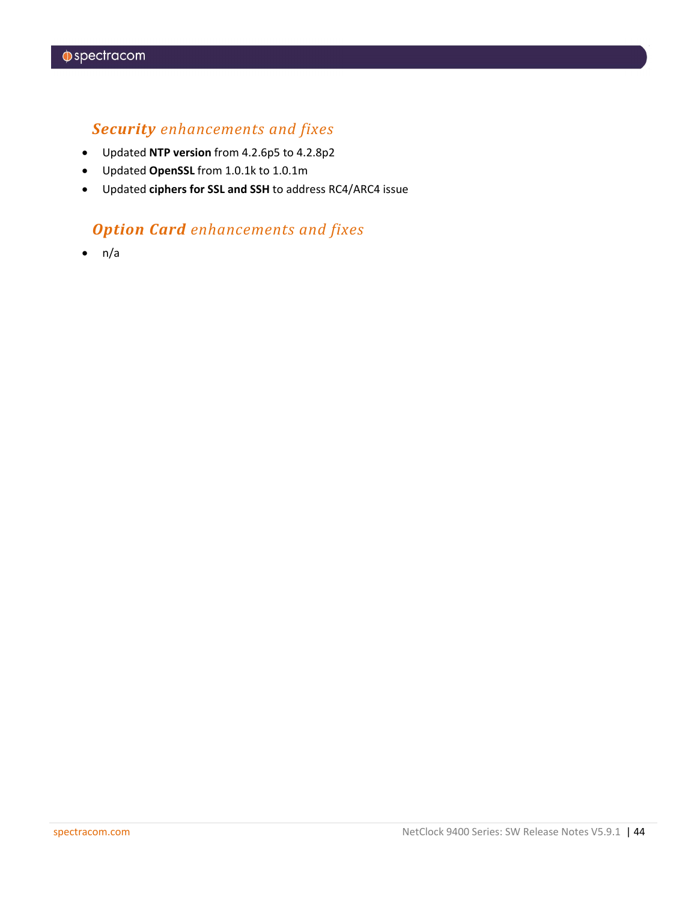### ***Security*** *enhancements and fixes*

- Updated **NTP version** from 4.2.6p5 to 4.2.8p2
- Updated **OpenSSL** from 1.0.1k to 1.0.1m
- Updated **ciphers for SSL and SSH** to address RC4/ARC4 issue

### ***Option Card*** *enhancements and fixes*

- n/a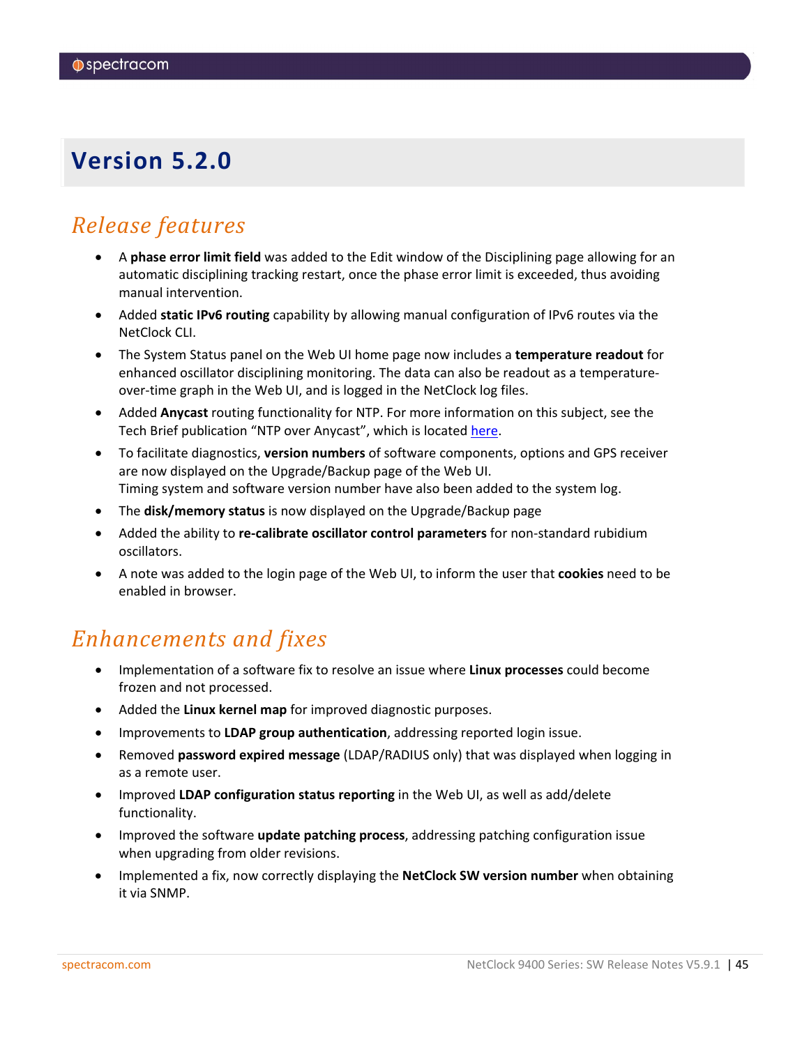# Version 5.2.0

## *Release features*

- A **phase error limit field** was added to the Edit window of the Disciplining page allowing for an automatic disciplining tracking restart, once the phase error limit is exceeded, thus avoiding manual intervention.
- Added **static IPv6 routing** capability by allowing manual configuration of IPv6 routes via the NetClock CLI.
- The System Status panel on the Web UI home page now includes a **temperature readout** for enhanced oscillator disciplining monitoring. The data can also be readout as a temperature-over-time graph in the Web UI, and is logged in the NetClock log files.
- Added **Anycast** routing functionality for NTP. For more information on this subject, see the Tech Brief publication "NTP over Anycast", which is located here.
- To facilitate diagnostics, **version numbers** of software components, options and GPS receiver are now displayed on the Upgrade/Backup page of the Web UI.
  Timing system and software version number have also been added to the system log.
- The **disk/memory status** is now displayed on the Upgrade/Backup page
- Added the ability to **re-calibrate oscillator control parameters** for non-standard rubidium oscillators.
- A note was added to the login page of the Web UI, to inform the user that **cookies** need to be enabled in browser.

## *Enhancements and fixes*

- Implementation of a software fix to resolve an issue where **Linux processes** could become frozen and not processed.
- Added the **Linux kernel map** for improved diagnostic purposes.
- Improvements to **LDAP group authentication**, addressing reported login issue.
- Removed **password expired message** (LDAP/RADIUS only) that was displayed when logging in as a remote user.
- Improved **LDAP configuration status reporting** in the Web UI, as well as add/delete functionality.
- Improved the software **update patching process**, addressing patching configuration issue when upgrading from older revisions.
- Implemented a fix, now correctly displaying the **NetClock SW version number** when obtaining it via SNMP.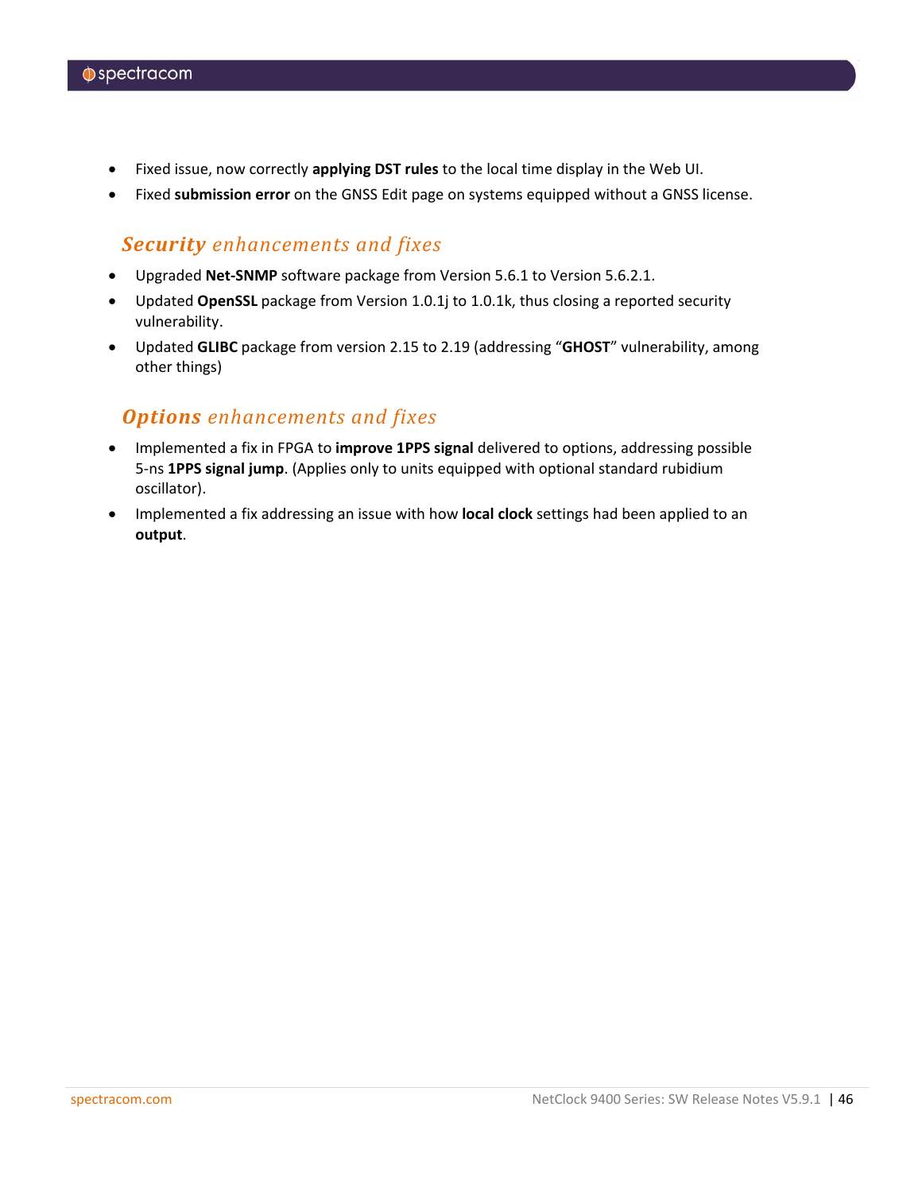- Fixed issue, now correctly **applying DST rules** to the local time display in the Web UI.
- Fixed **submission error** on the GNSS Edit page on systems equipped without a GNSS license.

## ***Security*** *enhancements and fixes*

- Upgraded **Net-SNMP** software package from Version 5.6.1 to Version 5.6.2.1.
- Updated **OpenSSL** package from Version 1.0.1j to 1.0.1k, thus closing a reported security vulnerability.
- Updated **GLIBC** package from version 2.15 to 2.19 (addressing "**GHOST**" vulnerability, among other things)

## ***Options*** *enhancements and fixes*

- Implemented a fix in FPGA to **improve 1PPS signal** delivered to options, addressing possible 5-ns **1PPS signal jump**. (Applies only to units equipped with optional standard rubidium oscillator).
- Implemented a fix addressing an issue with how **local clock** settings had been applied to an **output**.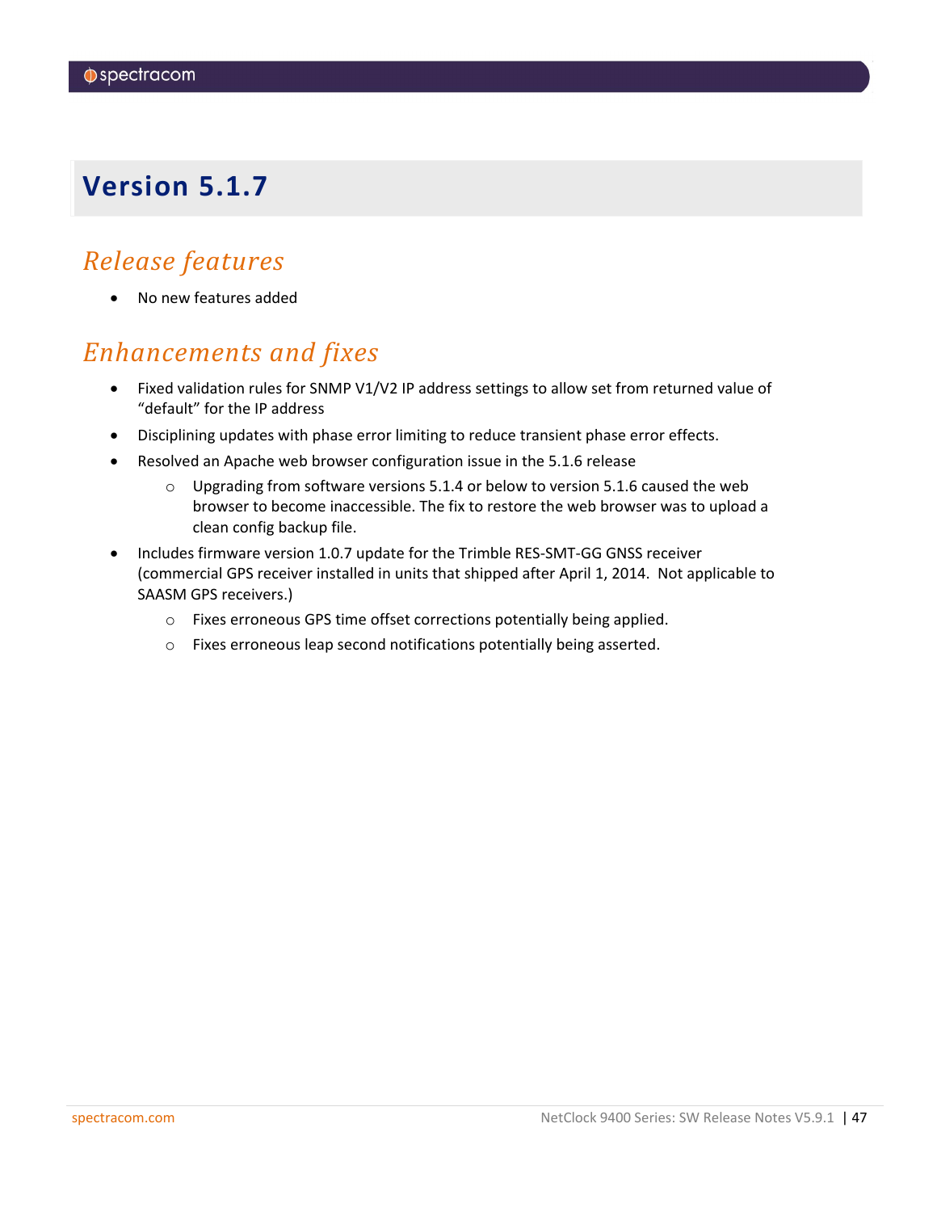# Version 5.1.7

## *Release features*

- No new features added

## *Enhancements and fixes*

- Fixed validation rules for SNMP V1/V2 IP address settings to allow set from returned value of "default" for the IP address
- Disciplining updates with phase error limiting to reduce transient phase error effects.
- Resolved an Apache web browser configuration issue in the 5.1.6 release
    - Upgrading from software versions 5.1.4 or below to version 5.1.6 caused the web browser to become inaccessible. The fix to restore the web browser was to upload a clean config backup file.
- Includes firmware version 1.0.7 update for the Trimble RES-SMT-GG GNSS receiver (commercial GPS receiver installed in units that shipped after April 1, 2014. Not applicable to SAASM GPS receivers.)
    - Fixes erroneous GPS time offset corrections potentially being applied.
    - Fixes erroneous leap second notifications potentially being asserted.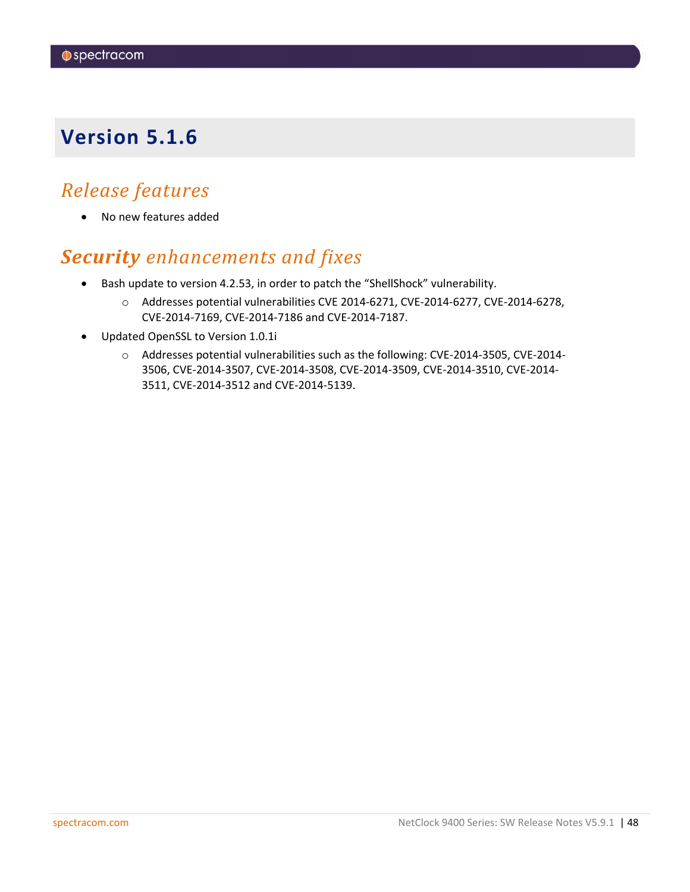# Version 5.1.6

## *Release features*

- No new features added

## ***Security** enhancements and fixes*

- Bash update to version 4.2.53, in order to patch the "ShellShock" vulnerability.
  - Addresses potential vulnerabilities CVE 2014-6271, CVE-2014-6277, CVE-2014-6278, CVE-2014-7169, CVE-2014-7186 and CVE-2014-7187.
- Updated OpenSSL to Version 1.0.1i
  - Addresses potential vulnerabilities such as the following: CVE-2014-3505, CVE-2014-3506, CVE-2014-3507, CVE-2014-3508, CVE-2014-3509, CVE-2014-3510, CVE-2014-3511, CVE-2014-3512 and CVE-2014-5139.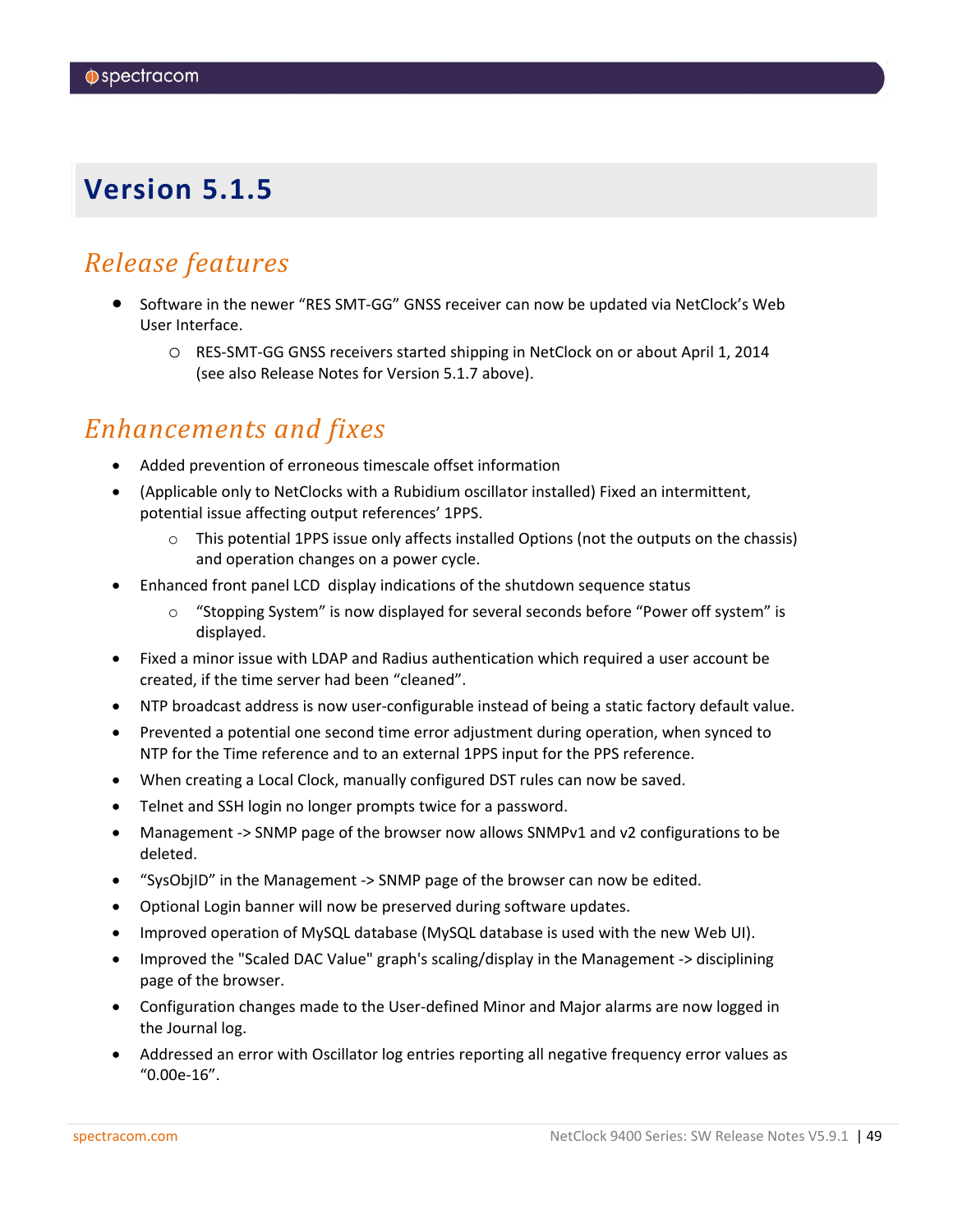# Version 5.1.5

## Release features

- Software in the newer "RES SMT-GG" GNSS receiver can now be updated via NetClock's Web User Interface.
  - RES-SMT-GG GNSS receivers started shipping in NetClock on or about April 1, 2014 (see also Release Notes for Version 5.1.7 above).

## Enhancements and fixes

- Added prevention of erroneous timescale offset information
- (Applicable only to NetClocks with a Rubidium oscillator installed) Fixed an intermittent, potential issue affecting output references' 1PPS.
  - This potential 1PPS issue only affects installed Options (not the outputs on the chassis) and operation changes on a power cycle.
- Enhanced front panel LCD display indications of the shutdown sequence status
  - "Stopping System" is now displayed for several seconds before "Power off system" is displayed.
- Fixed a minor issue with LDAP and Radius authentication which required a user account be created, if the time server had been "cleaned".
- NTP broadcast address is now user-configurable instead of being a static factory default value.
- Prevented a potential one second time error adjustment during operation, when synced to NTP for the Time reference and to an external 1PPS input for the PPS reference.
- When creating a Local Clock, manually configured DST rules can now be saved.
- Telnet and SSH login no longer prompts twice for a password.
- Management -> SNMP page of the browser now allows SNMPv1 and v2 configurations to be deleted.
- "SysObjID" in the Management -> SNMP page of the browser can now be edited.
- Optional Login banner will now be preserved during software updates.
- Improved operation of MySQL database (MySQL database is used with the new Web UI).
- Improved the "Scaled DAC Value" graph's scaling/display in the Management -> disciplining page of the browser.
- Configuration changes made to the User-defined Minor and Major alarms are now logged in the Journal log.
- Addressed an error with Oscillator log entries reporting all negative frequency error values as "0.00e-16".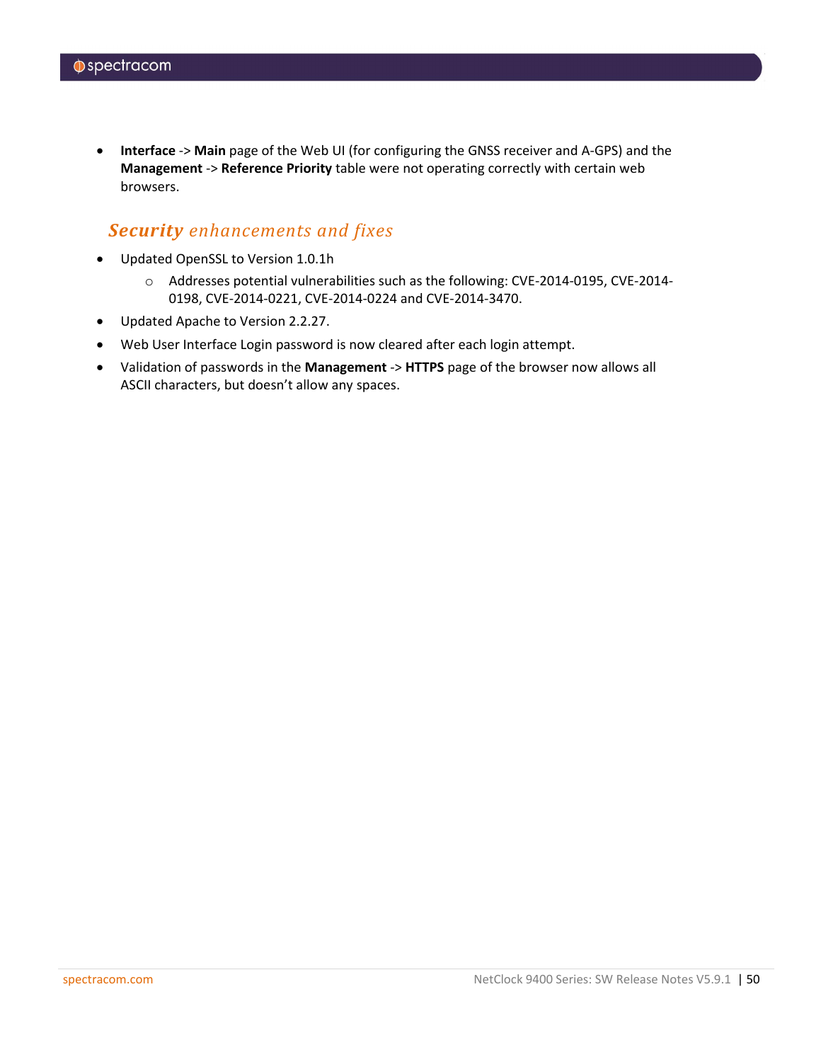- **Interface** -> **Main** page of the Web UI (for configuring the GNSS receiver and A-GPS) and the **Management** -> **Reference Priority** table were not operating correctly with certain web browsers.

### ***Security** enhancements and fixes*

- Updated OpenSSL to Version 1.0.1h
  - Addresses potential vulnerabilities such as the following: CVE-2014-0195, CVE-2014-0198, CVE-2014-0221, CVE-2014-0224 and CVE-2014-3470.
- Updated Apache to Version 2.2.27.
- Web User Interface Login password is now cleared after each login attempt.
- Validation of passwords in the **Management** -> **HTTPS** page of the browser now allows all ASCII characters, but doesn't allow any spaces.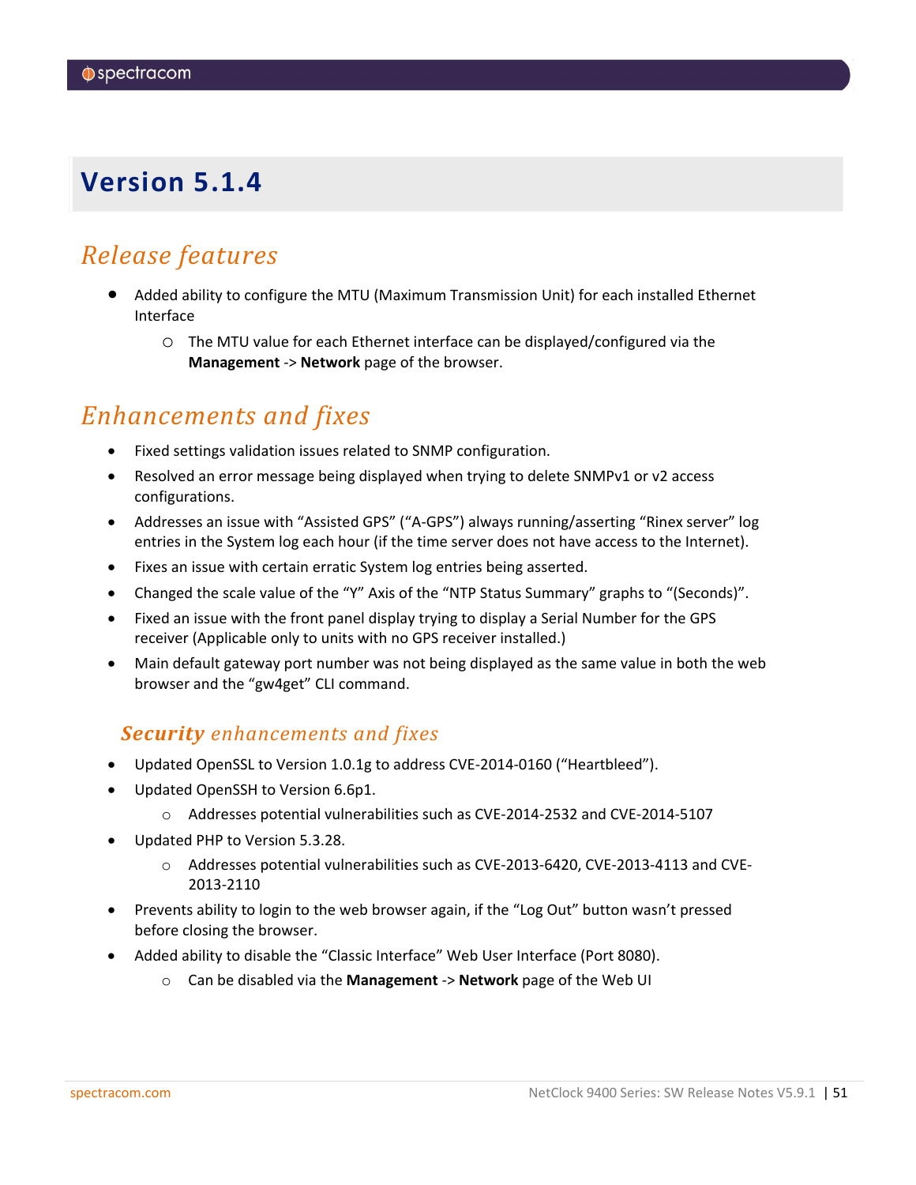# Version 5.1.4

## Release features

- Added ability to configure the MTU (Maximum Transmission Unit) for each installed Ethernet Interface
  - The MTU value for each Ethernet interface can be displayed/configured via the **Management** -> **Network** page of the browser.

## Enhancements and fixes

- Fixed settings validation issues related to SNMP configuration.
- Resolved an error message being displayed when trying to delete SNMPv1 or v2 access configurations.
- Addresses an issue with "Assisted GPS" ("A-GPS") always running/asserting "Rinex server" log entries in the System log each hour (if the time server does not have access to the Internet).
- Fixes an issue with certain erratic System log entries being asserted.
- Changed the scale value of the "Y" Axis of the "NTP Status Summary" graphs to "(Seconds)".
- Fixed an issue with the front panel display trying to display a Serial Number for the GPS receiver (Applicable only to units with no GPS receiver installed.)
- Main default gateway port number was not being displayed as the same value in both the web browser and the "gw4get" CLI command.

### **Security** enhancements and fixes

- Updated OpenSSL to Version 1.0.1g to address CVE-2014-0160 ("Heartbleed").
- Updated OpenSSH to Version 6.6p1.
  - Addresses potential vulnerabilities such as CVE-2014-2532 and CVE-2014-5107
- Updated PHP to Version 5.3.28.
  - Addresses potential vulnerabilities such as CVE-2013-6420, CVE-2013-4113 and CVE-2013-2110
- Prevents ability to login to the web browser again, if the "Log Out" button wasn't pressed before closing the browser.
- Added ability to disable the "Classic Interface" Web User Interface (Port 8080).
  - Can be disabled via the **Management** -> **Network** page of the Web UI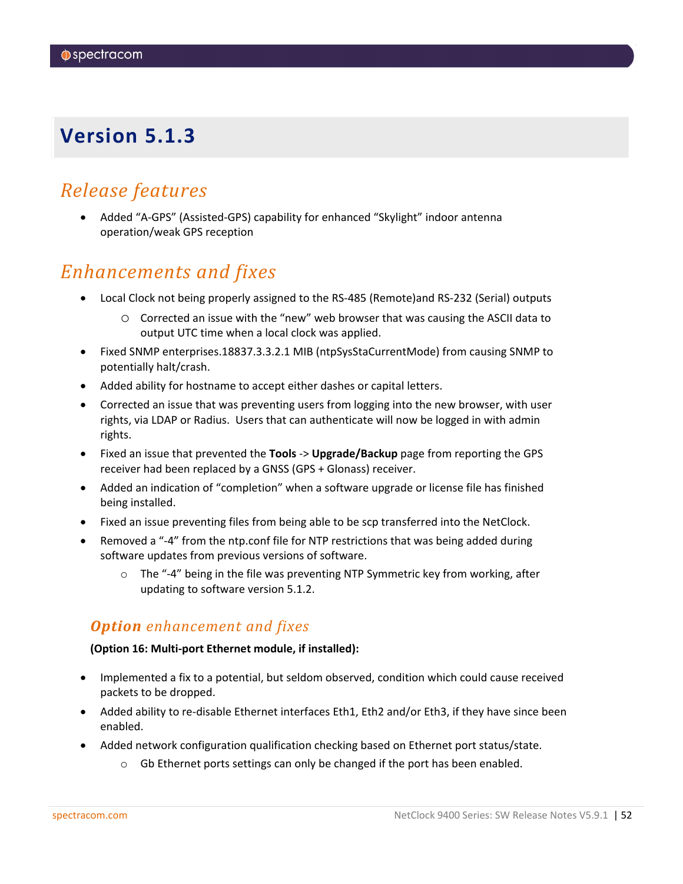# Version 5.1.3

## *Release features*

- Added "A-GPS" (Assisted-GPS) capability for enhanced "Skylight" indoor antenna operation/weak GPS reception

## *Enhancements and fixes*

- Local Clock not being properly assigned to the RS-485 (Remote)and RS-232 (Serial) outputs
  - Corrected an issue with the "new" web browser that was causing the ASCII data to output UTC time when a local clock was applied.
- Fixed SNMP enterprises.18837.3.3.2.1 MIB (ntpSysStaCurrentMode) from causing SNMP to potentially halt/crash.
- Added ability for hostname to accept either dashes or capital letters.
- Corrected an issue that was preventing users from logging into the new browser, with user rights, via LDAP or Radius. Users that can authenticate will now be logged in with admin rights.
- Fixed an issue that prevented the **Tools** -> **Upgrade/Backup** page from reporting the GPS receiver had been replaced by a GNSS (GPS + Glonass) receiver.
- Added an indication of "completion" when a software upgrade or license file has finished being installed.
- Fixed an issue preventing files from being able to be scp transferred into the NetClock.
- Removed a "-4" from the ntp.conf file for NTP restrictions that was being added during software updates from previous versions of software.
  - The "-4" being in the file was preventing NTP Symmetric key from working, after updating to software version 5.1.2.

### ***Option*** *enhancement and fixes*

**(Option 16: Multi-port Ethernet module, if installed):**

- Implemented a fix to a potential, but seldom observed, condition which could cause received packets to be dropped.
- Added ability to re-disable Ethernet interfaces Eth1, Eth2 and/or Eth3, if they have since been enabled.
- Added network configuration qualification checking based on Ethernet port status/state.
  - Gb Ethernet ports settings can only be changed if the port has been enabled.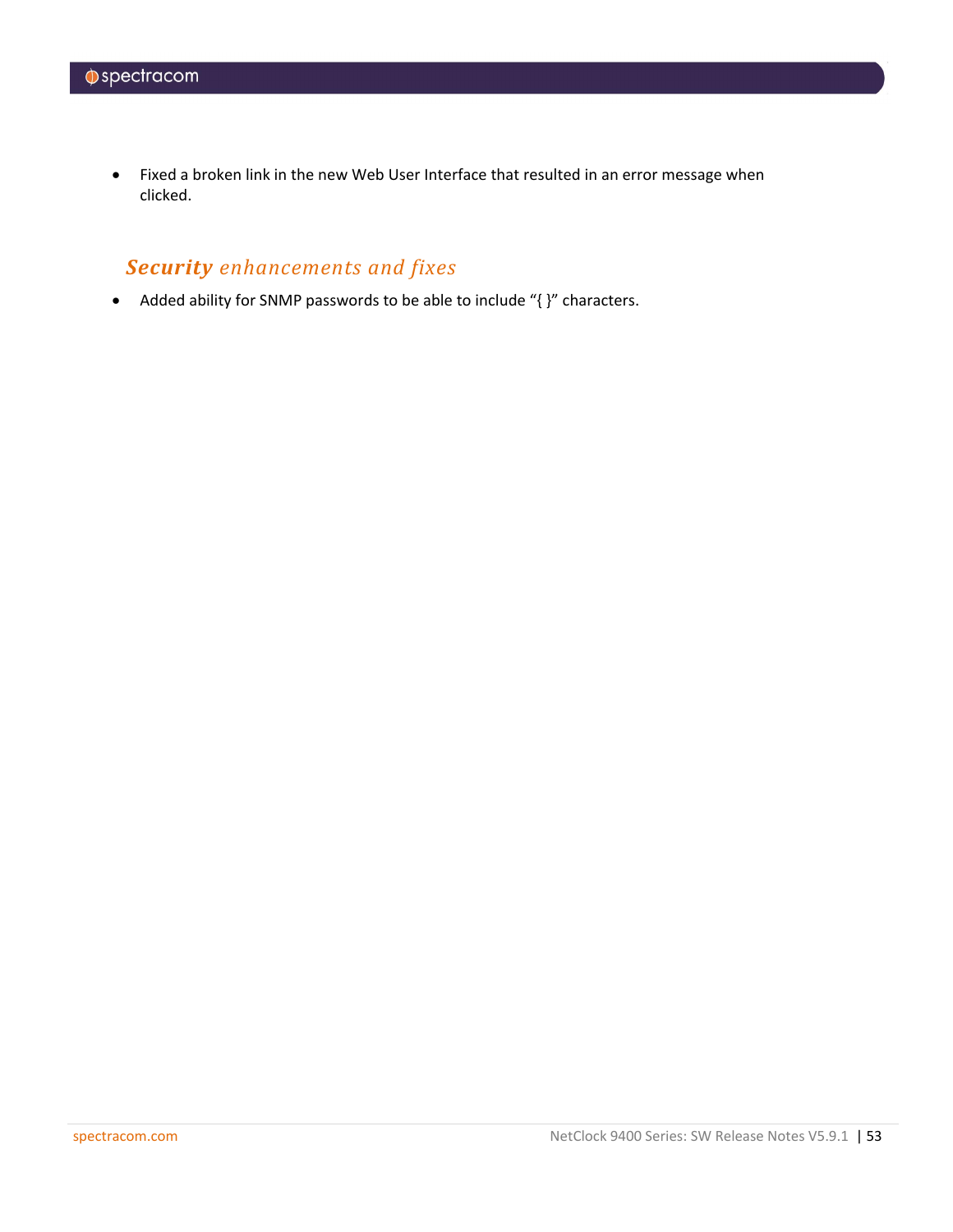- Fixed a broken link in the new Web User Interface that resulted in an error message when clicked.

### ***Security** enhancements and fixes*

- Added ability for SNMP passwords to be able to include "{ }" characters.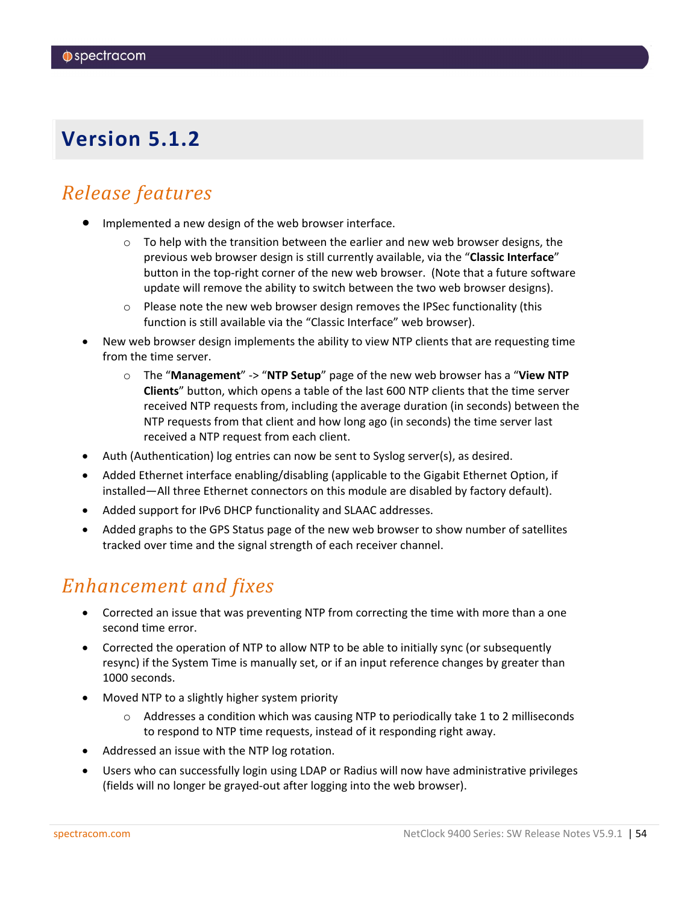# Version 5.1.2

## *Release features*

- Implemented a new design of the web browser interface.
    - To help with the transition between the earlier and new web browser designs, the previous web browser design is still currently available, via the "**Classic Interface**" button in the top-right corner of the new web browser.  (Note that a future software update will remove the ability to switch between the two web browser designs).
    - Please note the new web browser design removes the IPSec functionality (this function is still available via the "Classic Interface" web browser).
- New web browser design implements the ability to view NTP clients that are requesting time from the time server.
    - The "**Management**" -> "**NTP Setup**" page of the new web browser has a "**View NTP Clients**" button, which opens a table of the last 600 NTP clients that the time server received NTP requests from, including the average duration (in seconds) between the NTP requests from that client and how long ago (in seconds) the time server last received a NTP request from each client.
- Auth (Authentication) log entries can now be sent to Syslog server(s), as desired.
- Added Ethernet interface enabling/disabling (applicable to the Gigabit Ethernet Option, if installed—All three Ethernet connectors on this module are disabled by factory default).
- Added support for IPv6 DHCP functionality and SLAAC addresses.
- Added graphs to the GPS Status page of the new web browser to show number of satellites tracked over time and the signal strength of each receiver channel.

## *Enhancement and fixes*

- Corrected an issue that was preventing NTP from correcting the time with more than a one second time error.
- Corrected the operation of NTP to allow NTP to be able to initially sync (or subsequently resync) if the System Time is manually set, or if an input reference changes by greater than 1000 seconds.
- Moved NTP to a slightly higher system priority
    - Addresses a condition which was causing NTP to periodically take 1 to 2 milliseconds to respond to NTP time requests, instead of it responding right away.
- Addressed an issue with the NTP log rotation.
- Users who can successfully login using LDAP or Radius will now have administrative privileges (fields will no longer be grayed-out after logging into the web browser).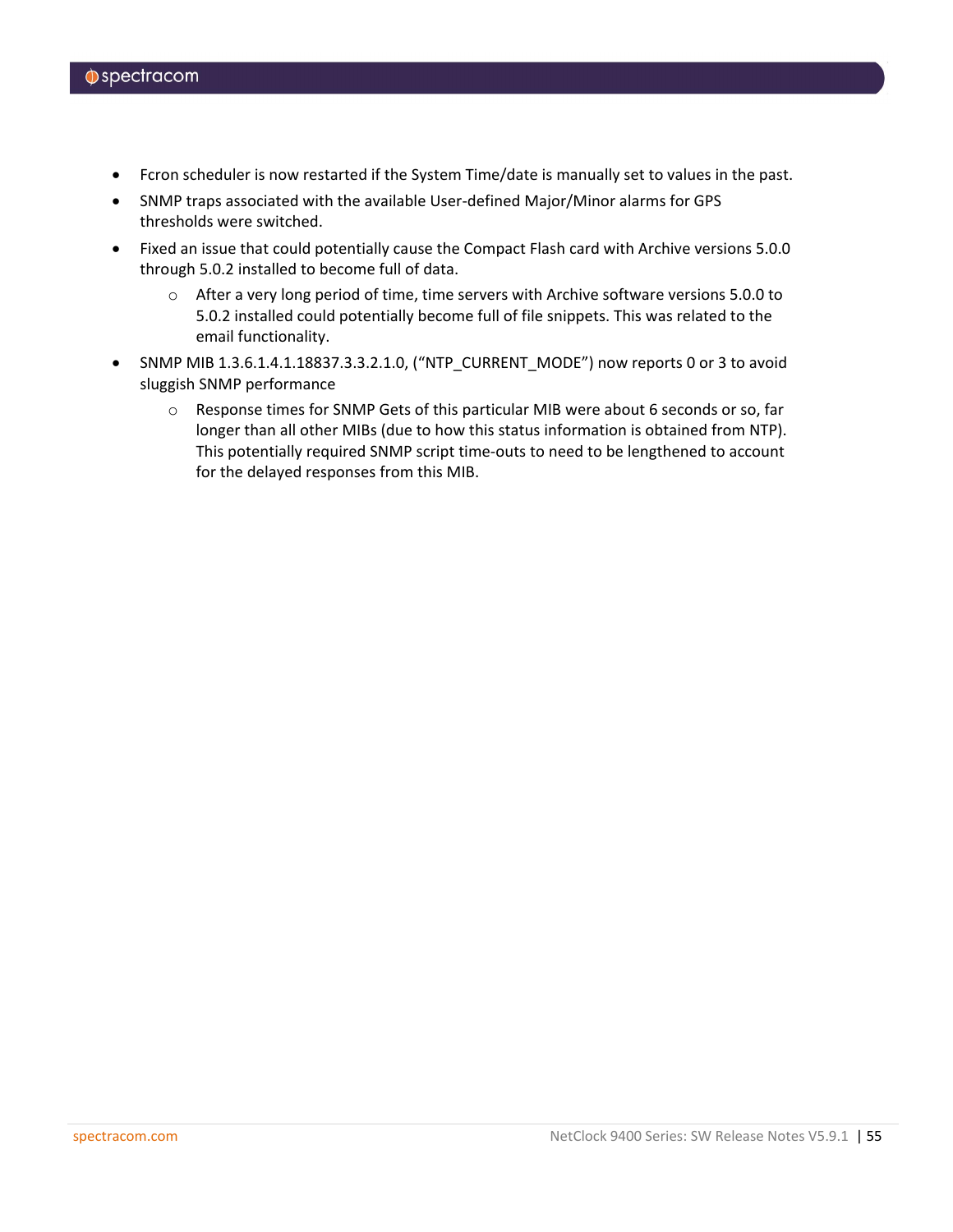- Fcron scheduler is now restarted if the System Time/date is manually set to values in the past.
- SNMP traps associated with the available User-defined Major/Minor alarms for GPS thresholds were switched.
- Fixed an issue that could potentially cause the Compact Flash card with Archive versions 5.0.0 through 5.0.2 installed to become full of data.
  - After a very long period of time, time servers with Archive software versions 5.0.0 to 5.0.2 installed could potentially become full of file snippets. This was related to the email functionality.
- SNMP MIB 1.3.6.1.4.1.18837.3.3.2.1.0, (“NTP_CURRENT_MODE”) now reports 0 or 3 to avoid sluggish SNMP performance
  - Response times for SNMP Gets of this particular MIB were about 6 seconds or so, far longer than all other MIBs (due to how this status information is obtained from NTP). This potentially required SNMP script time-outs to need to be lengthened to account for the delayed responses from this MIB.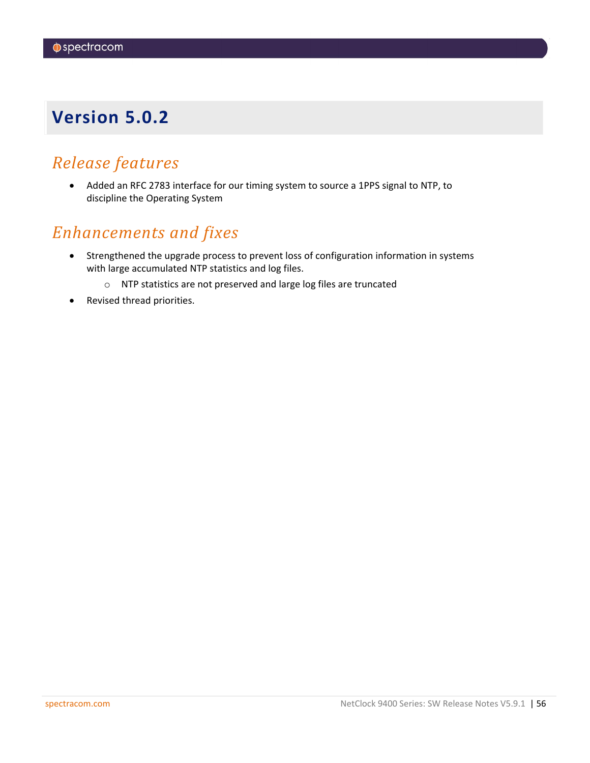# Version 5.0.2

## *Release features*

- Added an RFC 2783 interface for our timing system to source a 1PPS signal to NTP, to discipline the Operating System

## *Enhancements and fixes*

- Strengthened the upgrade process to prevent loss of configuration information in systems with large accumulated NTP statistics and log files.
    - NTP statistics are not preserved and large log files are truncated
- Revised thread priorities.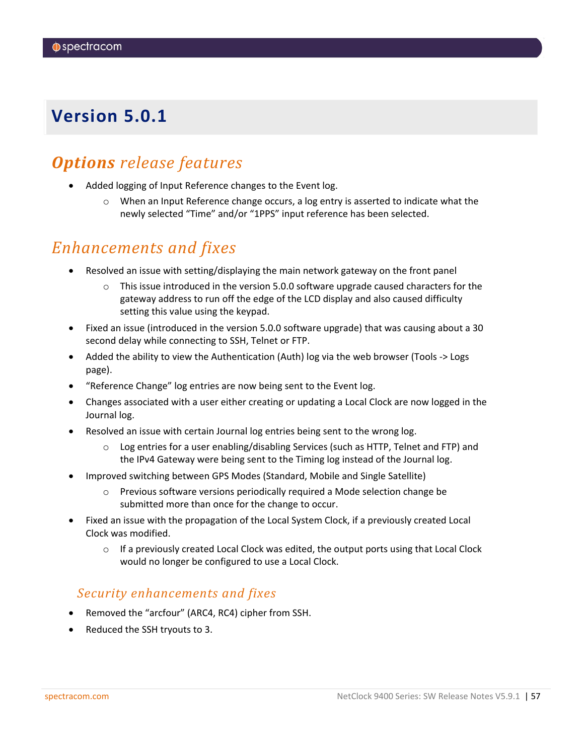# Version 5.0.1

## *Options release features*

- Added logging of Input Reference changes to the Event log.
    - When an Input Reference change occurs, a log entry is asserted to indicate what the newly selected “Time” and/or “1PPS” input reference has been selected.

## *Enhancements and fixes*

- Resolved an issue with setting/displaying the main network gateway on the front panel
    - This issue introduced in the version 5.0.0 software upgrade caused characters for the gateway address to run off the edge of the LCD display and also caused difficulty setting this value using the keypad.
- Fixed an issue (introduced in the version 5.0.0 software upgrade) that was causing about a 30 second delay while connecting to SSH, Telnet or FTP.
- Added the ability to view the Authentication (Auth) log via the web browser (Tools -> Logs page).
- “Reference Change” log entries are now being sent to the Event log.
- Changes associated with a user either creating or updating a Local Clock are now logged in the Journal log.
- Resolved an issue with certain Journal log entries being sent to the wrong log.
    - Log entries for a user enabling/disabling Services (such as HTTP, Telnet and FTP) and the IPv4 Gateway were being sent to the Timing log instead of the Journal log.
- Improved switching between GPS Modes (Standard, Mobile and Single Satellite)
    - Previous software versions periodically required a Mode selection change be submitted more than once for the change to occur.
- Fixed an issue with the propagation of the Local System Clock, if a previously created Local Clock was modified.
    - If a previously created Local Clock was edited, the output ports using that Local Clock would no longer be configured to use a Local Clock.

### *Security enhancements and fixes*

- Removed the “arcfour” (ARC4, RC4) cipher from SSH.
- Reduced the SSH tryouts to 3.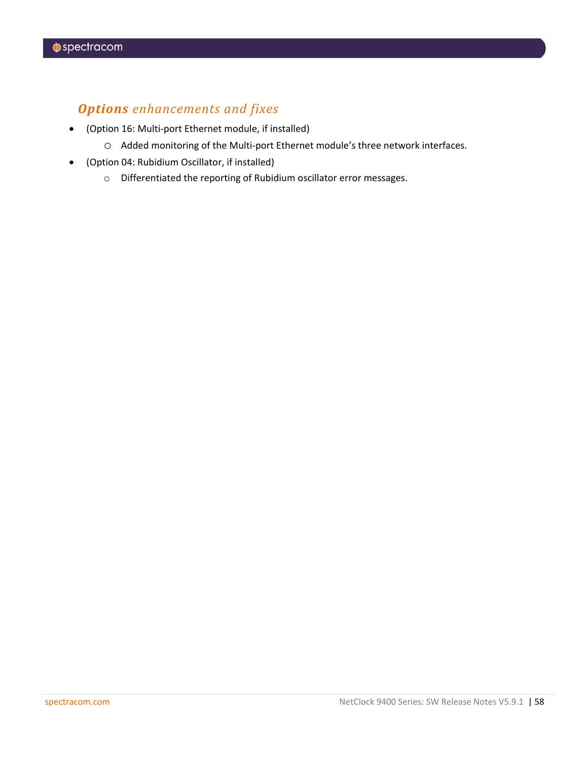### ***Options** enhancements and fixes*

- (Option 16: Multi-port Ethernet module, if installed)
  - Added monitoring of the Multi-port Ethernet module's three network interfaces.
- (Option 04: Rubidium Oscillator, if installed)
  - Differentiated the reporting of Rubidium oscillator error messages.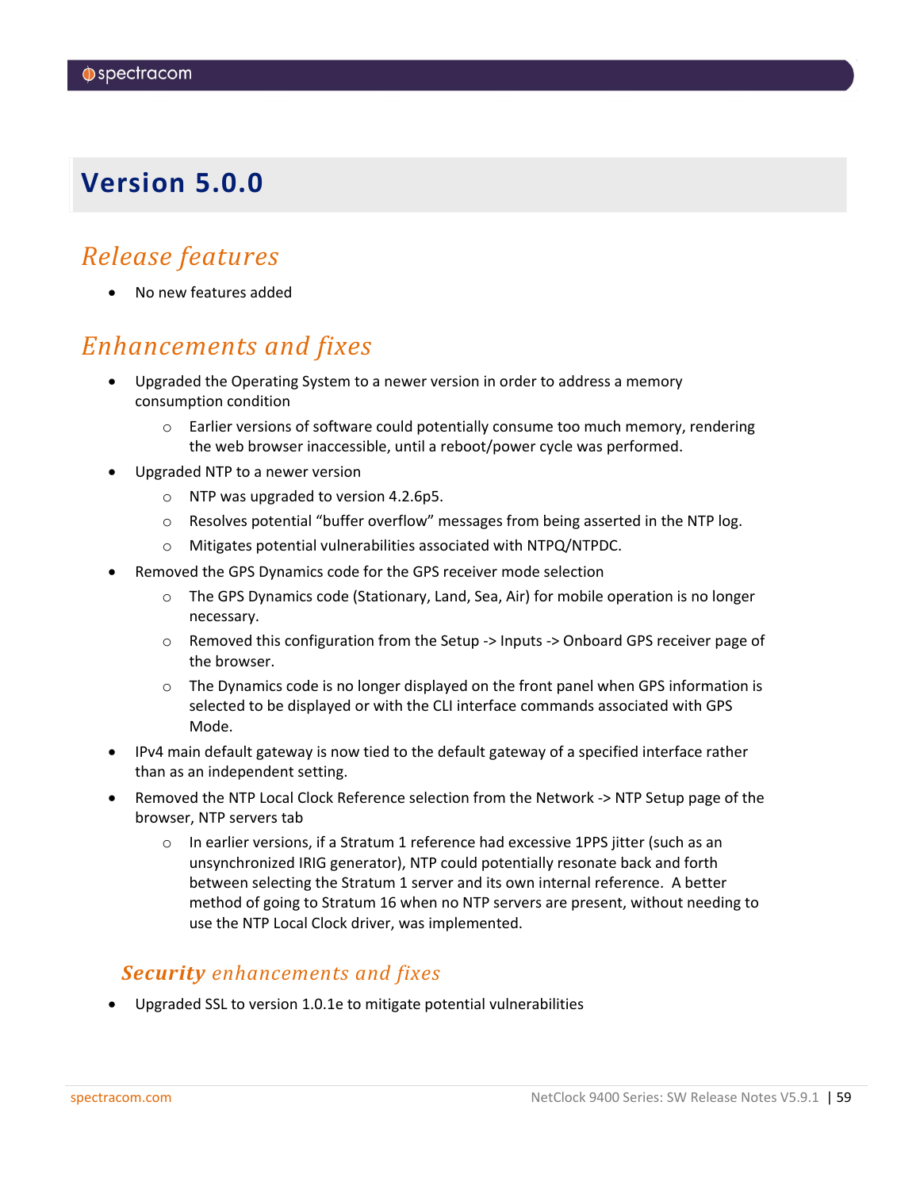# Version 5.0.0

## *Release features*

- No new features added

## *Enhancements and fixes*

- Upgraded the Operating System to a newer version in order to address a memory consumption condition
  - Earlier versions of software could potentially consume too much memory, rendering the web browser inaccessible, until a reboot/power cycle was performed.
- Upgraded NTP to a newer version
  - NTP was upgraded to version 4.2.6p5.
  - Resolves potential "buffer overflow" messages from being asserted in the NTP log.
  - Mitigates potential vulnerabilities associated with NTPQ/NTPDC.
- Removed the GPS Dynamics code for the GPS receiver mode selection
  - The GPS Dynamics code (Stationary, Land, Sea, Air) for mobile operation is no longer necessary.
  - Removed this configuration from the Setup -> Inputs -> Onboard GPS receiver page of the browser.
  - The Dynamics code is no longer displayed on the front panel when GPS information is selected to be displayed or with the CLI interface commands associated with GPS Mode.
- IPv4 main default gateway is now tied to the default gateway of a specified interface rather than as an independent setting.
- Removed the NTP Local Clock Reference selection from the Network -> NTP Setup page of the browser, NTP servers tab
  - In earlier versions, if a Stratum 1 reference had excessive 1PPS jitter (such as an unsynchronized IRIG generator), NTP could potentially resonate back and forth between selecting the Stratum 1 server and its own internal reference. A better method of going to Stratum 16 when no NTP servers are present, without needing to use the NTP Local Clock driver, was implemented.

### ***Security** enhancements and fixes*

- Upgraded SSL to version 1.0.1e to mitigate potential vulnerabilities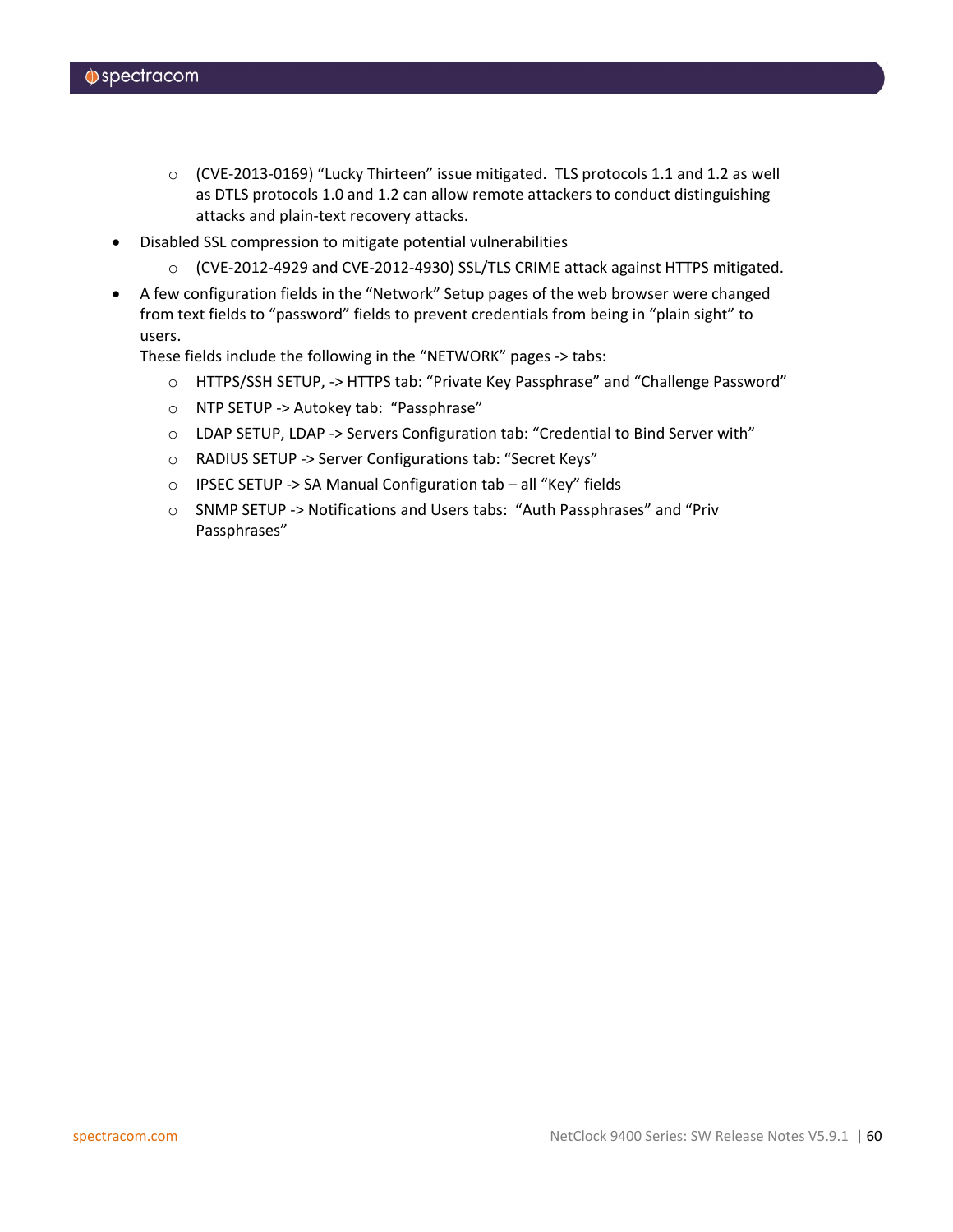- (CVE-2013-0169) “Lucky Thirteen” issue mitigated. TLS protocols 1.1 and 1.2 as well as DTLS protocols 1.0 and 1.2 can allow remote attackers to conduct distinguishing attacks and plain-text recovery attacks.
- Disabled SSL compression to mitigate potential vulnerabilities
  - (CVE-2012-4929 and CVE-2012-4930) SSL/TLS CRIME attack against HTTPS mitigated.
- A few configuration fields in the “Network” Setup pages of the web browser were changed from text fields to “password” fields to prevent credentials from being in “plain sight” to users.
  These fields include the following in the “NETWORK” pages -> tabs:
  - HTTPS/SSH SETUP, -> HTTPS tab: “Private Key Passphrase” and “Challenge Password”
  - NTP SETUP -> Autokey tab: “Passphrase”
  - LDAP SETUP, LDAP -> Servers Configuration tab: “Credential to Bind Server with”
  - RADIUS SETUP -> Server Configurations tab: “Secret Keys”
  - IPSEC SETUP -> SA Manual Configuration tab – all “Key” fields
  - SNMP SETUP -> Notifications and Users tabs: “Auth Passphrases” and “Priv Passphrases”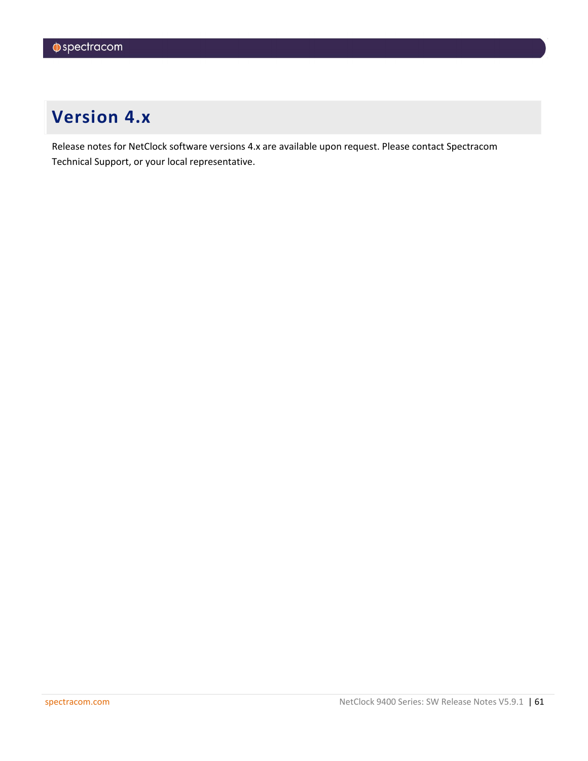# Version 4.x

Release notes for NetClock software versions 4.x are available upon request. Please contact Spectracom Technical Support, or your local representative.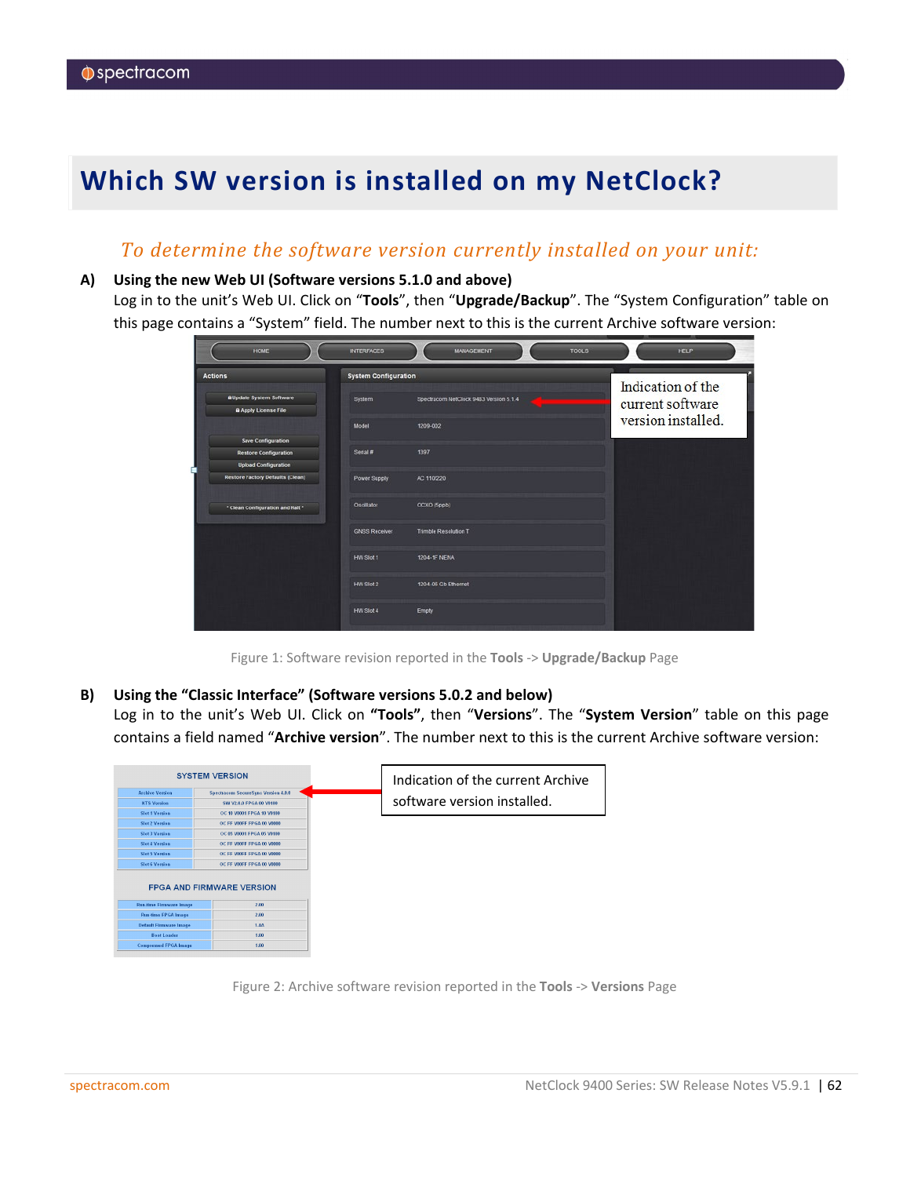# Which SW version is installed on my NetClock?

*To determine the software version currently installed on your unit:*

**A) Using the new Web UI (Software versions 5.1.0 and above)**

Log in to the unit's Web UI. Click on "**Tools**", then "**Upgrade/Backup**". The "System Configuration" table on this page contains a "System" field. The number next to this is the current Archive software version:

Figure 1: Software revision reported in the **Tools** -> **Upgrade/Backup** Page

**B) Using the "Classic Interface" (Software versions 5.0.2 and below)**

Log in to the unit's Web UI. Click on **"Tools"**, then "**Versions**". The "**System Version**" table on this page contains a field named "**Archive version**". The number next to this is the current Archive software version:

Figure 2: Archive software revision reported in the **Tools** -> **Versions** Page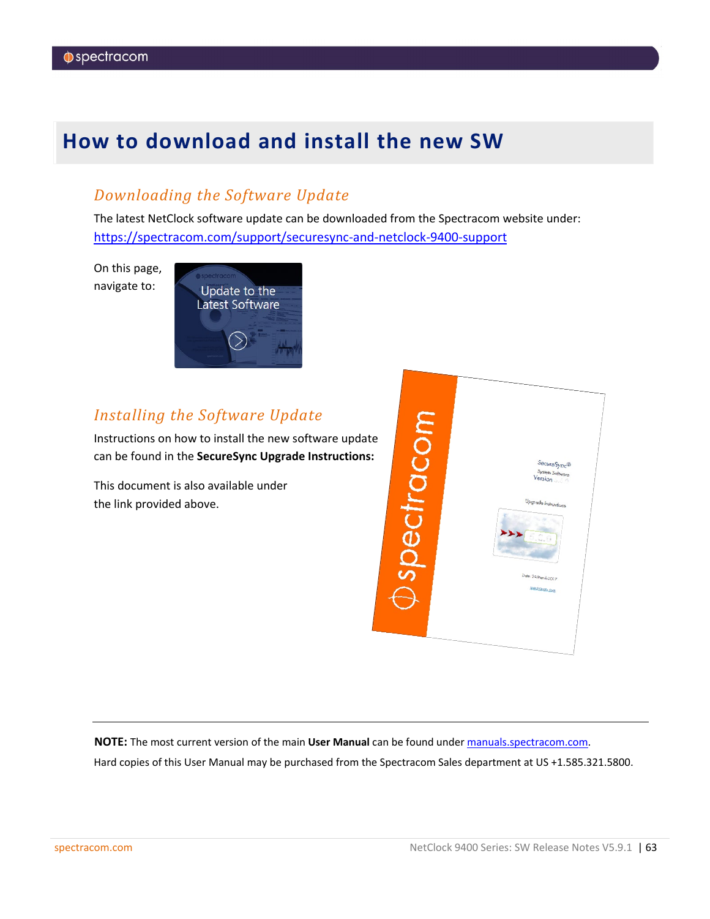# How to download and install the new SW

## *Downloading the Software Update*

The latest NetClock software update can be downloaded from the Spectracom website under:
https://spectracom.com/support/securesync-and-netclock-9400-support

On this page, navigate to:

## *Installing the Software Update*

Instructions on how to install the new software update can be found in the **SecureSync Upgrade Instructions:**

This document is also available under the link provided above.

---

**NOTE:** The most current version of the main **User Manual** can be found under manuals.spectracom.com.

Hard copies of this User Manual may be purchased from the Spectracom Sales department at US +1.585.321.5800.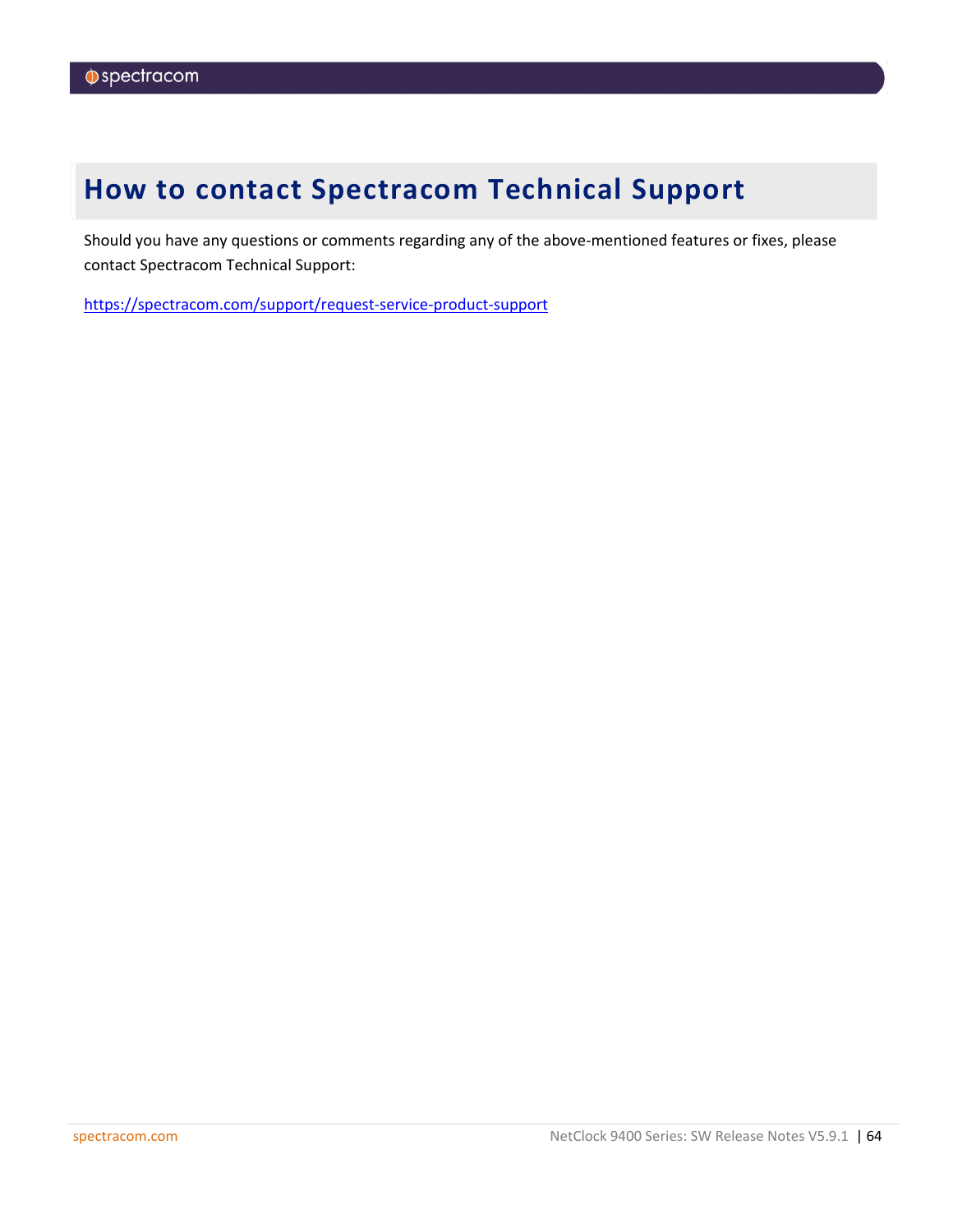# How to contact Spectracom Technical Support

Should you have any questions or comments regarding any of the above-mentioned features or fixes, please contact Spectracom Technical Support:

https://spectracom.com/support/request-service-product-support